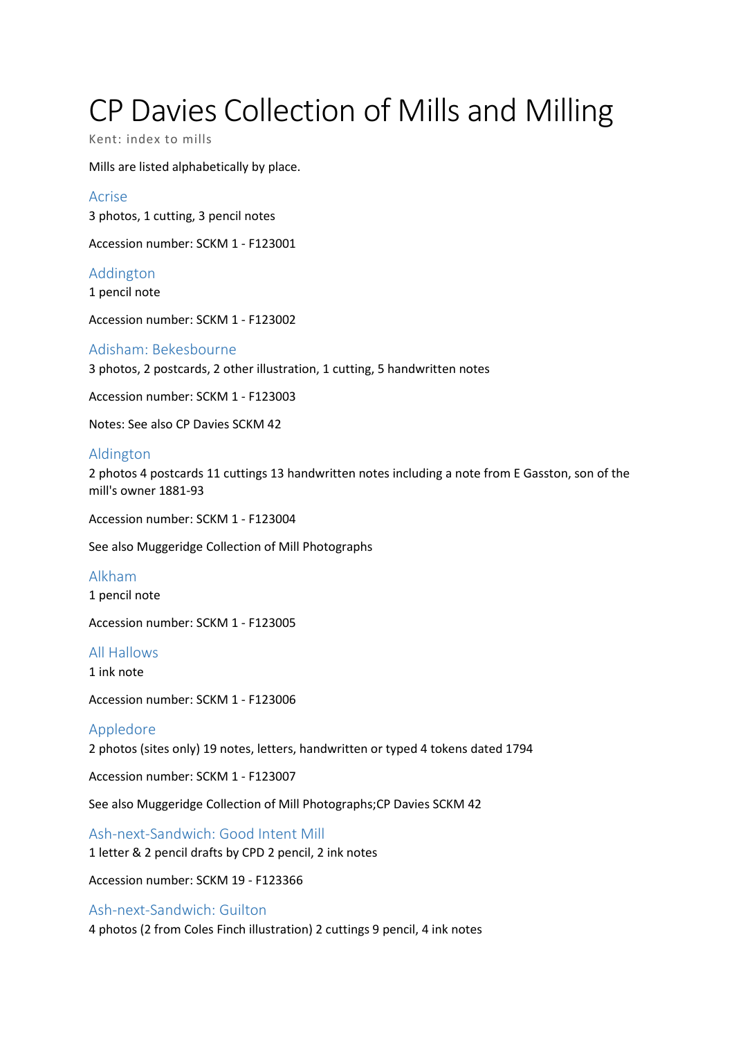# CP Davies Collection of Mills and Milling

Kent: index to mills

Mills are listed alphabetically by place.

## Acrise

3 photos, 1 cutting, 3 pencil notes

Accession number: SCKM 1 - F123001

## Addington

1 pencil note

Accession number: SCKM 1 - F123002

## Adisham: Bekesbourne

3 photos, 2 postcards, 2 other illustration, 1 cutting, 5 handwritten notes

Accession number: SCKM 1 - F123003

Notes: See also CP Davies SCKM 42

## Aldington

2 photos 4 postcards 11 cuttings 13 handwritten notes including a note from E Gasston, son of the mill's owner 1881-93

Accession number: SCKM 1 - F123004

See also Muggeridge Collection of Mill Photographs

## Alkham

1 pencil note

Accession number: SCKM 1 - F123005

## All Hallows

1 ink note

Accession number: SCKM 1 - F123006

## Appledore

2 photos (sites only) 19 notes, letters, handwritten or typed 4 tokens dated 1794

Accession number: SCKM 1 - F123007

See also Muggeridge Collection of Mill Photographs;CP Davies SCKM 42

## Ash-next-Sandwich: Good Intent Mill

1 letter & 2 pencil drafts by CPD 2 pencil, 2 ink notes

Accession number: SCKM 19 - F123366

## Ash-next-Sandwich: Guilton

4 photos (2 from Coles Finch illustration) 2 cuttings 9 pencil, 4 ink notes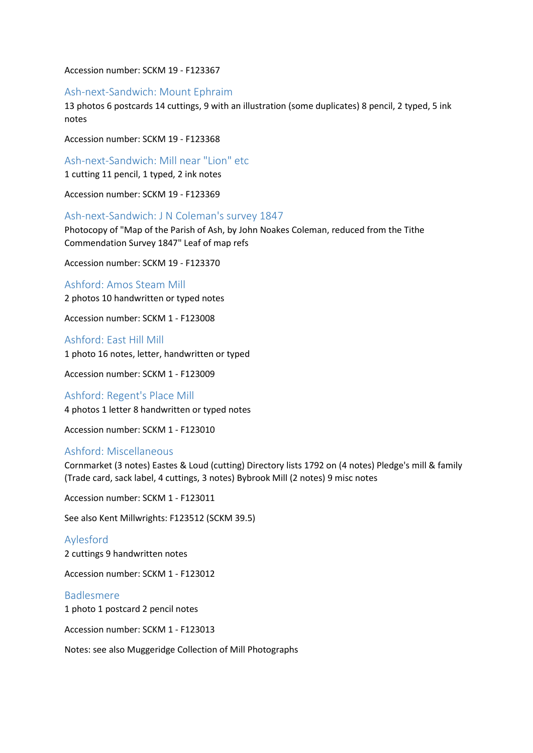Accession number: SCKM 19 - F123367

## Ash-next-Sandwich: Mount Ephraim

13 photos 6 postcards 14 cuttings, 9 with an illustration (some duplicates) 8 pencil, 2 typed, 5 ink notes

Accession number: SCKM 19 - F123368

## Ash-next-Sandwich: Mill near "Lion" etc

1 cutting 11 pencil, 1 typed, 2 ink notes

Accession number: SCKM 19 - F123369

## Ash-next-Sandwich: J N Coleman's survey 1847

Photocopy of "Map of the Parish of Ash, by John Noakes Coleman, reduced from the Tithe Commendation Survey 1847" Leaf of map refs

Accession number: SCKM 19 - F123370

## Ashford: Amos Steam Mill

2 photos 10 handwritten or typed notes

Accession number: SCKM 1 - F123008

## Ashford: East Hill Mill

1 photo 16 notes, letter, handwritten or typed

Accession number: SCKM 1 - F123009

## Ashford: Regent's Place Mill

4 photos 1 letter 8 handwritten or typed notes

Accession number: SCKM 1 - F123010

## Ashford: Miscellaneous

Cornmarket (3 notes) Eastes & Loud (cutting) Directory lists 1792 on (4 notes) Pledge's mill & family (Trade card, sack label, 4 cuttings, 3 notes) Bybrook Mill (2 notes) 9 misc notes

Accession number: SCKM 1 - F123011

See also Kent Millwrights: F123512 (SCKM 39.5)

## Aylesford

2 cuttings 9 handwritten notes

Accession number: SCKM 1 - F123012

## Badlesmere

1 photo 1 postcard 2 pencil notes

Accession number: SCKM 1 - F123013

Notes: see also Muggeridge Collection of Mill Photographs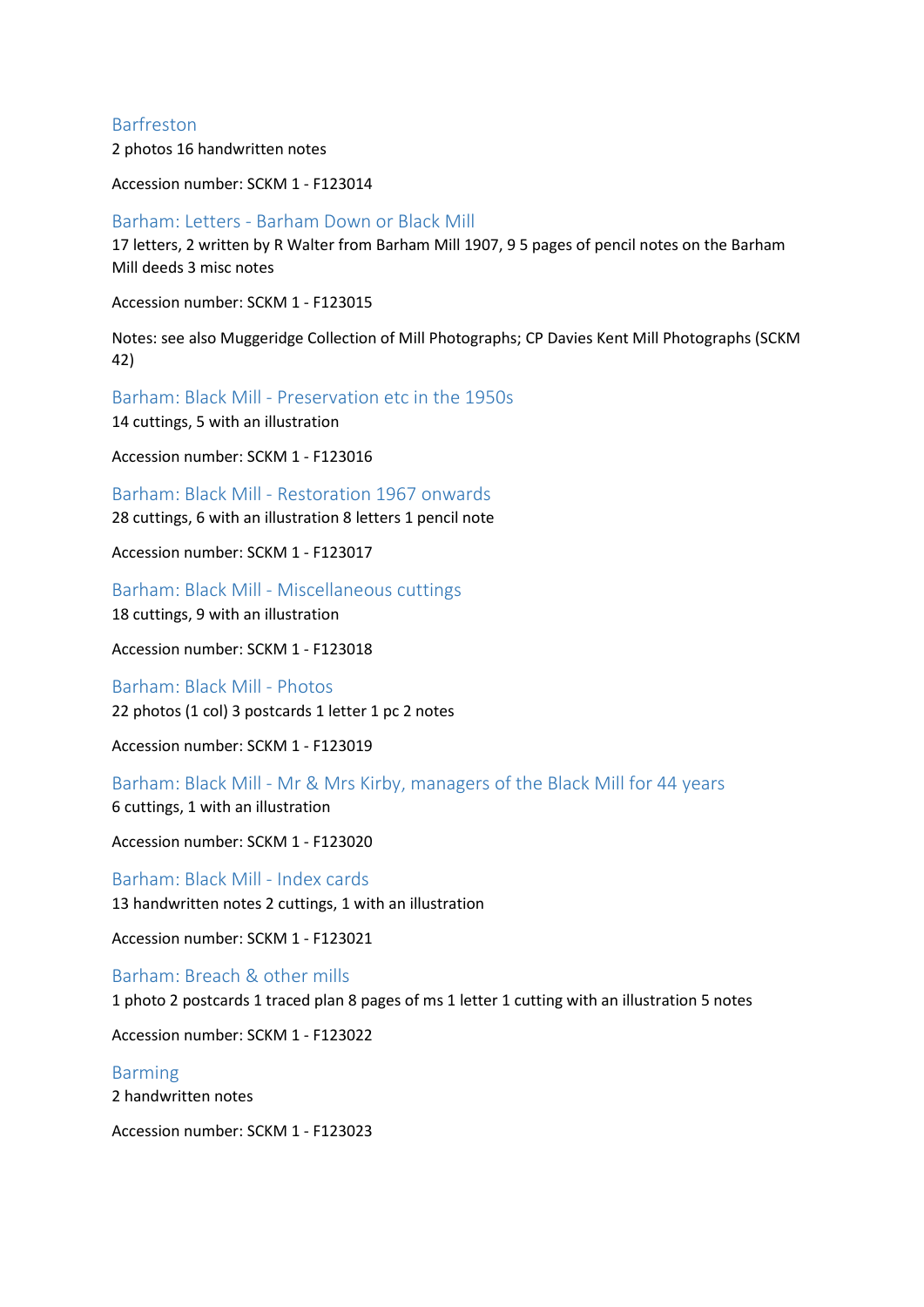## Barfreston

2 photos 16 handwritten notes

Accession number: SCKM 1 - F123014

## Barham: Letters - Barham Down or Black Mill

17 letters, 2 written by R Walter from Barham Mill 1907, 9 5 pages of pencil notes on the Barham Mill deeds 3 misc notes

Accession number: SCKM 1 - F123015

Notes: see also Muggeridge Collection of Mill Photographs; CP Davies Kent Mill Photographs (SCKM 42)

## Barham: Black Mill - Preservation etc in the 1950s

14 cuttings, 5 with an illustration

Accession number: SCKM 1 - F123016

## Barham: Black Mill - Restoration 1967 onwards

28 cuttings, 6 with an illustration 8 letters 1 pencil note

Accession number: SCKM 1 - F123017

## Barham: Black Mill - Miscellaneous cuttings

18 cuttings, 9 with an illustration

Accession number: SCKM 1 - F123018

## Barham: Black Mill - Photos

22 photos (1 col) 3 postcards 1 letter 1 pc 2 notes

Accession number: SCKM 1 - F123019

## Barham: Black Mill - Mr & Mrs Kirby, managers of the Black Mill for 44 years

6 cuttings, 1 with an illustration

Accession number: SCKM 1 - F123020

## Barham: Black Mill - Index cards

13 handwritten notes 2 cuttings, 1 with an illustration

Accession number: SCKM 1 - F123021

## Barham: Breach & other mills

1 photo 2 postcards 1 traced plan 8 pages of ms 1 letter 1 cutting with an illustration 5 notes

Accession number: SCKM 1 - F123022

## Barming

2 handwritten notes

Accession number: SCKM 1 - F123023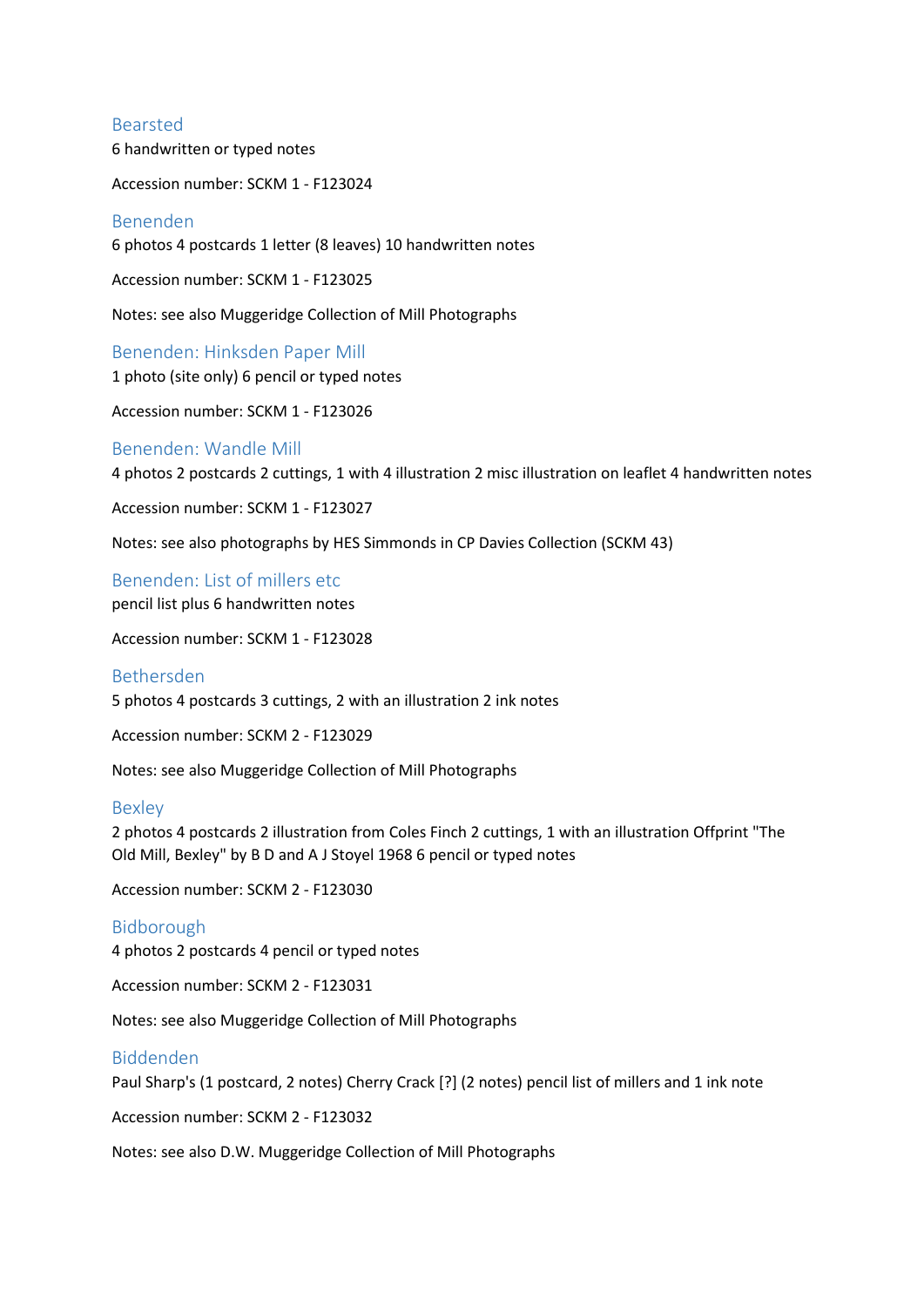## Bearsted

6 handwritten or typed notes

Accession number: SCKM 1 - F123024

## Benenden

6 photos 4 postcards 1 letter (8 leaves) 10 handwritten notes

Accession number: SCKM 1 - F123025

Notes: see also Muggeridge Collection of Mill Photographs

## Benenden: Hinksden Paper Mill

1 photo (site only) 6 pencil or typed notes

Accession number: SCKM 1 - F123026

## Benenden: Wandle Mill

4 photos 2 postcards 2 cuttings, 1 with 4 illustration 2 misc illustration on leaflet 4 handwritten notes

Accession number: SCKM 1 - F123027

Notes: see also photographs by HES Simmonds in CP Davies Collection (SCKM 43)

## Benenden: List of millers etc

pencil list plus 6 handwritten notes

Accession number: SCKM 1 - F123028

## Bethersden

5 photos 4 postcards 3 cuttings, 2 with an illustration 2 ink notes

Accession number: SCKM 2 - F123029

Notes: see also Muggeridge Collection of Mill Photographs

## Bexley

2 photos 4 postcards 2 illustration from Coles Finch 2 cuttings, 1 with an illustration Offprint "The Old Mill, Bexley" by B D and A J Stoyel 1968 6 pencil or typed notes

Accession number: SCKM 2 - F123030

## Bidborough

4 photos 2 postcards 4 pencil or typed notes

Accession number: SCKM 2 - F123031

Notes: see also Muggeridge Collection of Mill Photographs

## Biddenden

Paul Sharp's (1 postcard, 2 notes) Cherry Crack [?] (2 notes) pencil list of millers and 1 ink note

Accession number: SCKM 2 - F123032

Notes: see also D.W. Muggeridge Collection of Mill Photographs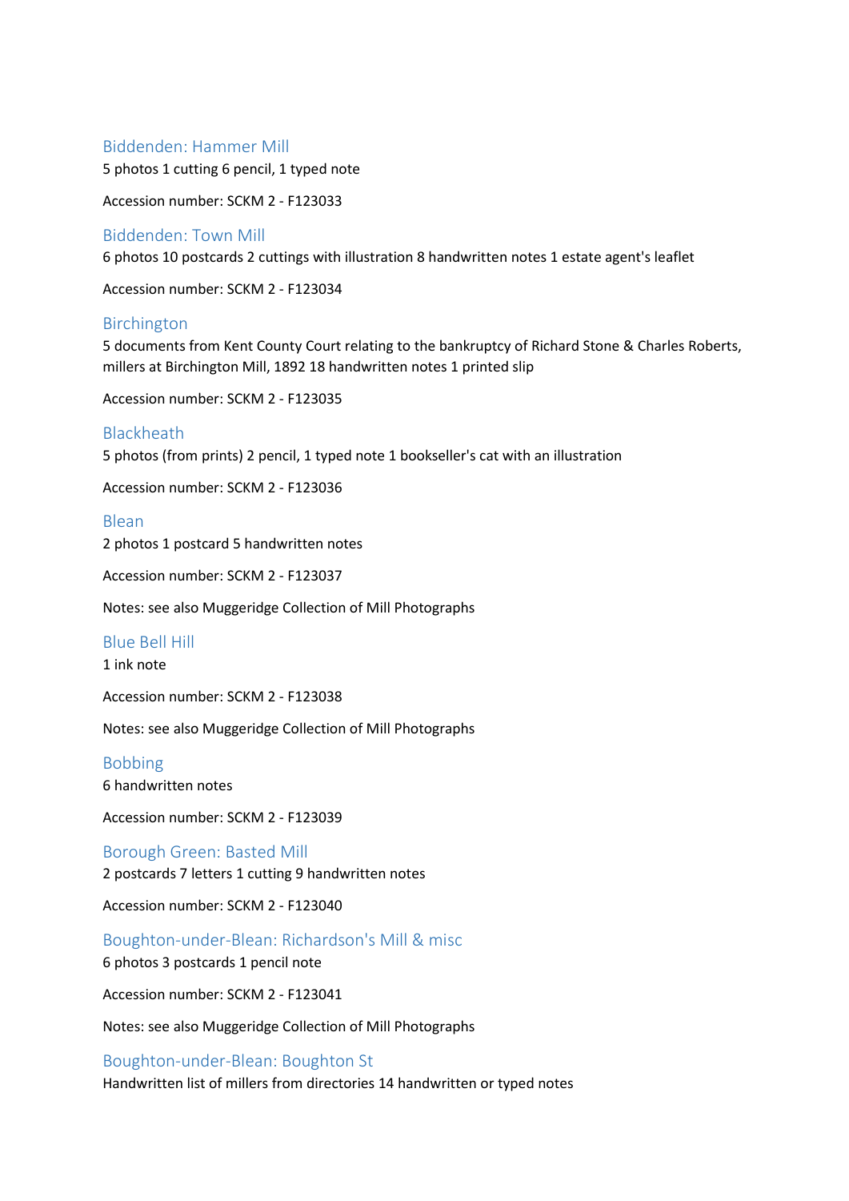## Biddenden: Hammer Mill

5 photos 1 cutting 6 pencil, 1 typed note

Accession number: SCKM 2 - F123033

## Biddenden: Town Mill

6 photos 10 postcards 2 cuttings with illustration 8 handwritten notes 1 estate agent's leaflet

Accession number: SCKM 2 - F123034

## Birchington

5 documents from Kent County Court relating to the bankruptcy of Richard Stone & Charles Roberts, millers at Birchington Mill, 1892 18 handwritten notes 1 printed slip

Accession number: SCKM 2 - F123035

## Blackheath

5 photos (from prints) 2 pencil, 1 typed note 1 bookseller's cat with an illustration

Accession number: SCKM 2 - F123036

## Blean

2 photos 1 postcard 5 handwritten notes

Accession number: SCKM 2 - F123037

Notes: see also Muggeridge Collection of Mill Photographs

## Blue Bell Hill

1 ink note

Accession number: SCKM 2 - F123038

Notes: see also Muggeridge Collection of Mill Photographs

## Bobbing

6 handwritten notes

Accession number: SCKM 2 - F123039

## Borough Green: Basted Mill

2 postcards 7 letters 1 cutting 9 handwritten notes

Accession number: SCKM 2 - F123040

## Boughton-under-Blean: Richardson's Mill & misc

6 photos 3 postcards 1 pencil note

Accession number: SCKM 2 - F123041

Notes: see also Muggeridge Collection of Mill Photographs

## Boughton-under-Blean: Boughton St

Handwritten list of millers from directories 14 handwritten or typed notes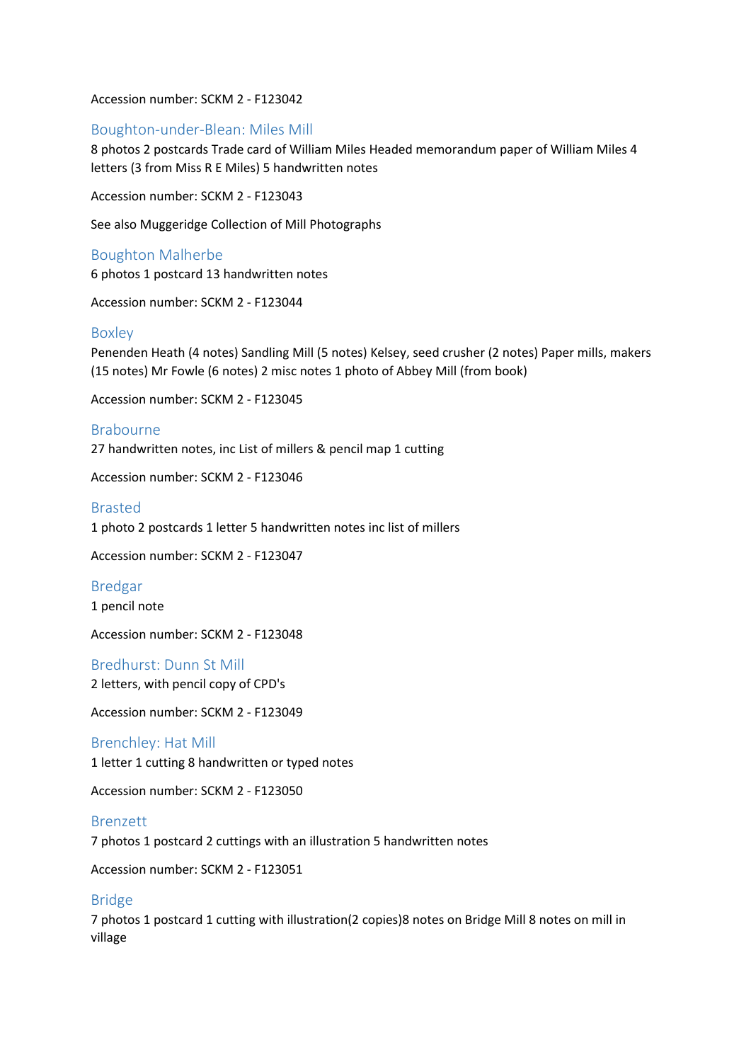Accession number: SCKM 2 - F123042

## Boughton-under-Blean: Miles Mill

8 photos 2 postcards Trade card of William Miles Headed memorandum paper of William Miles 4 letters (3 from Miss R E Miles) 5 handwritten notes

Accession number: SCKM 2 - F123043

See also Muggeridge Collection of Mill Photographs

## Boughton Malherbe

6 photos 1 postcard 13 handwritten notes

Accession number: SCKM 2 - F123044

## Boxley

Penenden Heath (4 notes) Sandling Mill (5 notes) Kelsey, seed crusher (2 notes) Paper mills, makers (15 notes) Mr Fowle (6 notes) 2 misc notes 1 photo of Abbey Mill (from book)

Accession number: SCKM 2 - F123045

## Brabourne

27 handwritten notes, inc List of millers & pencil map 1 cutting

Accession number: SCKM 2 - F123046

## Brasted

1 photo 2 postcards 1 letter 5 handwritten notes inc list of millers

Accession number: SCKM 2 - F123047

## Bredgar

1 pencil note

Accession number: SCKM 2 - F123048

## Bredhurst: Dunn St Mill

2 letters, with pencil copy of CPD's

Accession number: SCKM 2 - F123049

## Brenchley: Hat Mill

1 letter 1 cutting 8 handwritten or typed notes

Accession number: SCKM 2 - F123050

## Brenzett

7 photos 1 postcard 2 cuttings with an illustration 5 handwritten notes

Accession number: SCKM 2 - F123051

## Bridge

7 photos 1 postcard 1 cutting with illustration(2 copies)8 notes on Bridge Mill 8 notes on mill in village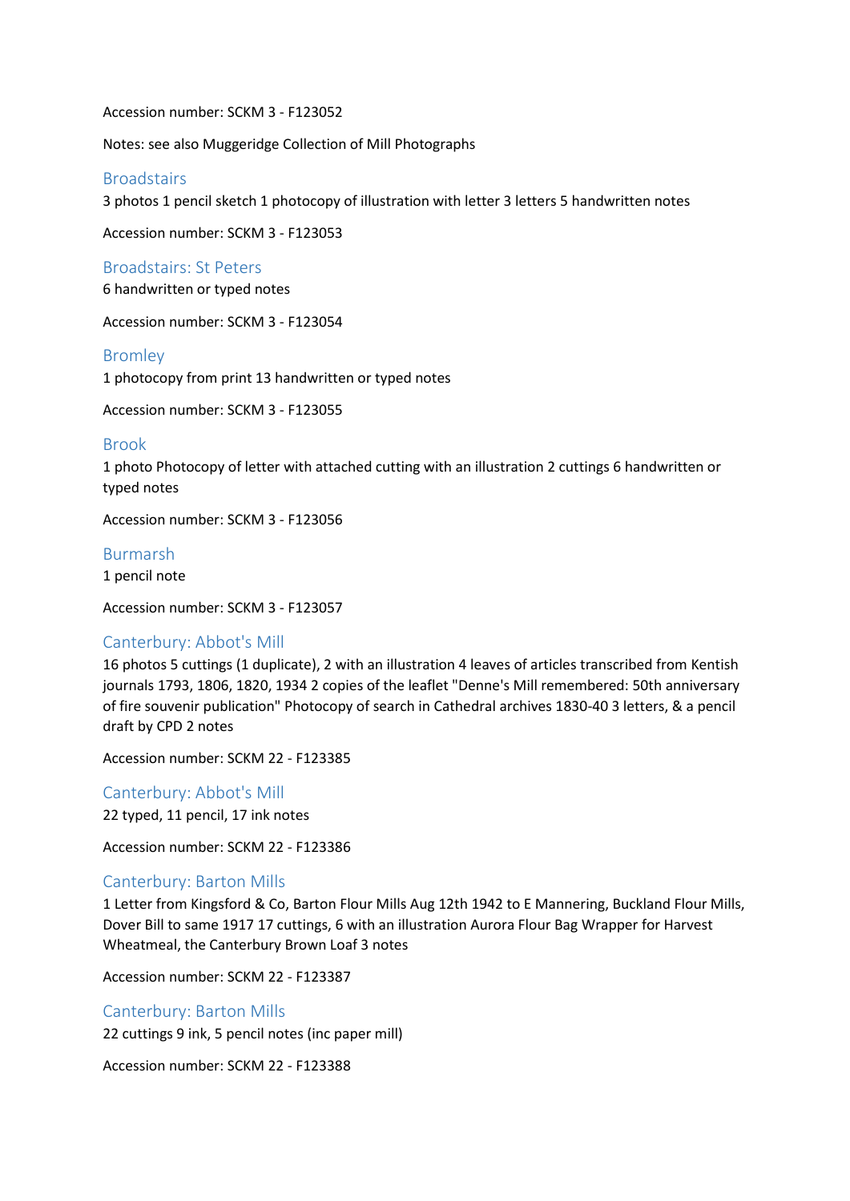Accession number: SCKM 3 - F123052

Notes: see also Muggeridge Collection of Mill Photographs

## Broadstairs

3 photos 1 pencil sketch 1 photocopy of illustration with letter 3 letters 5 handwritten notes

Accession number: SCKM 3 - F123053

## Broadstairs: St Peters

6 handwritten or typed notes

Accession number: SCKM 3 - F123054

## Bromley

1 photocopy from print 13 handwritten or typed notes

Accession number: SCKM 3 - F123055

## Brook

1 photo Photocopy of letter with attached cutting with an illustration 2 cuttings 6 handwritten or typed notes

Accession number: SCKM 3 - F123056

## Burmarsh

1 pencil note

Accession number: SCKM 3 - F123057

## Canterbury: Abbot's Mill

16 photos 5 cuttings (1 duplicate), 2 with an illustration 4 leaves of articles transcribed from Kentish journals 1793, 1806, 1820, 1934 2 copies of the leaflet "Denne's Mill remembered: 50th anniversary of fire souvenir publication" Photocopy of search in Cathedral archives 1830-40 3 letters, & a pencil draft by CPD 2 notes

Accession number: SCKM 22 - F123385

## Canterbury: Abbot's Mill

22 typed, 11 pencil, 17 ink notes

Accession number: SCKM 22 - F123386

## Canterbury: Barton Mills

1 Letter from Kingsford & Co, Barton Flour Mills Aug 12th 1942 to E Mannering, Buckland Flour Mills, Dover Bill to same 1917 17 cuttings, 6 with an illustration Aurora Flour Bag Wrapper for Harvest Wheatmeal, the Canterbury Brown Loaf 3 notes

Accession number: SCKM 22 - F123387

## Canterbury: Barton Mills

22 cuttings 9 ink, 5 pencil notes (inc paper mill)

Accession number: SCKM 22 - F123388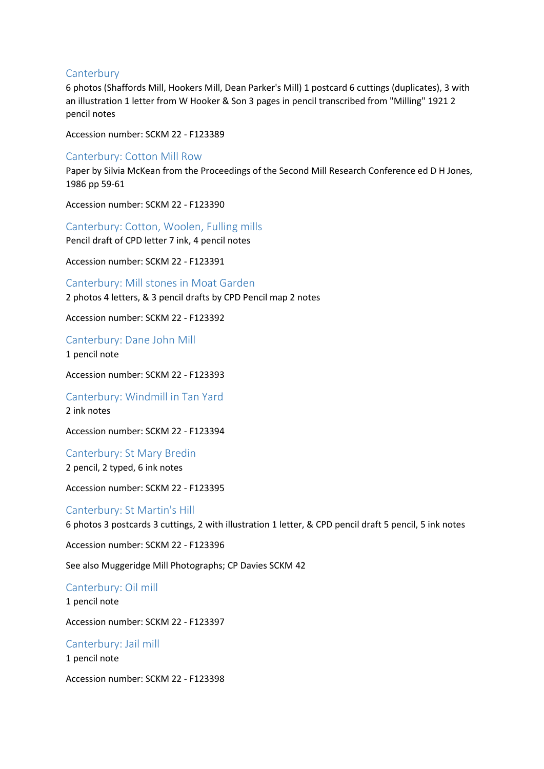### Canterbury

6 photos (Shaffords Mill, Hookers Mill, Dean Parker's Mill) 1 postcard 6 cuttings (duplicates), 3 with an illustration 1 letter from W Hooker & Son 3 pages in pencil transcribed from "Milling" 1921 2 pencil notes

Accession number: SCKM 22 - F123389

### Canterbury: Cotton Mill Row

Paper by Silvia McKean from the Proceedings of the Second Mill Research Conference ed D H Jones, 1986 pp 59-61

Accession number: SCKM 22 - F123390

### Canterbury: Cotton, Woolen, Fulling mills

Pencil draft of CPD letter 7 ink, 4 pencil notes

Accession number: SCKM 22 - F123391

### Canterbury: Mill stones in Moat Garden

2 photos 4 letters, & 3 pencil drafts by CPD Pencil map 2 notes

Accession number: SCKM 22 - F123392

### Canterbury: Dane John Mill

1 pencil note

Accession number: SCKM 22 - F123393

### Canterbury: Windmill in Tan Yard

2 ink notes

Accession number: SCKM 22 - F123394

### Canterbury: St Mary Bredin

2 pencil, 2 typed, 6 ink notes

Accession number: SCKM 22 - F123395

### Canterbury: St Martin's Hill

6 photos 3 postcards 3 cuttings, 2 with illustration 1 letter, & CPD pencil draft 5 pencil, 5 ink notes

Accession number: SCKM 22 - F123396

See also Muggeridge Mill Photographs; CP Davies SCKM 42

### Canterbury: Oil mill

1 pencil note

Accession number: SCKM 22 - F123397

### Canterbury: Jail mill

1 pencil note

Accession number: SCKM 22 - F123398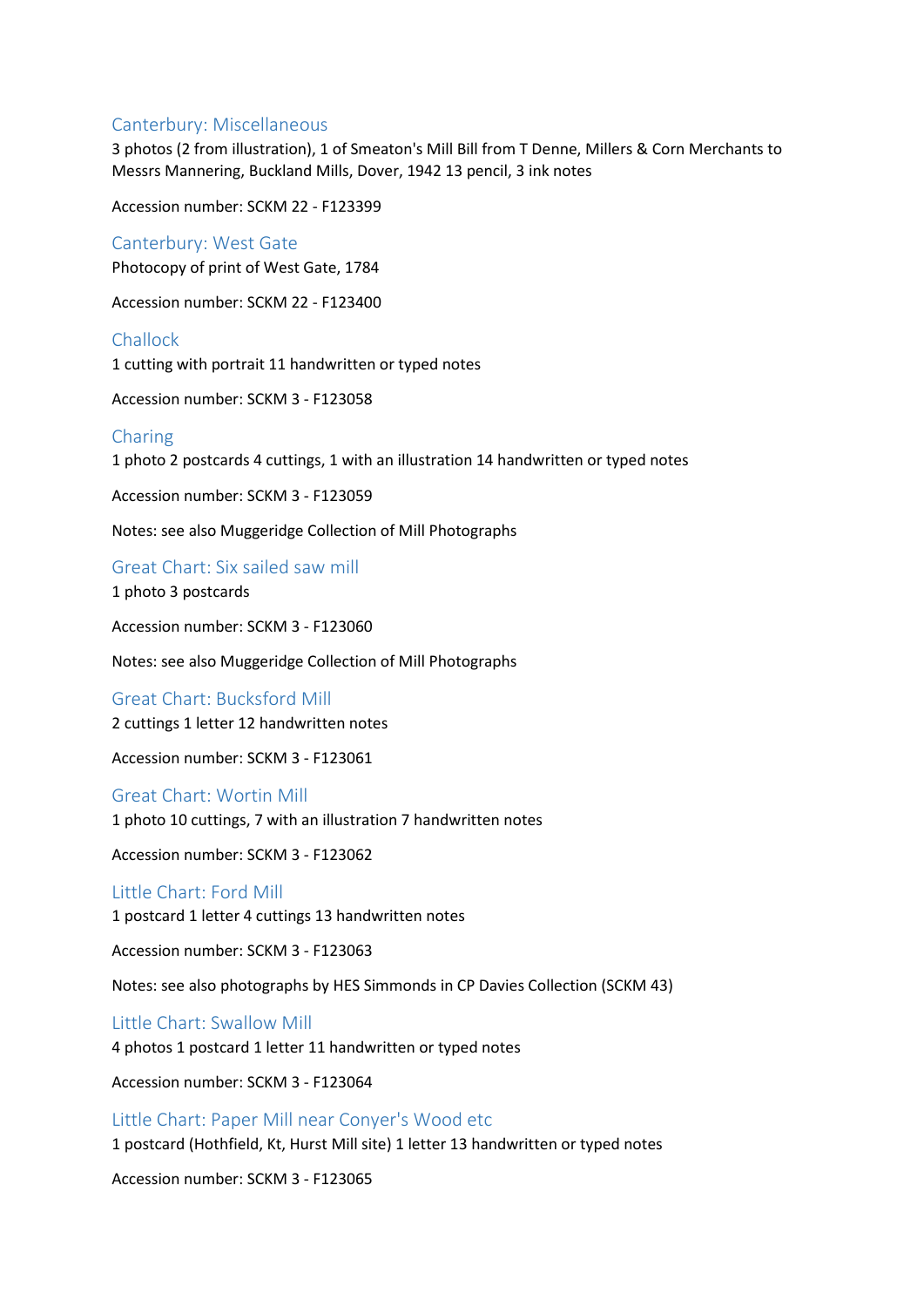### Canterbury: Miscellaneous

3 photos (2 from illustration), 1 of Smeaton's Mill Bill from T Denne, Millers & Corn Merchants to Messrs Mannering, Buckland Mills, Dover, 1942 13 pencil, 3 ink notes

Accession number: SCKM 22 - F123399

### Canterbury: West Gate

Photocopy of print of West Gate, 1784

Accession number: SCKM 22 - F123400

### Challock

1 cutting with portrait 11 handwritten or typed notes

Accession number: SCKM 3 - F123058

### Charing

1 photo 2 postcards 4 cuttings, 1 with an illustration 14 handwritten or typed notes

Accession number: SCKM 3 - F123059

Notes: see also Muggeridge Collection of Mill Photographs

### Great Chart: Six sailed saw mill

1 photo 3 postcards

Accession number: SCKM 3 - F123060

Notes: see also Muggeridge Collection of Mill Photographs

### Great Chart: Bucksford Mill

2 cuttings 1 letter 12 handwritten notes

Accession number: SCKM 3 - F123061

### Great Chart: Wortin Mill

1 photo 10 cuttings, 7 with an illustration 7 handwritten notes

Accession number: SCKM 3 - F123062

### Little Chart: Ford Mill

1 postcard 1 letter 4 cuttings 13 handwritten notes

Accession number: SCKM 3 - F123063

Notes: see also photographs by HES Simmonds in CP Davies Collection (SCKM 43)

### Little Chart: Swallow Mill

4 photos 1 postcard 1 letter 11 handwritten or typed notes

Accession number: SCKM 3 - F123064

### Little Chart: Paper Mill near Conyer's Wood etc

1 postcard (Hothfield, Kt, Hurst Mill site) 1 letter 13 handwritten or typed notes

Accession number: SCKM 3 - F123065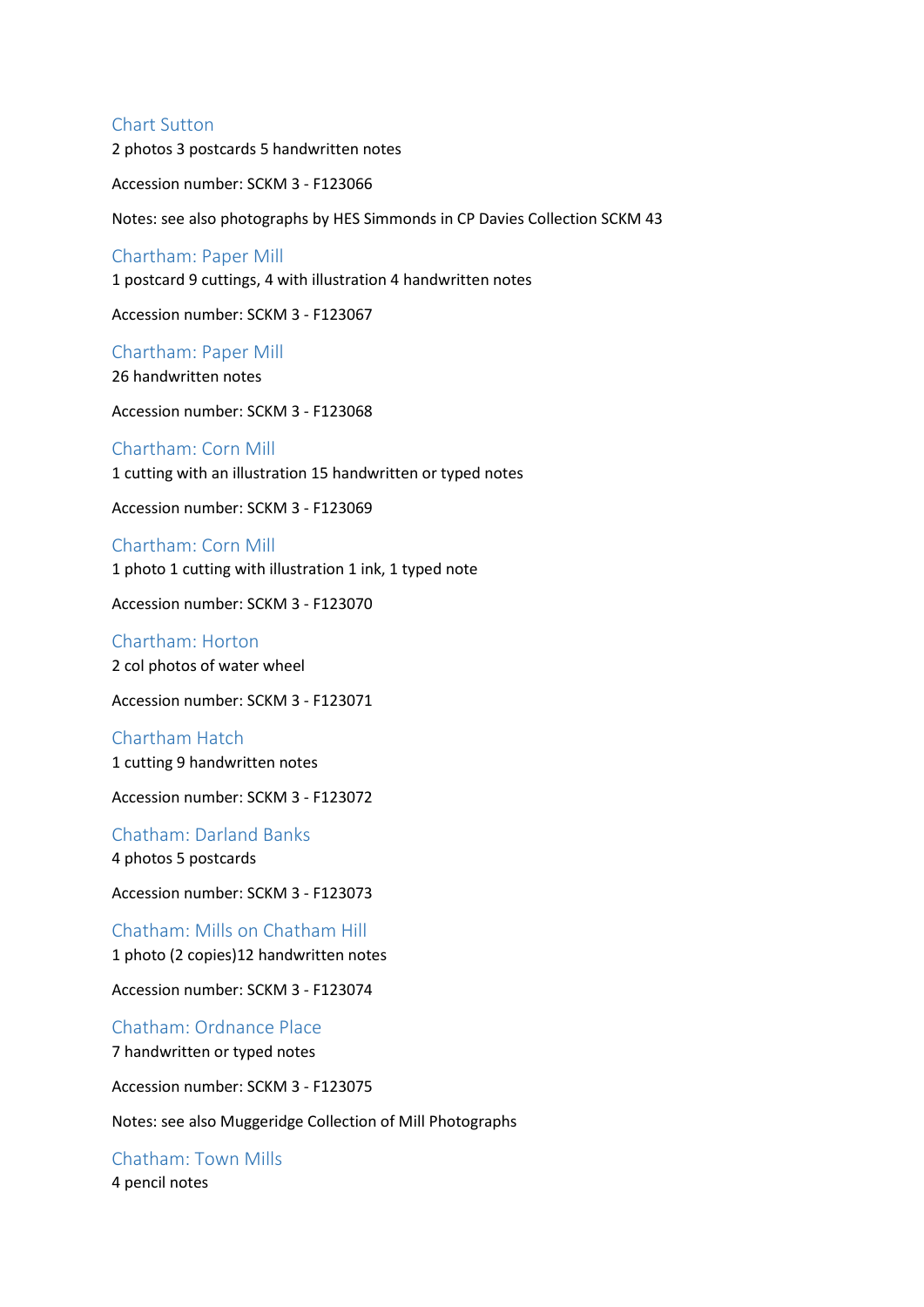## Chart Sutton

2 photos 3 postcards 5 handwritten notes

Accession number: SCKM 3 - F123066

Notes: see also photographs by HES Simmonds in CP Davies Collection SCKM 43

## Chartham: Paper Mill

1 postcard 9 cuttings, 4 with illustration 4 handwritten notes

Accession number: SCKM 3 - F123067

## Chartham: Paper Mill

26 handwritten notes

Accession number: SCKM 3 - F123068

## Chartham: Corn Mill

1 cutting with an illustration 15 handwritten or typed notes

Accession number: SCKM 3 - F123069

## Chartham: Corn Mill

1 photo 1 cutting with illustration 1 ink, 1 typed note

Accession number: SCKM 3 - F123070

## Chartham: Horton

2 col photos of water wheel

Accession number: SCKM 3 - F123071

## Chartham Hatch

1 cutting 9 handwritten notes

Accession number: SCKM 3 - F123072

## Chatham: Darland Banks

4 photos 5 postcards

Accession number: SCKM 3 - F123073

## Chatham: Mills on Chatham Hill

1 photo (2 copies)12 handwritten notes

Accession number: SCKM 3 - F123074

## Chatham: Ordnance Place

7 handwritten or typed notes

Accession number: SCKM 3 - F123075

Notes: see also Muggeridge Collection of Mill Photographs

## Chatham: Town Mills

4 pencil notes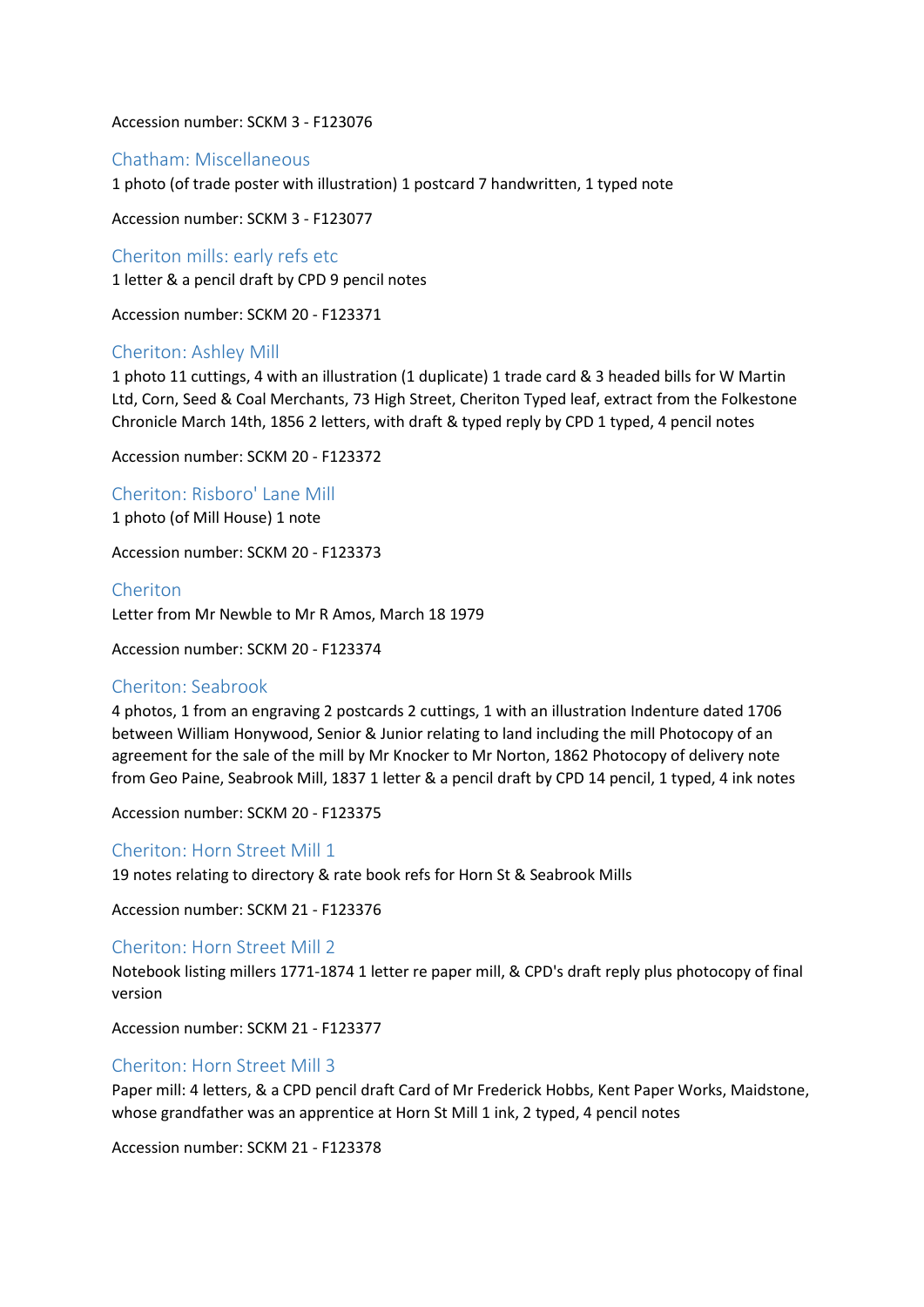Accession number: SCKM 3 - F123076

## Chatham: Miscellaneous

1 photo (of trade poster with illustration) 1 postcard 7 handwritten, 1 typed note

Accession number: SCKM 3 - F123077

## Cheriton mills: early refs etc

1 letter & a pencil draft by CPD 9 pencil notes

Accession number: SCKM 20 - F123371

## Cheriton: Ashley Mill

1 photo 11 cuttings, 4 with an illustration (1 duplicate) 1 trade card & 3 headed bills for W Martin Ltd, Corn, Seed & Coal Merchants, 73 High Street, Cheriton Typed leaf, extract from the Folkestone Chronicle March 14th, 1856 2 letters, with draft & typed reply by CPD 1 typed, 4 pencil notes

Accession number: SCKM 20 - F123372

## Cheriton: Risboro' Lane Mill

1 photo (of Mill House) 1 note

Accession number: SCKM 20 - F123373

## Cheriton

Letter from Mr Newble to Mr R Amos, March 18 1979

Accession number: SCKM 20 - F123374

## Cheriton: Seabrook

4 photos, 1 from an engraving 2 postcards 2 cuttings, 1 with an illustration Indenture dated 1706 between William Honywood, Senior & Junior relating to land including the mill Photocopy of an agreement for the sale of the mill by Mr Knocker to Mr Norton, 1862 Photocopy of delivery note from Geo Paine, Seabrook Mill, 1837 1 letter & a pencil draft by CPD 14 pencil, 1 typed, 4 ink notes

Accession number: SCKM 20 - F123375

## Cheriton: Horn Street Mill 1

19 notes relating to directory & rate book refs for Horn St & Seabrook Mills

Accession number: SCKM 21 - F123376

## Cheriton: Horn Street Mill 2

Notebook listing millers 1771-1874 1 letter re paper mill, & CPD's draft reply plus photocopy of final version

Accession number: SCKM 21 - F123377

## Cheriton: Horn Street Mill 3

Paper mill: 4 letters, & a CPD pencil draft Card of Mr Frederick Hobbs, Kent Paper Works, Maidstone, whose grandfather was an apprentice at Horn St Mill 1 ink, 2 typed, 4 pencil notes

Accession number: SCKM 21 - F123378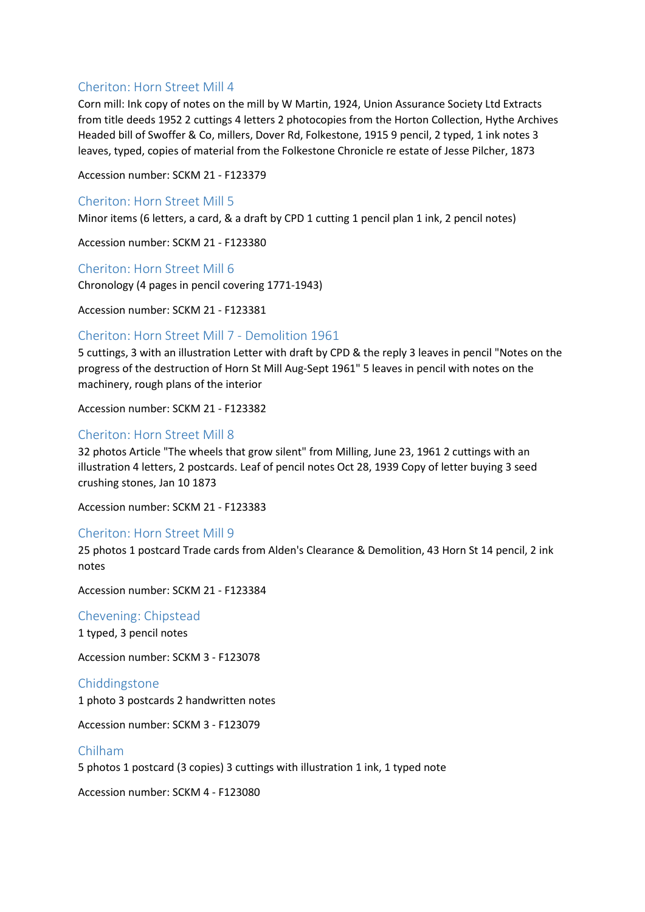## Cheriton: Horn Street Mill 4

Corn mill: Ink copy of notes on the mill by W Martin, 1924, Union Assurance Society Ltd Extracts from title deeds 1952 2 cuttings 4 letters 2 photocopies from the Horton Collection, Hythe Archives Headed bill of Swoffer & Co, millers, Dover Rd, Folkestone, 1915 9 pencil, 2 typed, 1 ink notes 3 leaves, typed, copies of material from the Folkestone Chronicle re estate of Jesse Pilcher, 1873

Accession number: SCKM 21 - F123379

## Cheriton: Horn Street Mill 5

Minor items (6 letters, a card, & a draft by CPD 1 cutting 1 pencil plan 1 ink, 2 pencil notes)

Accession number: SCKM 21 - F123380

## Cheriton: Horn Street Mill 6

Chronology (4 pages in pencil covering 1771-1943)

Accession number: SCKM 21 - F123381

## Cheriton: Horn Street Mill 7 - Demolition 1961

5 cuttings, 3 with an illustration Letter with draft by CPD & the reply 3 leaves in pencil "Notes on the progress of the destruction of Horn St Mill Aug-Sept 1961" 5 leaves in pencil with notes on the machinery, rough plans of the interior

Accession number: SCKM 21 - F123382

## Cheriton: Horn Street Mill 8

32 photos Article "The wheels that grow silent" from Milling, June 23, 1961 2 cuttings with an illustration 4 letters, 2 postcards. Leaf of pencil notes Oct 28, 1939 Copy of letter buying 3 seed crushing stones, Jan 10 1873

Accession number: SCKM 21 - F123383

## Cheriton: Horn Street Mill 9

25 photos 1 postcard Trade cards from Alden's Clearance & Demolition, 43 Horn St 14 pencil, 2 ink notes

Accession number: SCKM 21 - F123384

## Chevening: Chipstead

1 typed, 3 pencil notes

Accession number: SCKM 3 - F123078

## Chiddingstone

1 photo 3 postcards 2 handwritten notes

Accession number: SCKM 3 - F123079

## Chilham

5 photos 1 postcard (3 copies) 3 cuttings with illustration 1 ink, 1 typed note

Accession number: SCKM 4 - F123080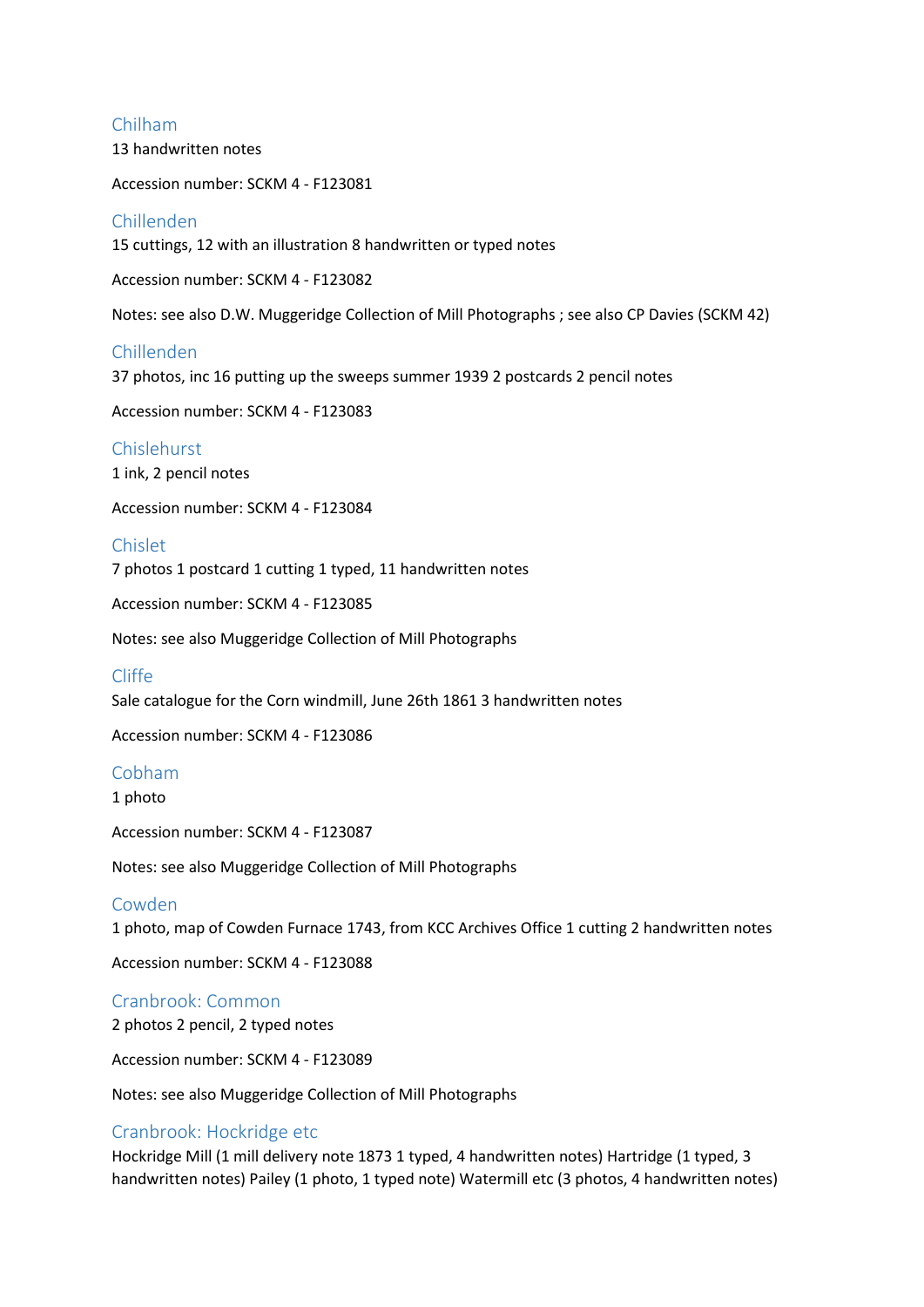## Chilham

13 handwritten notes

Accession number: SCKM 4 - F123081

## Chillenden

15 cuttings, 12 with an illustration 8 handwritten or typed notes

Accession number: SCKM 4 - F123082

Notes: see also D.W. Muggeridge Collection of Mill Photographs ; see also CP Davies (SCKM 42)

## Chillenden

37 photos, inc 16 putting up the sweeps summer 1939 2 postcards 2 pencil notes

Accession number: SCKM 4 - F123083

## Chislehurst

1 ink, 2 pencil notes

Accession number: SCKM 4 - F123084

## Chislet

7 photos 1 postcard 1 cutting 1 typed, 11 handwritten notes

Accession number: SCKM 4 - F123085

Notes: see also Muggeridge Collection of Mill Photographs

## Cliffe

Sale catalogue for the Corn windmill, June 26th 1861 3 handwritten notes

Accession number: SCKM 4 - F123086

## Cobham

1 photo

Accession number: SCKM 4 - F123087

Notes: see also Muggeridge Collection of Mill Photographs

## Cowden

1 photo, map of Cowden Furnace 1743, from KCC Archives Office 1 cutting 2 handwritten notes

Accession number: SCKM 4 - F123088

## Cranbrook: Common

2 photos 2 pencil, 2 typed notes

Accession number: SCKM 4 - F123089

Notes: see also Muggeridge Collection of Mill Photographs

## Cranbrook: Hockridge etc

Hockridge Mill (1 mill delivery note 1873 1 typed, 4 handwritten notes) Hartridge (1 typed, 3 handwritten notes) Pailey (1 photo, 1 typed note) Watermill etc (3 photos, 4 handwritten notes)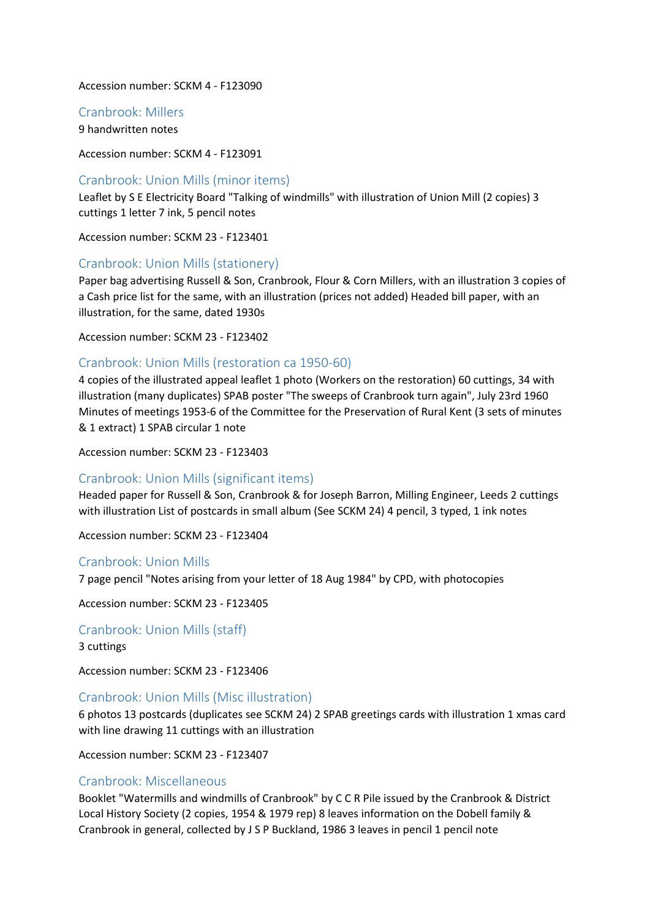Accession number: SCKM 4 - F123090

## Cranbrook: Millers

9 handwritten notes

Accession number: SCKM 4 - F123091

## Cranbrook: Union Mills (minor items)

Leaflet by S E Electricity Board "Talking of windmills" with illustration of Union Mill (2 copies) 3 cuttings 1 letter 7 ink, 5 pencil notes

Accession number: SCKM 23 - F123401

## Cranbrook: Union Mills (stationery)

Paper bag advertising Russell & Son, Cranbrook, Flour & Corn Millers, with an illustration 3 copies of a Cash price list for the same, with an illustration (prices not added) Headed bill paper, with an illustration, for the same, dated 1930s

Accession number: SCKM 23 - F123402

## Cranbrook: Union Mills (restoration ca 1950-60)

4 copies of the illustrated appeal leaflet 1 photo (Workers on the restoration) 60 cuttings, 34 with illustration (many duplicates) SPAB poster "The sweeps of Cranbrook turn again", July 23rd 1960 Minutes of meetings 1953-6 of the Committee for the Preservation of Rural Kent (3 sets of minutes & 1 extract) 1 SPAB circular 1 note

Accession number: SCKM 23 - F123403

## Cranbrook: Union Mills (significant items)

Headed paper for Russell & Son, Cranbrook & for Joseph Barron, Milling Engineer, Leeds 2 cuttings with illustration List of postcards in small album (See SCKM 24) 4 pencil, 3 typed, 1 ink notes

Accession number: SCKM 23 - F123404

## Cranbrook: Union Mills

7 page pencil "Notes arising from your letter of 18 Aug 1984" by CPD, with photocopies

Accession number: SCKM 23 - F123405

## Cranbrook: Union Mills (staff)

3 cuttings

Accession number: SCKM 23 - F123406

## Cranbrook: Union Mills (Misc illustration)

6 photos 13 postcards (duplicates see SCKM 24) 2 SPAB greetings cards with illustration 1 xmas card with line drawing 11 cuttings with an illustration

Accession number: SCKM 23 - F123407

## Cranbrook: Miscellaneous

Booklet "Watermills and windmills of Cranbrook" by C C R Pile issued by the Cranbrook & District Local History Society (2 copies, 1954 & 1979 rep) 8 leaves information on the Dobell family & Cranbrook in general, collected by J S P Buckland, 1986 3 leaves in pencil 1 pencil note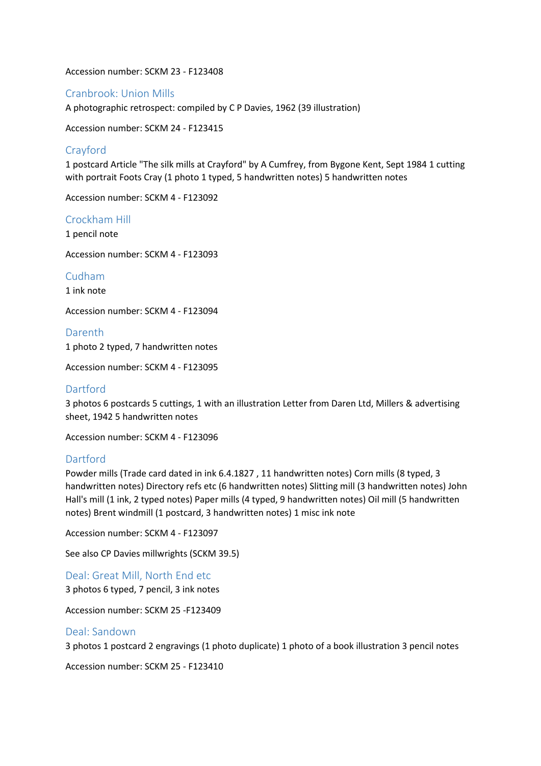Accession number: SCKM 23 - F123408

## Cranbrook: Union Mills

A photographic retrospect: compiled by C P Davies, 1962 (39 illustration)

Accession number: SCKM 24 - F123415

## Crayford

1 postcard Article "The silk mills at Crayford" by A Cumfrey, from Bygone Kent, Sept 1984 1 cutting with portrait Foots Cray (1 photo 1 typed, 5 handwritten notes) 5 handwritten notes

Accession number: SCKM 4 - F123092

## Crockham Hill

1 pencil note

Accession number: SCKM 4 - F123093

## Cudham

1 ink note

Accession number: SCKM 4 - F123094

## Darenth

1 photo 2 typed, 7 handwritten notes

Accession number: SCKM 4 - F123095

## Dartford

3 photos 6 postcards 5 cuttings, 1 with an illustration Letter from Daren Ltd, Millers & advertising sheet, 1942 5 handwritten notes

Accession number: SCKM 4 - F123096

## Dartford

Powder mills (Trade card dated in ink 6.4.1827 , 11 handwritten notes) Corn mills (8 typed, 3 handwritten notes) Directory refs etc (6 handwritten notes) Slitting mill (3 handwritten notes) John Hall's mill (1 ink, 2 typed notes) Paper mills (4 typed, 9 handwritten notes) Oil mill (5 handwritten notes) Brent windmill (1 postcard, 3 handwritten notes) 1 misc ink note

Accession number: SCKM 4 - F123097

See also CP Davies millwrights (SCKM 39.5)

## Deal: Great Mill, North End etc

3 photos 6 typed, 7 pencil, 3 ink notes

Accession number: SCKM 25 -F123409

## Deal: Sandown

3 photos 1 postcard 2 engravings (1 photo duplicate) 1 photo of a book illustration 3 pencil notes

Accession number: SCKM 25 - F123410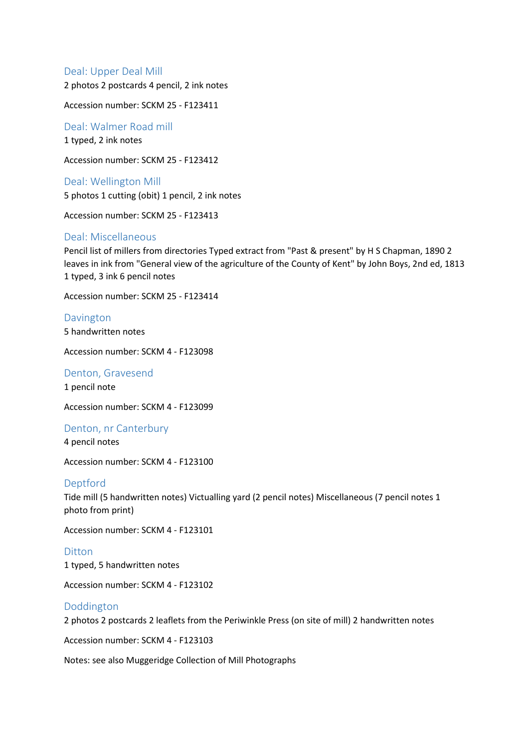## Deal: Upper Deal Mill

2 photos 2 postcards 4 pencil, 2 ink notes

Accession number: SCKM 25 - F123411

## Deal: Walmer Road mill

1 typed, 2 ink notes

Accession number: SCKM 25 - F123412

## Deal: Wellington Mill

5 photos 1 cutting (obit) 1 pencil, 2 ink notes

Accession number: SCKM 25 - F123413

## Deal: Miscellaneous

Pencil list of millers from directories Typed extract from "Past & present" by H S Chapman, 1890 2 leaves in ink from "General view of the agriculture of the County of Kent" by John Boys, 2nd ed, 1813 1 typed, 3 ink 6 pencil notes

Accession number: SCKM 25 - F123414

## Davington

5 handwritten notes

Accession number: SCKM 4 - F123098

## Denton, Gravesend

1 pencil note

Accession number: SCKM 4 - F123099

## Denton, nr Canterbury

4 pencil notes

Accession number: SCKM 4 - F123100

## Deptford

Tide mill (5 handwritten notes) Victualling yard (2 pencil notes) Miscellaneous (7 pencil notes 1 photo from print)

Accession number: SCKM 4 - F123101

## Ditton

1 typed, 5 handwritten notes

Accession number: SCKM 4 - F123102

## Doddington

2 photos 2 postcards 2 leaflets from the Periwinkle Press (on site of mill) 2 handwritten notes

Accession number: SCKM 4 - F123103

Notes: see also Muggeridge Collection of Mill Photographs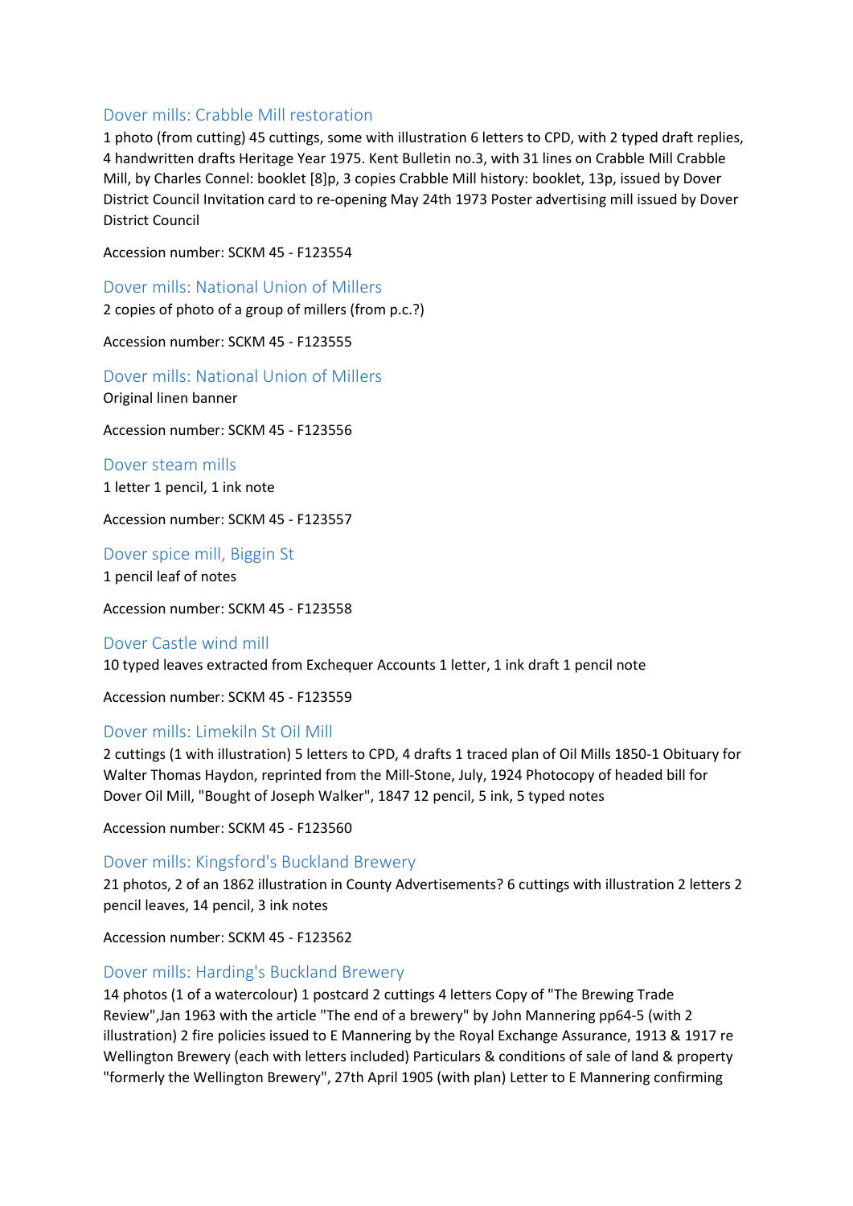### Dover mills: Crabble Mill restoration

1 photo (from cutting) 45 cuttings, some with illustration 6 letters to CPD, with 2 typed draft replies, 4 handwritten drafts Heritage Year 1975. Kent Bulletin no.3, with 31 lines on Crabble Mill Crabble Mill, by Charles Connel: booklet [8]p, 3 copies Crabble Mill history: booklet, 13p, issued by Dover District Council Invitation card to re-opening May 24th 1973 Poster advertising mill issued by Dover District Council

Accession number: SCKM 45 - F123554

### Dover mills: National Union of Millers

2 copies of photo of a group of millers (from p.c.?)

Accession number: SCKM 45 - F123555

### Dover mills: National Union of Millers

Original linen banner

Accession number: SCKM 45 - F123556

### Dover steam mills

1 letter 1 pencil, 1 ink note

Accession number: SCKM 45 - F123557

### Dover spice mill, Biggin St

1 pencil leaf of notes

Accession number: SCKM 45 - F123558

### Dover Castle wind mill

10 typed leaves extracted from Exchequer Accounts 1 letter, 1 ink draft 1 pencil note

Accession number: SCKM 45 - F123559

### Dover mills: Limekiln St Oil Mill

2 cuttings (1 with illustration) 5 letters to CPD, 4 drafts 1 traced plan of Oil Mills 1850-1 Obituary for Walter Thomas Haydon, reprinted from the Mill-Stone, July, 1924 Photocopy of headed bill for Dover Oil Mill, "Bought of Joseph Walker", 1847 12 pencil, 5 ink, 5 typed notes

Accession number: SCKM 45 - F123560

### Dover mills: Kingsford's Buckland Brewery

21 photos, 2 of an 1862 illustration in County Advertisements? 6 cuttings with illustration 2 letters 2 pencil leaves, 14 pencil, 3 ink notes

Accession number: SCKM 45 - F123562

### Dover mills: Harding's Buckland Brewery

14 photos (1 of a watercolour) 1 postcard 2 cuttings 4 letters Copy of "The Brewing Trade Review",Jan 1963 with the article "The end of a brewery" by John Mannering pp64-5 (with 2 illustration) 2 fire policies issued to E Mannering by the Royal Exchange Assurance, 1913 & 1917 re Wellington Brewery (each with letters included) Particulars & conditions of sale of land & property "formerly the Wellington Brewery", 27th April 1905 (with plan) Letter to E Mannering confirming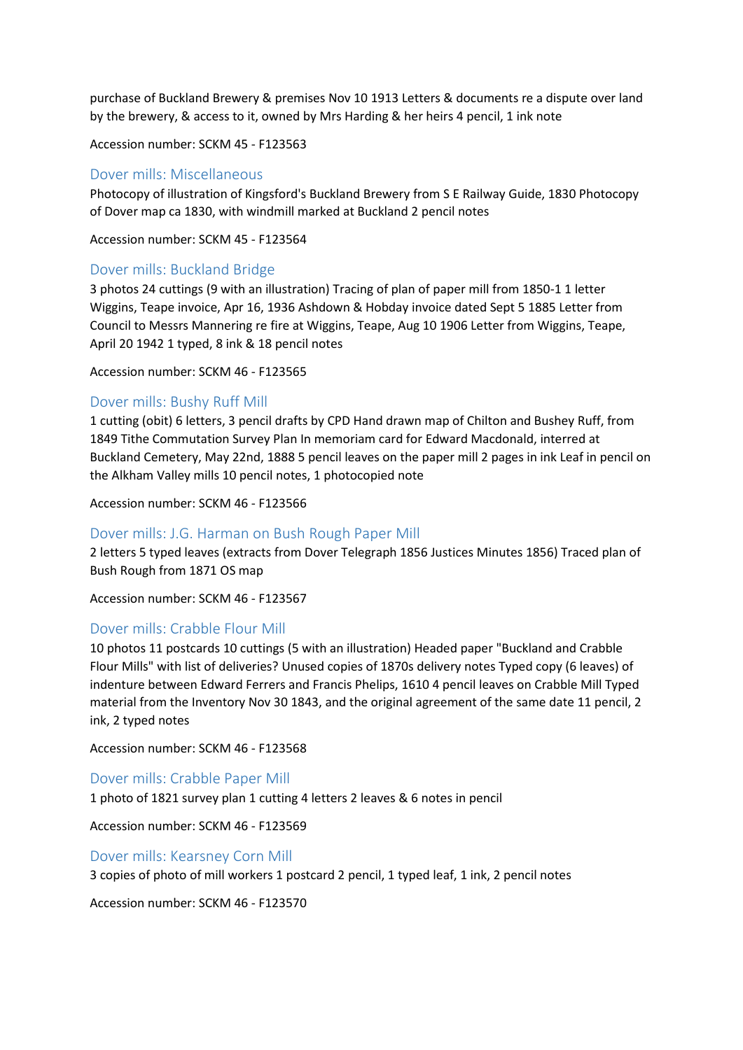purchase of Buckland Brewery & premises Nov 10 1913 Letters & documents re a dispute over land by the brewery, & access to it, owned by Mrs Harding & her heirs 4 pencil, 1 ink note

Accession number: SCKM 45 - F123563

### Dover mills: Miscellaneous

Photocopy of illustration of Kingsford's Buckland Brewery from S E Railway Guide, 1830 Photocopy of Dover map ca 1830, with windmill marked at Buckland 2 pencil notes

Accession number: SCKM 45 - F123564

### Dover mills: Buckland Bridge

3 photos 24 cuttings (9 with an illustration) Tracing of plan of paper mill from 1850-1 1 letter Wiggins, Teape invoice, Apr 16, 1936 Ashdown & Hobday invoice dated Sept 5 1885 Letter from Council to Messrs Mannering re fire at Wiggins, Teape, Aug 10 1906 Letter from Wiggins, Teape, April 20 1942 1 typed, 8 ink & 18 pencil notes

Accession number: SCKM 46 - F123565

### Dover mills: Bushy Ruff Mill

1 cutting (obit) 6 letters, 3 pencil drafts by CPD Hand drawn map of Chilton and Bushey Ruff, from 1849 Tithe Commutation Survey Plan In memoriam card for Edward Macdonald, interred at Buckland Cemetery, May 22nd, 1888 5 pencil leaves on the paper mill 2 pages in ink Leaf in pencil on the Alkham Valley mills 10 pencil notes, 1 photocopied note

Accession number: SCKM 46 - F123566

### Dover mills: J.G. Harman on Bush Rough Paper Mill

2 letters 5 typed leaves (extracts from Dover Telegraph 1856 Justices Minutes 1856) Traced plan of Bush Rough from 1871 OS map

Accession number: SCKM 46 - F123567

### Dover mills: Crabble Flour Mill

10 photos 11 postcards 10 cuttings (5 with an illustration) Headed paper "Buckland and Crabble Flour Mills" with list of deliveries? Unused copies of 1870s delivery notes Typed copy (6 leaves) of indenture between Edward Ferrers and Francis Phelips, 1610 4 pencil leaves on Crabble Mill Typed material from the Inventory Nov 30 1843, and the original agreement of the same date 11 pencil, 2 ink, 2 typed notes

Accession number: SCKM 46 - F123568

### Dover mills: Crabble Paper Mill

1 photo of 1821 survey plan 1 cutting 4 letters 2 leaves & 6 notes in pencil

Accession number: SCKM 46 - F123569

### Dover mills: Kearsney Corn Mill

3 copies of photo of mill workers 1 postcard 2 pencil, 1 typed leaf, 1 ink, 2 pencil notes

Accession number: SCKM 46 - F123570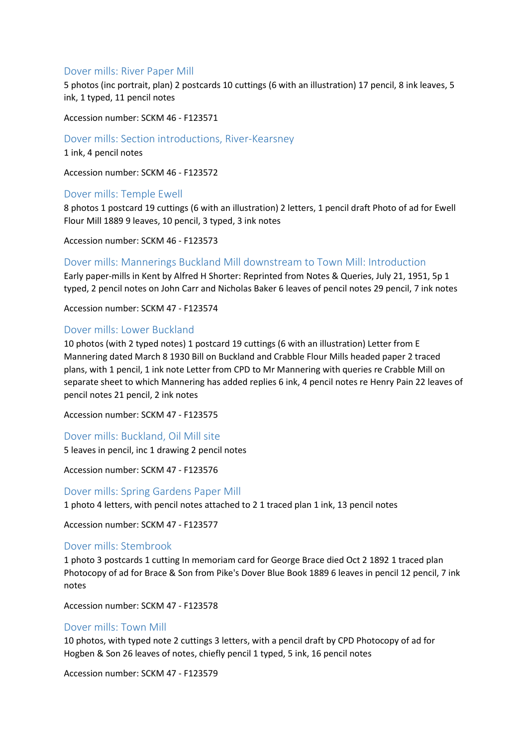## Dover mills: River Paper Mill

5 photos (inc portrait, plan) 2 postcards 10 cuttings (6 with an illustration) 17 pencil, 8 ink leaves, 5 ink, 1 typed, 11 pencil notes

Accession number: SCKM 46 - F123571

## Dover mills: Section introductions, River-Kearsney

1 ink, 4 pencil notes

Accession number: SCKM 46 - F123572

## Dover mills: Temple Ewell

8 photos 1 postcard 19 cuttings (6 with an illustration) 2 letters, 1 pencil draft Photo of ad for Ewell Flour Mill 1889 9 leaves, 10 pencil, 3 typed, 3 ink notes

Accession number: SCKM 46 - F123573

## Dover mills: Mannerings Buckland Mill downstream to Town Mill: Introduction

Early paper-mills in Kent by Alfred H Shorter: Reprinted from Notes & Queries, July 21, 1951, 5p 1 typed, 2 pencil notes on John Carr and Nicholas Baker 6 leaves of pencil notes 29 pencil, 7 ink notes

Accession number: SCKM 47 - F123574

## Dover mills: Lower Buckland

10 photos (with 2 typed notes) 1 postcard 19 cuttings (6 with an illustration) Letter from E Mannering dated March 8 1930 Bill on Buckland and Crabble Flour Mills headed paper 2 traced plans, with 1 pencil, 1 ink note Letter from CPD to Mr Mannering with queries re Crabble Mill on separate sheet to which Mannering has added replies 6 ink, 4 pencil notes re Henry Pain 22 leaves of pencil notes 21 pencil, 2 ink notes

Accession number: SCKM 47 - F123575

## Dover mills: Buckland, Oil Mill site

5 leaves in pencil, inc 1 drawing 2 pencil notes

Accession number: SCKM 47 - F123576

## Dover mills: Spring Gardens Paper Mill

1 photo 4 letters, with pencil notes attached to 2 1 traced plan 1 ink, 13 pencil notes

Accession number: SCKM 47 - F123577

## Dover mills: Stembrook

1 photo 3 postcards 1 cutting In memoriam card for George Brace died Oct 2 1892 1 traced plan Photocopy of ad for Brace & Son from Pike's Dover Blue Book 1889 6 leaves in pencil 12 pencil, 7 ink notes

Accession number: SCKM 47 - F123578

## Dover mills: Town Mill

10 photos, with typed note 2 cuttings 3 letters, with a pencil draft by CPD Photocopy of ad for Hogben & Son 26 leaves of notes, chiefly pencil 1 typed, 5 ink, 16 pencil notes

Accession number: SCKM 47 - F123579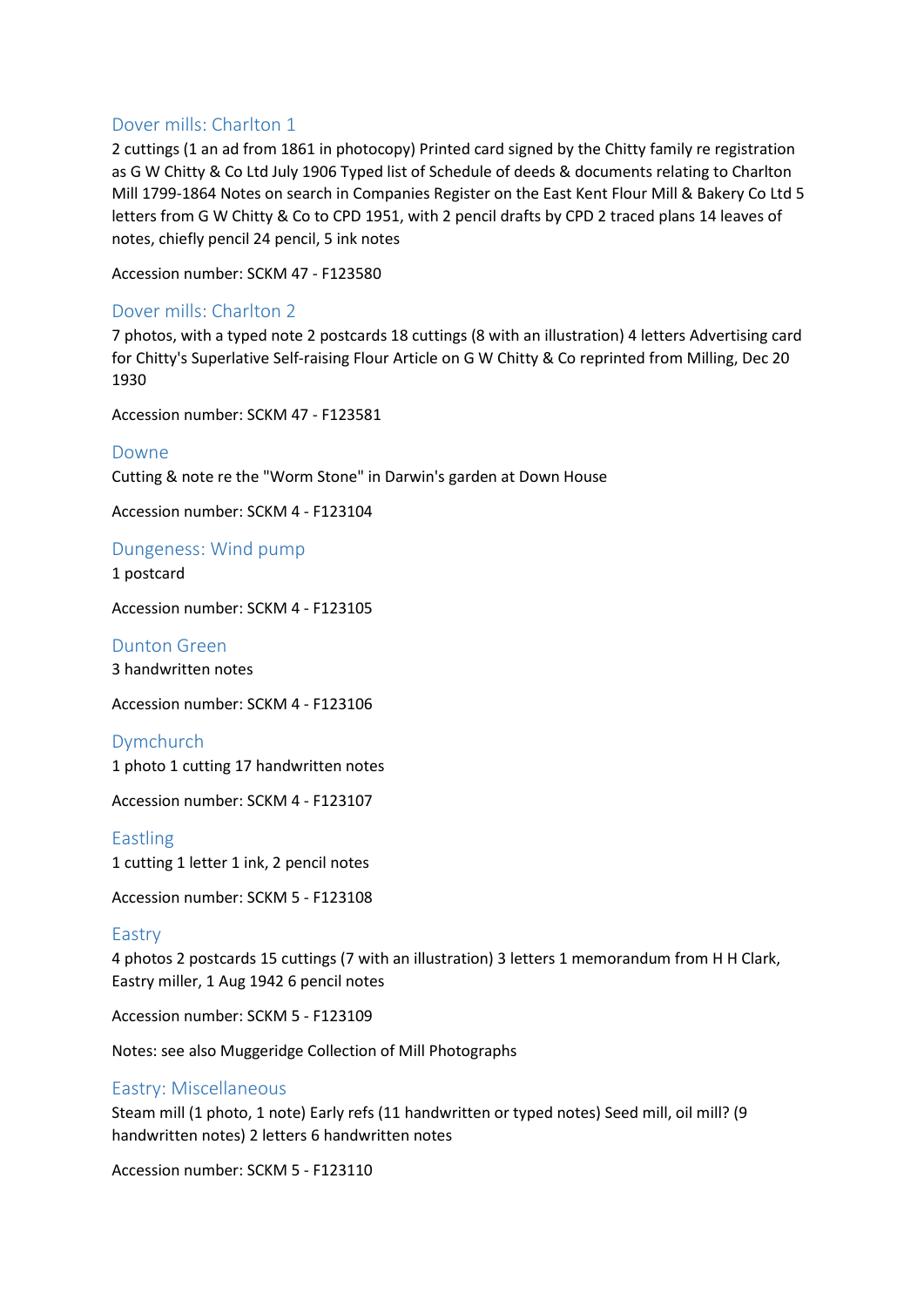## Dover mills: Charlton 1

2 cuttings (1 an ad from 1861 in photocopy) Printed card signed by the Chitty family re registration as G W Chitty & Co Ltd July 1906 Typed list of Schedule of deeds & documents relating to Charlton Mill 1799-1864 Notes on search in Companies Register on the East Kent Flour Mill & Bakery Co Ltd 5 letters from G W Chitty & Co to CPD 1951, with 2 pencil drafts by CPD 2 traced plans 14 leaves of notes, chiefly pencil 24 pencil, 5 ink notes

Accession number: SCKM 47 - F123580

## Dover mills: Charlton 2

7 photos, with a typed note 2 postcards 18 cuttings (8 with an illustration) 4 letters Advertising card for Chitty's Superlative Self-raising Flour Article on G W Chitty & Co reprinted from Milling, Dec 20 1930

Accession number: SCKM 47 - F123581

## Downe

Cutting & note re the "Worm Stone" in Darwin's garden at Down House

Accession number: SCKM 4 - F123104

## Dungeness: Wind pump

1 postcard

Accession number: SCKM 4 - F123105

## Dunton Green

3 handwritten notes

Accession number: SCKM 4 - F123106

## Dymchurch

1 photo 1 cutting 17 handwritten notes

Accession number: SCKM 4 - F123107

## Eastling

1 cutting 1 letter 1 ink, 2 pencil notes

Accession number: SCKM 5 - F123108

## Eastry

4 photos 2 postcards 15 cuttings (7 with an illustration) 3 letters 1 memorandum from H H Clark, Eastry miller, 1 Aug 1942 6 pencil notes

Accession number: SCKM 5 - F123109

Notes: see also Muggeridge Collection of Mill Photographs

## Eastry: Miscellaneous

Steam mill (1 photo, 1 note) Early refs (11 handwritten or typed notes) Seed mill, oil mill? (9 handwritten notes) 2 letters 6 handwritten notes

Accession number: SCKM 5 - F123110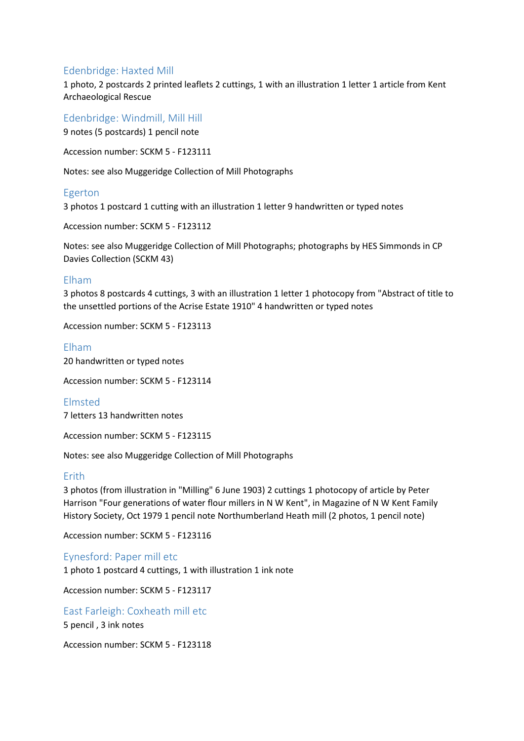## Edenbridge: Haxted Mill

1 photo, 2 postcards 2 printed leaflets 2 cuttings, 1 with an illustration 1 letter 1 article from Kent Archaeological Rescue

## Edenbridge: Windmill, Mill Hill

9 notes (5 postcards) 1 pencil note

Accession number: SCKM 5 - F123111

Notes: see also Muggeridge Collection of Mill Photographs

## Egerton

3 photos 1 postcard 1 cutting with an illustration 1 letter 9 handwritten or typed notes

Accession number: SCKM 5 - F123112

Notes: see also Muggeridge Collection of Mill Photographs; photographs by HES Simmonds in CP Davies Collection (SCKM 43)

## Elham

3 photos 8 postcards 4 cuttings, 3 with an illustration 1 letter 1 photocopy from "Abstract of title to the unsettled portions of the Acrise Estate 1910" 4 handwritten or typed notes

Accession number: SCKM 5 - F123113

## Elham

20 handwritten or typed notes

Accession number: SCKM 5 - F123114

## Elmsted

7 letters 13 handwritten notes

Accession number: SCKM 5 - F123115

Notes: see also Muggeridge Collection of Mill Photographs

## Erith

3 photos (from illustration in "Milling" 6 June 1903) 2 cuttings 1 photocopy of article by Peter Harrison "Four generations of water flour millers in N W Kent", in Magazine of N W Kent Family History Society, Oct 1979 1 pencil note Northumberland Heath mill (2 photos, 1 pencil note)

Accession number: SCKM 5 - F123116

## Eynesford: Paper mill etc

1 photo 1 postcard 4 cuttings, 1 with illustration 1 ink note

Accession number: SCKM 5 - F123117

## East Farleigh: Coxheath mill etc

5 pencil , 3 ink notes

Accession number: SCKM 5 - F123118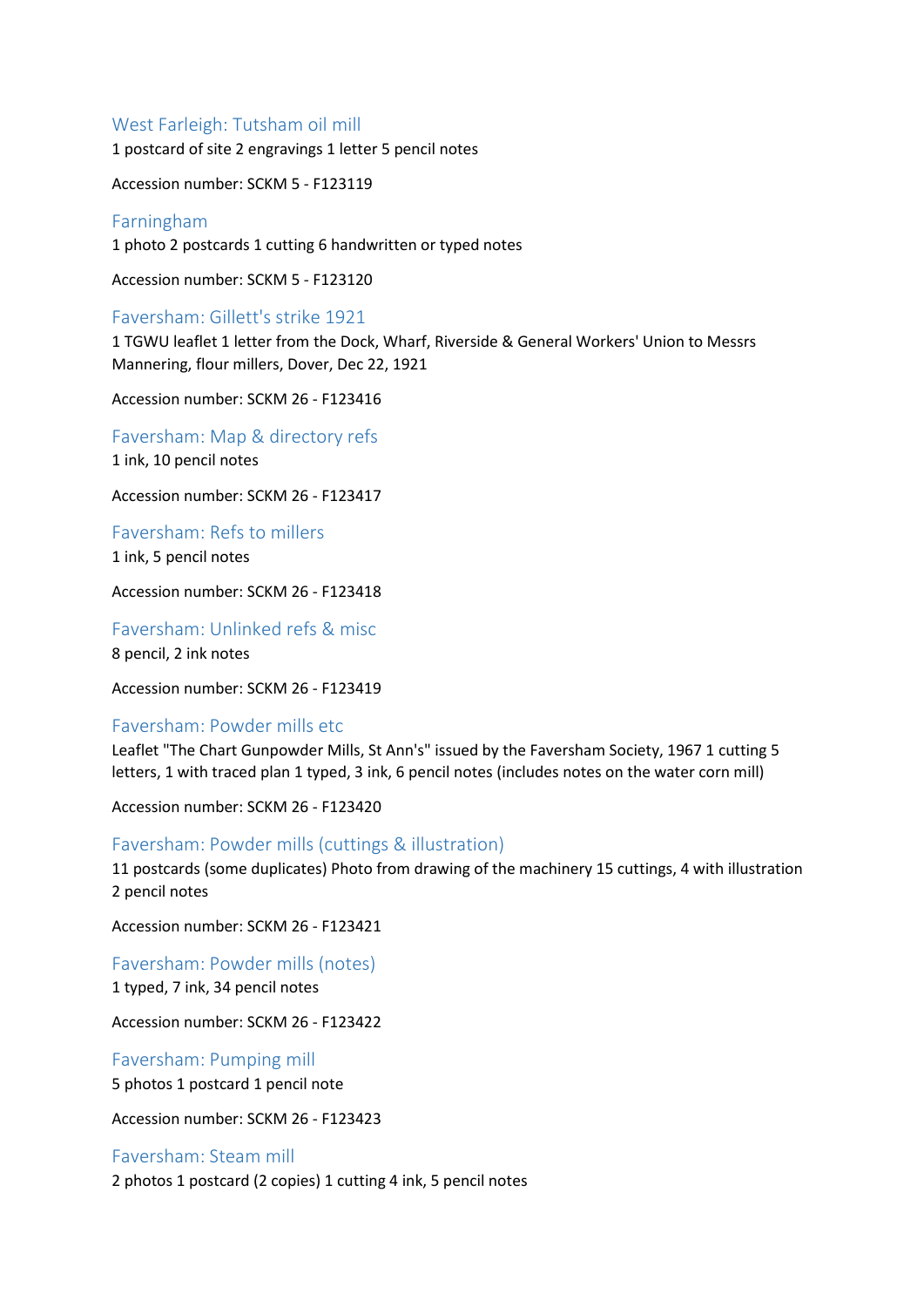## West Farleigh: Tutsham oil mill

1 postcard of site 2 engravings 1 letter 5 pencil notes

Accession number: SCKM 5 - F123119

## Farningham

1 photo 2 postcards 1 cutting 6 handwritten or typed notes

Accession number: SCKM 5 - F123120

## Faversham: Gillett's strike 1921

1 TGWU leaflet 1 letter from the Dock, Wharf, Riverside & General Workers' Union to Messrs Mannering, flour millers, Dover, Dec 22, 1921

Accession number: SCKM 26 - F123416

## Faversham: Map & directory refs

1 ink, 10 pencil notes

Accession number: SCKM 26 - F123417

## Faversham: Refs to millers

1 ink, 5 pencil notes

Accession number: SCKM 26 - F123418

## Faversham: Unlinked refs & misc

8 pencil, 2 ink notes

Accession number: SCKM 26 - F123419

## Faversham: Powder mills etc

Leaflet "The Chart Gunpowder Mills, St Ann's" issued by the Faversham Society, 1967 1 cutting 5 letters, 1 with traced plan 1 typed, 3 ink, 6 pencil notes (includes notes on the water corn mill)

Accession number: SCKM 26 - F123420

## Faversham: Powder mills (cuttings & illustration)

11 postcards (some duplicates) Photo from drawing of the machinery 15 cuttings, 4 with illustration 2 pencil notes

Accession number: SCKM 26 - F123421

## Faversham: Powder mills (notes)

1 typed, 7 ink, 34 pencil notes

Accession number: SCKM 26 - F123422

## Faversham: Pumping mill

5 photos 1 postcard 1 pencil note

Accession number: SCKM 26 - F123423

## Faversham: Steam mill

2 photos 1 postcard (2 copies) 1 cutting 4 ink, 5 pencil notes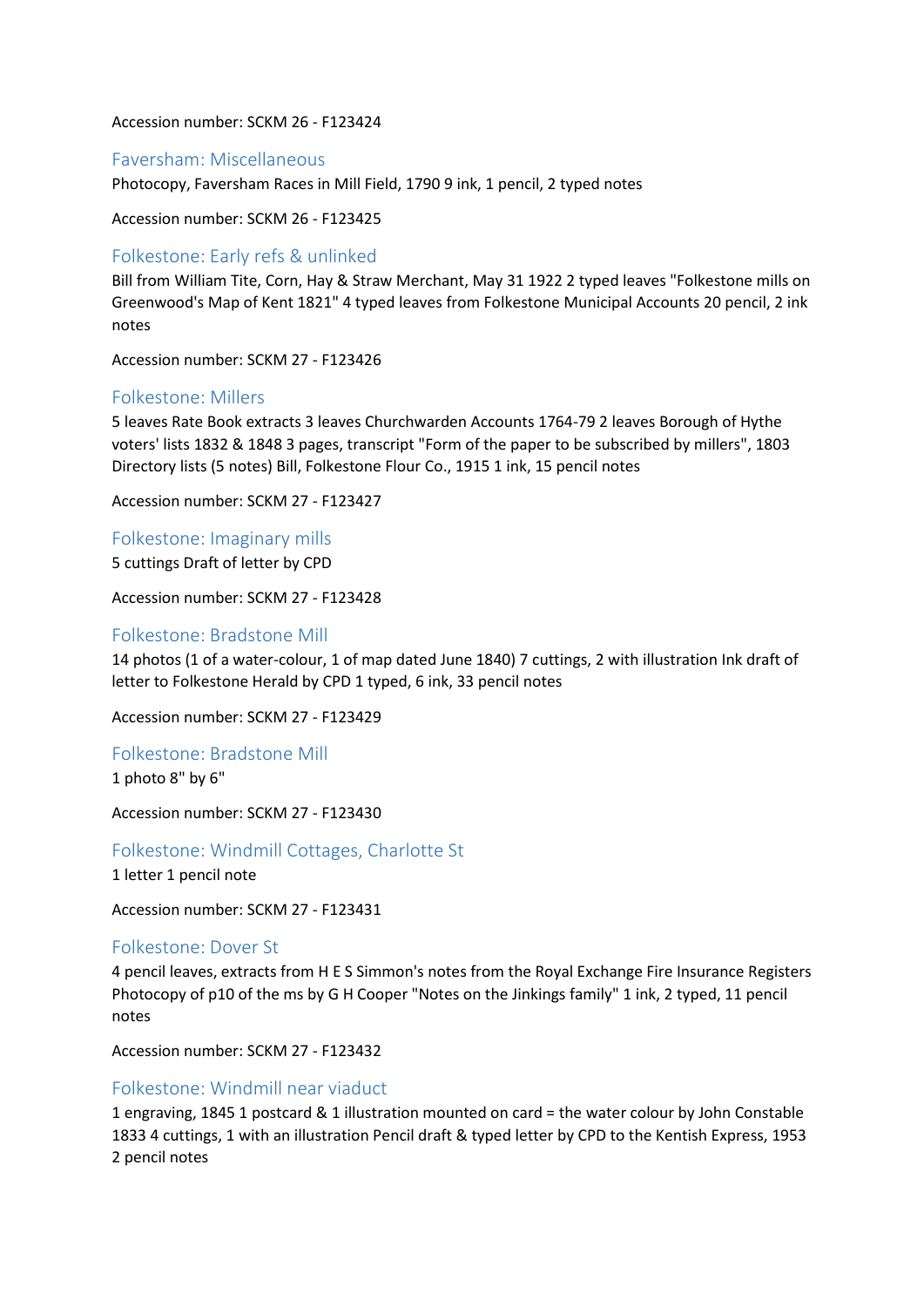Accession number: SCKM 26 - F123424

### Faversham: Miscellaneous

Photocopy, Faversham Races in Mill Field, 1790 9 ink, 1 pencil, 2 typed notes

Accession number: SCKM 26 - F123425

### Folkestone: Early refs & unlinked

Bill from William Tite, Corn, Hay & Straw Merchant, May 31 1922 2 typed leaves "Folkestone mills on Greenwood's Map of Kent 1821" 4 typed leaves from Folkestone Municipal Accounts 20 pencil, 2 ink notes

Accession number: SCKM 27 - F123426

### Folkestone: Millers

5 leaves Rate Book extracts 3 leaves Churchwarden Accounts 1764-79 2 leaves Borough of Hythe voters' lists 1832 & 1848 3 pages, transcript "Form of the paper to be subscribed by millers", 1803 Directory lists (5 notes) Bill, Folkestone Flour Co., 1915 1 ink, 15 pencil notes

Accession number: SCKM 27 - F123427

### Folkestone: Imaginary mills

5 cuttings Draft of letter by CPD

Accession number: SCKM 27 - F123428

### Folkestone: Bradstone Mill

14 photos (1 of a water-colour, 1 of map dated June 1840) 7 cuttings, 2 with illustration Ink draft of letter to Folkestone Herald by CPD 1 typed, 6 ink, 33 pencil notes

Accession number: SCKM 27 - F123429

### Folkestone: Bradstone Mill

1 photo 8" by 6"

Accession number: SCKM 27 - F123430

### Folkestone: Windmill Cottages, Charlotte St

1 letter 1 pencil note

Accession number: SCKM 27 - F123431

### Folkestone: Dover St

4 pencil leaves, extracts from H E S Simmon's notes from the Royal Exchange Fire Insurance Registers Photocopy of p10 of the ms by G H Cooper "Notes on the Jinkings family" 1 ink, 2 typed, 11 pencil notes

Accession number: SCKM 27 - F123432

### Folkestone: Windmill near viaduct

1 engraving, 1845 1 postcard & 1 illustration mounted on card = the water colour by John Constable 1833 4 cuttings, 1 with an illustration Pencil draft & typed letter by CPD to the Kentish Express, 1953 2 pencil notes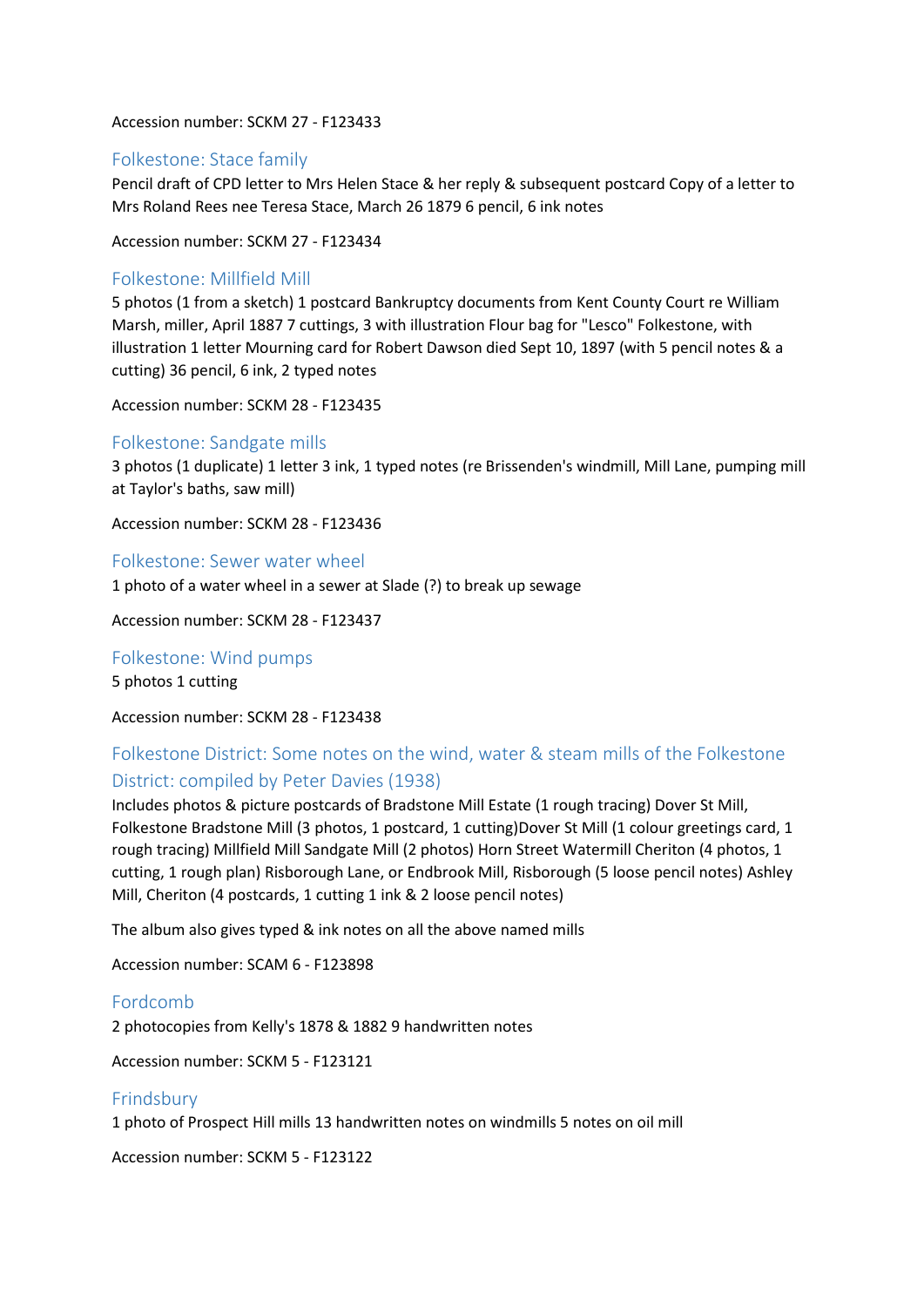Accession number: SCKM 27 - F123433

## Folkestone: Stace family

Pencil draft of CPD letter to Mrs Helen Stace & her reply & subsequent postcard Copy of a letter to Mrs Roland Rees nee Teresa Stace, March 26 1879 6 pencil, 6 ink notes

Accession number: SCKM 27 - F123434

## Folkestone: Millfield Mill

5 photos (1 from a sketch) 1 postcard Bankruptcy documents from Kent County Court re William Marsh, miller, April 1887 7 cuttings, 3 with illustration Flour bag for "Lesco" Folkestone, with illustration 1 letter Mourning card for Robert Dawson died Sept 10, 1897 (with 5 pencil notes & a cutting) 36 pencil, 6 ink, 2 typed notes

Accession number: SCKM 28 - F123435

## Folkestone: Sandgate mills

3 photos (1 duplicate) 1 letter 3 ink, 1 typed notes (re Brissenden's windmill, Mill Lane, pumping mill at Taylor's baths, saw mill)

Accession number: SCKM 28 - F123436

## Folkestone: Sewer water wheel

1 photo of a water wheel in a sewer at Slade (?) to break up sewage

Accession number: SCKM 28 - F123437

## Folkestone: Wind pumps

5 photos 1 cutting

Accession number: SCKM 28 - F123438

## Folkestone District: Some notes on the wind, water & steam mills of the Folkestone District: compiled by Peter Davies (1938)

Includes photos & picture postcards of Bradstone Mill Estate (1 rough tracing) Dover St Mill, Folkestone Bradstone Mill (3 photos, 1 postcard, 1 cutting)Dover St Mill (1 colour greetings card, 1 rough tracing) Millfield Mill Sandgate Mill (2 photos) Horn Street Watermill Cheriton (4 photos, 1 cutting, 1 rough plan) Risborough Lane, or Endbrook Mill, Risborough (5 loose pencil notes) Ashley Mill, Cheriton (4 postcards, 1 cutting 1 ink & 2 loose pencil notes)

The album also gives typed & ink notes on all the above named mills

Accession number: SCAM 6 - F123898

## Fordcomb

2 photocopies from Kelly's 1878 & 1882 9 handwritten notes

Accession number: SCKM 5 - F123121

## Frindsbury

1 photo of Prospect Hill mills 13 handwritten notes on windmills 5 notes on oil mill

Accession number: SCKM 5 - F123122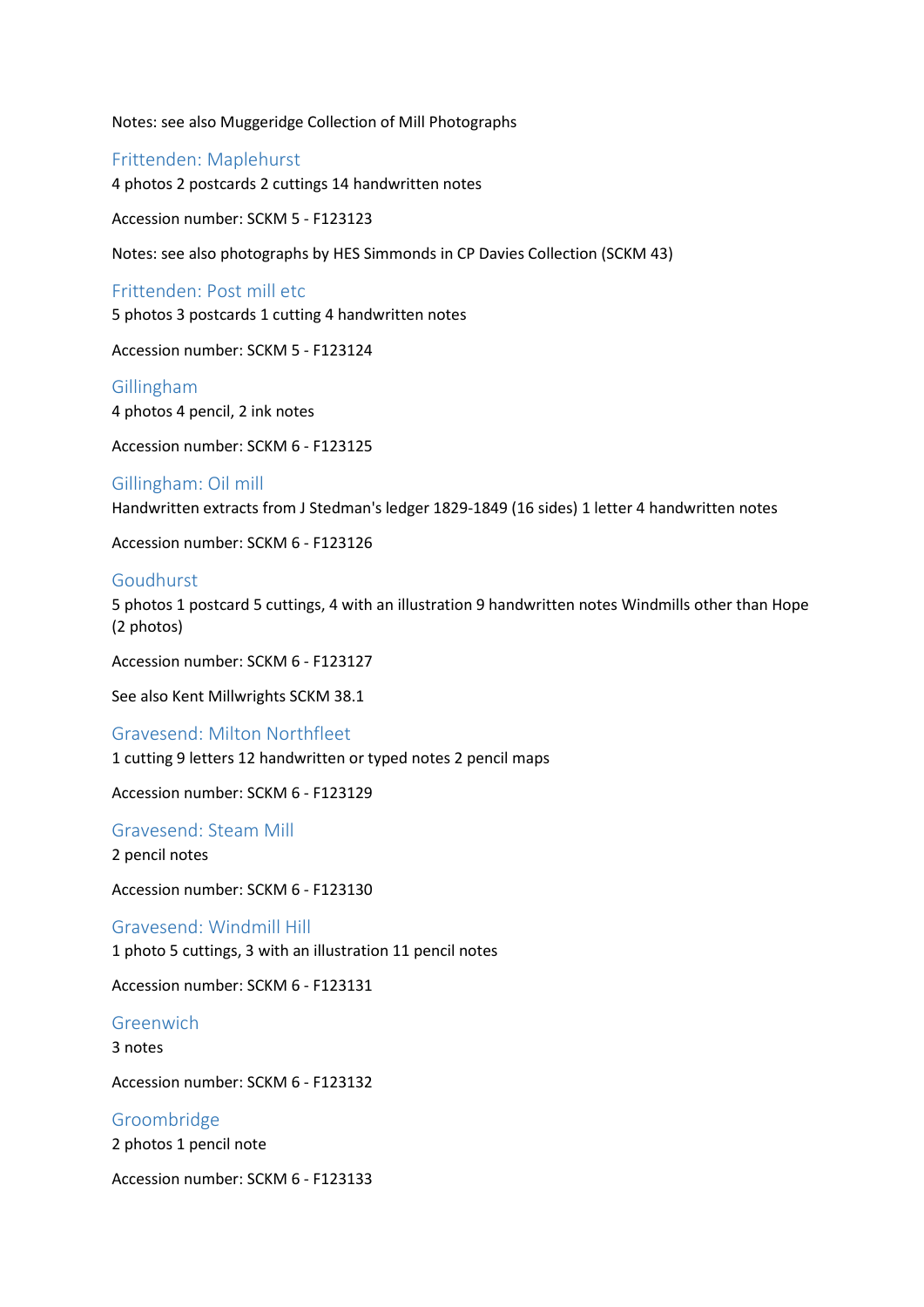Notes: see also Muggeridge Collection of Mill Photographs

## Frittenden: Maplehurst

4 photos 2 postcards 2 cuttings 14 handwritten notes

Accession number: SCKM 5 - F123123

Notes: see also photographs by HES Simmonds in CP Davies Collection (SCKM 43)

## Frittenden: Post mill etc

5 photos 3 postcards 1 cutting 4 handwritten notes

Accession number: SCKM 5 - F123124

## Gillingham

4 photos 4 pencil, 2 ink notes

Accession number: SCKM 6 - F123125

## Gillingham: Oil mill

Handwritten extracts from J Stedman's ledger 1829-1849 (16 sides) 1 letter 4 handwritten notes

Accession number: SCKM 6 - F123126

## Goudhurst

5 photos 1 postcard 5 cuttings, 4 with an illustration 9 handwritten notes Windmills other than Hope (2 photos)

Accession number: SCKM 6 - F123127

See also Kent Millwrights SCKM 38.1

## Gravesend: Milton Northfleet

1 cutting 9 letters 12 handwritten or typed notes 2 pencil maps

Accession number: SCKM 6 - F123129

## Gravesend: Steam Mill

2 pencil notes

Accession number: SCKM 6 - F123130

## Gravesend: Windmill Hill

1 photo 5 cuttings, 3 with an illustration 11 pencil notes

Accession number: SCKM 6 - F123131

## Greenwich

3 notes

Accession number: SCKM 6 - F123132

## Groombridge

2 photos 1 pencil note

Accession number: SCKM 6 - F123133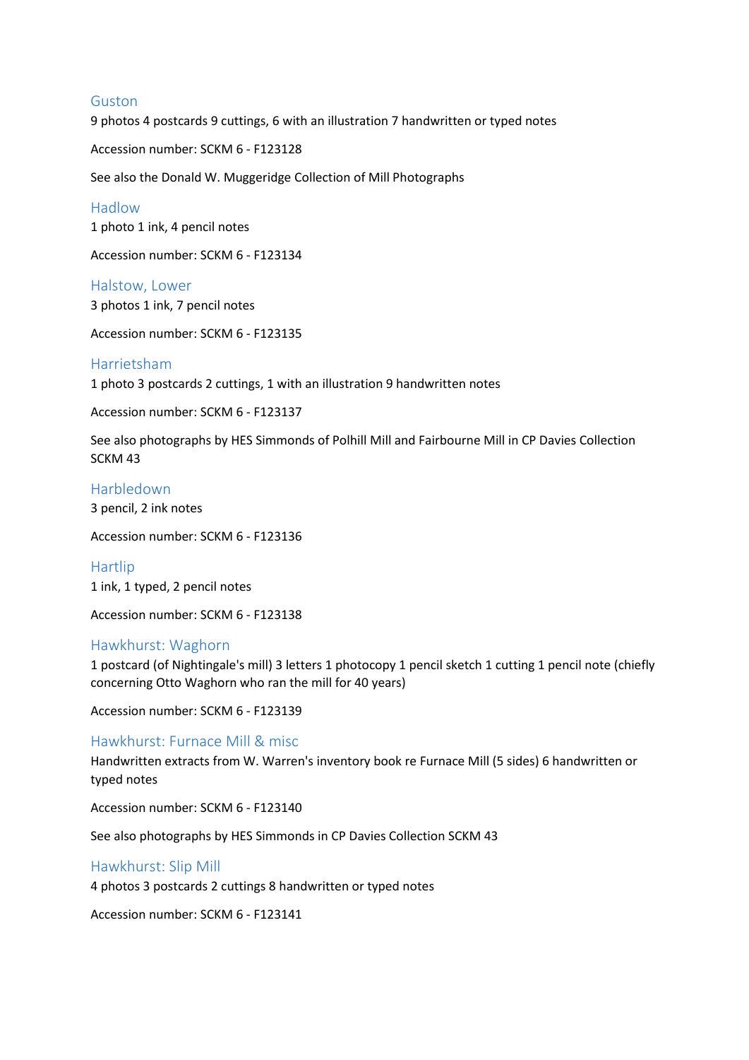## Guston

9 photos 4 postcards 9 cuttings, 6 with an illustration 7 handwritten or typed notes

Accession number: SCKM 6 - F123128

See also the Donald W. Muggeridge Collection of Mill Photographs

## Hadlow

1 photo 1 ink, 4 pencil notes

Accession number: SCKM 6 - F123134

## Halstow, Lower

3 photos 1 ink, 7 pencil notes

Accession number: SCKM 6 - F123135

## Harrietsham

1 photo 3 postcards 2 cuttings, 1 with an illustration 9 handwritten notes

Accession number: SCKM 6 - F123137

See also photographs by HES Simmonds of Polhill Mill and Fairbourne Mill in CP Davies Collection SCKM 43

## Harbledown

3 pencil, 2 ink notes

Accession number: SCKM 6 - F123136

## Hartlip

1 ink, 1 typed, 2 pencil notes

Accession number: SCKM 6 - F123138

## Hawkhurst: Waghorn

1 postcard (of Nightingale's mill) 3 letters 1 photocopy 1 pencil sketch 1 cutting 1 pencil note (chiefly concerning Otto Waghorn who ran the mill for 40 years)

Accession number: SCKM 6 - F123139

## Hawkhurst: Furnace Mill & misc

Handwritten extracts from W. Warren's inventory book re Furnace Mill (5 sides) 6 handwritten or typed notes

Accession number: SCKM 6 - F123140

See also photographs by HES Simmonds in CP Davies Collection SCKM 43

## Hawkhurst: Slip Mill

4 photos 3 postcards 2 cuttings 8 handwritten or typed notes

Accession number: SCKM 6 - F123141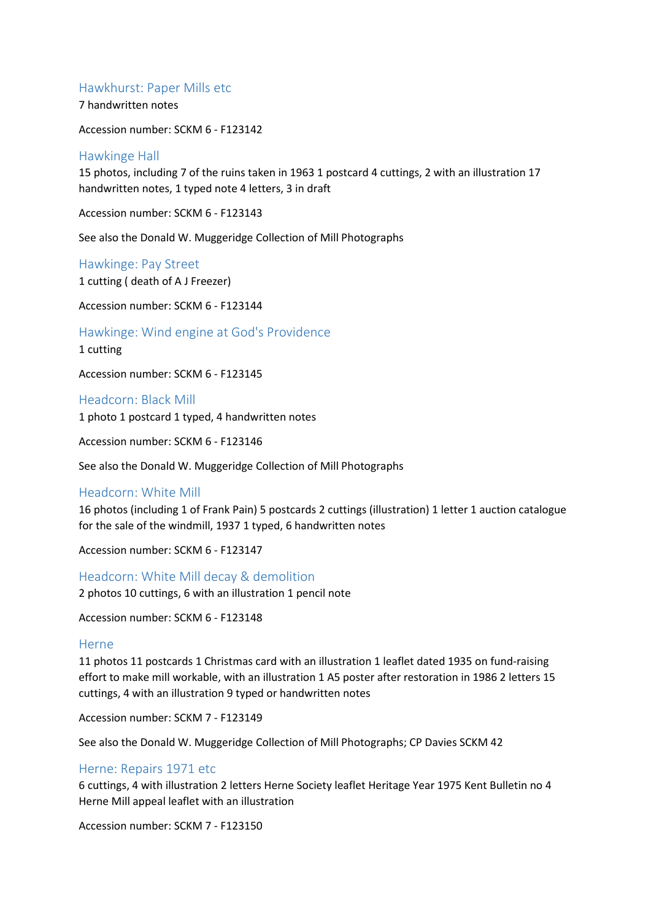## Hawkhurst: Paper Mills etc

7 handwritten notes

Accession number: SCKM 6 - F123142

## Hawkinge Hall

15 photos, including 7 of the ruins taken in 1963 1 postcard 4 cuttings, 2 with an illustration 17 handwritten notes, 1 typed note 4 letters, 3 in draft

Accession number: SCKM 6 - F123143

See also the Donald W. Muggeridge Collection of Mill Photographs

## Hawkinge: Pay Street

1 cutting ( death of A J Freezer)

Accession number: SCKM 6 - F123144

## Hawkinge: Wind engine at God's Providence

1 cutting

Accession number: SCKM 6 - F123145

## Headcorn: Black Mill

1 photo 1 postcard 1 typed, 4 handwritten notes

Accession number: SCKM 6 - F123146

See also the Donald W. Muggeridge Collection of Mill Photographs

## Headcorn: White Mill

16 photos (including 1 of Frank Pain) 5 postcards 2 cuttings (illustration) 1 letter 1 auction catalogue for the sale of the windmill, 1937 1 typed, 6 handwritten notes

Accession number: SCKM 6 - F123147

## Headcorn: White Mill decay & demolition

2 photos 10 cuttings, 6 with an illustration 1 pencil note

Accession number: SCKM 6 - F123148

## Herne

11 photos 11 postcards 1 Christmas card with an illustration 1 leaflet dated 1935 on fund-raising effort to make mill workable, with an illustration 1 A5 poster after restoration in 1986 2 letters 15 cuttings, 4 with an illustration 9 typed or handwritten notes

Accession number: SCKM 7 - F123149

See also the Donald W. Muggeridge Collection of Mill Photographs; CP Davies SCKM 42

## Herne: Repairs 1971 etc

6 cuttings, 4 with illustration 2 letters Herne Society leaflet Heritage Year 1975 Kent Bulletin no 4 Herne Mill appeal leaflet with an illustration

Accession number: SCKM 7 - F123150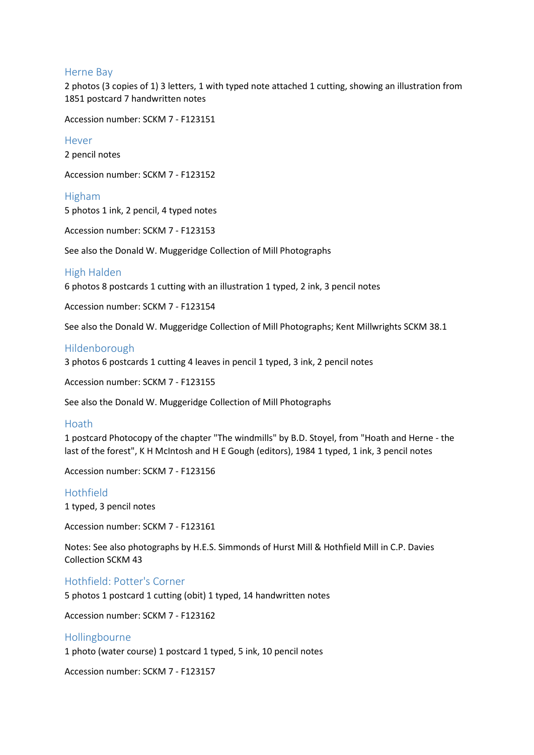## Herne Bay

2 photos (3 copies of 1) 3 letters, 1 with typed note attached 1 cutting, showing an illustration from 1851 postcard 7 handwritten notes

Accession number: SCKM 7 - F123151

## Hever

2 pencil notes

Accession number: SCKM 7 - F123152

## Higham

5 photos 1 ink, 2 pencil, 4 typed notes

Accession number: SCKM 7 - F123153

See also the Donald W. Muggeridge Collection of Mill Photographs

## High Halden

6 photos 8 postcards 1 cutting with an illustration 1 typed, 2 ink, 3 pencil notes

Accession number: SCKM 7 - F123154

See also the Donald W. Muggeridge Collection of Mill Photographs; Kent Millwrights SCKM 38.1

## Hildenborough

3 photos 6 postcards 1 cutting 4 leaves in pencil 1 typed, 3 ink, 2 pencil notes

Accession number: SCKM 7 - F123155

See also the Donald W. Muggeridge Collection of Mill Photographs

## Hoath

1 postcard Photocopy of the chapter "The windmills" by B.D. Stoyel, from "Hoath and Herne - the last of the forest", K H McIntosh and H E Gough (editors), 1984 1 typed, 1 ink, 3 pencil notes

Accession number: SCKM 7 - F123156

## Hothfield

1 typed, 3 pencil notes

Accession number: SCKM 7 - F123161

Notes: See also photographs by H.E.S. Simmonds of Hurst Mill & Hothfield Mill in C.P. Davies Collection SCKM 43

## Hothfield: Potter's Corner

5 photos 1 postcard 1 cutting (obit) 1 typed, 14 handwritten notes

Accession number: SCKM 7 - F123162

## Hollingbourne

1 photo (water course) 1 postcard 1 typed, 5 ink, 10 pencil notes

Accession number: SCKM 7 - F123157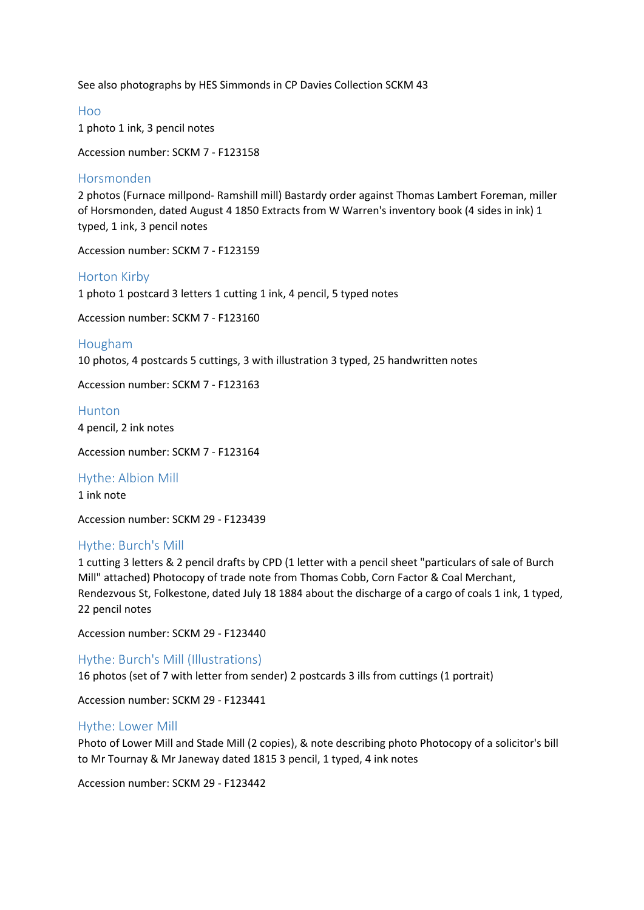See also photographs by HES Simmonds in CP Davies Collection SCKM 43

## Hoo

1 photo 1 ink, 3 pencil notes

Accession number: SCKM 7 - F123158

## Horsmonden

2 photos (Furnace millpond- Ramshill mill) Bastardy order against Thomas Lambert Foreman, miller of Horsmonden, dated August 4 1850 Extracts from W Warren's inventory book (4 sides in ink) 1 typed, 1 ink, 3 pencil notes

Accession number: SCKM 7 - F123159

## Horton Kirby

1 photo 1 postcard 3 letters 1 cutting 1 ink, 4 pencil, 5 typed notes

Accession number: SCKM 7 - F123160

## Hougham

10 photos, 4 postcards 5 cuttings, 3 with illustration 3 typed, 25 handwritten notes

Accession number: SCKM 7 - F123163

## Hunton

4 pencil, 2 ink notes

Accession number: SCKM 7 - F123164

## Hythe: Albion Mill

1 ink note

Accession number: SCKM 29 - F123439

## Hythe: Burch's Mill

1 cutting 3 letters & 2 pencil drafts by CPD (1 letter with a pencil sheet "particulars of sale of Burch Mill" attached) Photocopy of trade note from Thomas Cobb, Corn Factor & Coal Merchant, Rendezvous St, Folkestone, dated July 18 1884 about the discharge of a cargo of coals 1 ink, 1 typed, 22 pencil notes

Accession number: SCKM 29 - F123440

## Hythe: Burch's Mill (Illustrations)

16 photos (set of 7 with letter from sender) 2 postcards 3 ills from cuttings (1 portrait)

Accession number: SCKM 29 - F123441

## Hythe: Lower Mill

Photo of Lower Mill and Stade Mill (2 copies), & note describing photo Photocopy of a solicitor's bill to Mr Tournay & Mr Janeway dated 1815 3 pencil, 1 typed, 4 ink notes

Accession number: SCKM 29 - F123442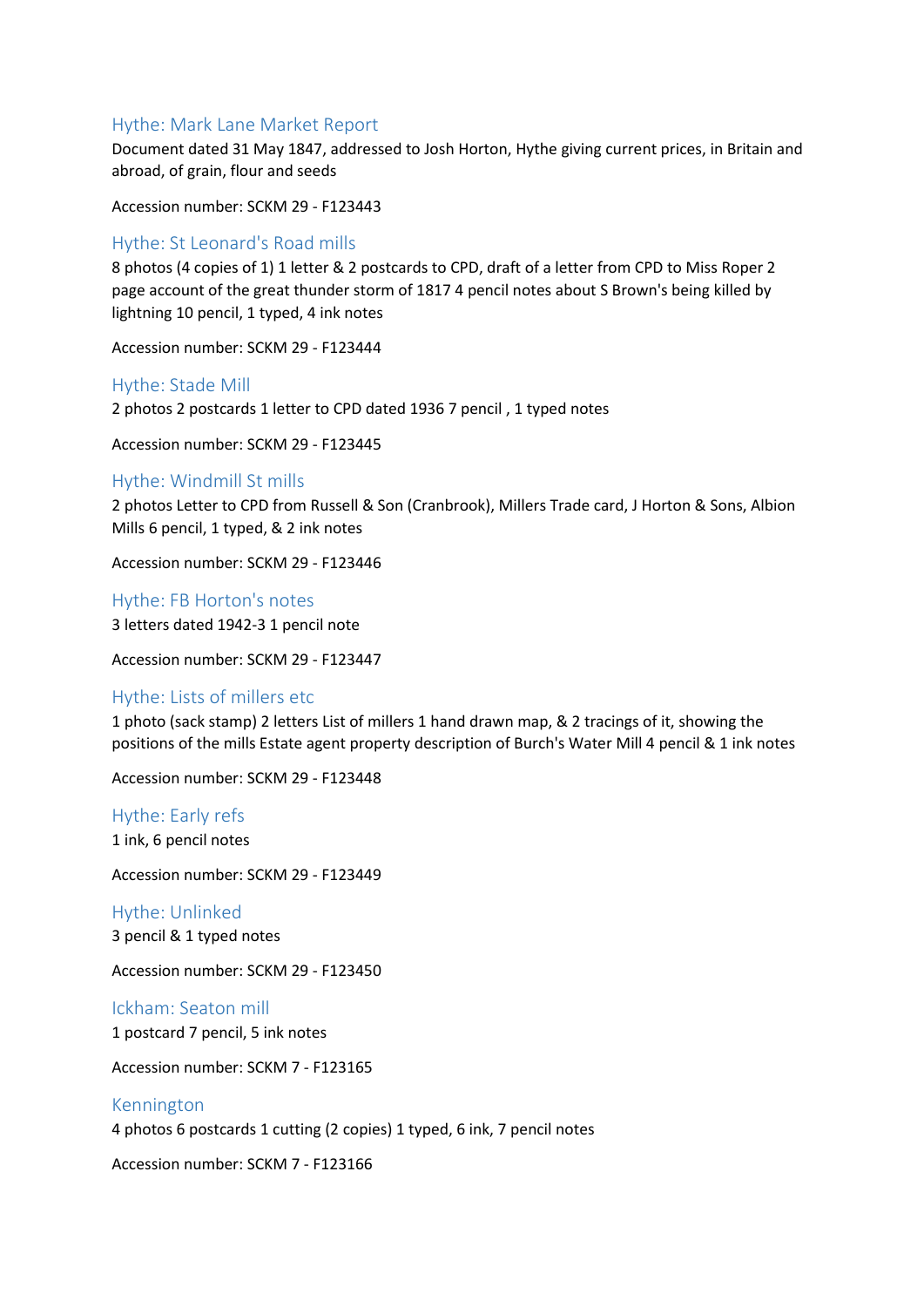## Hythe: Mark Lane Market Report

Document dated 31 May 1847, addressed to Josh Horton, Hythe giving current prices, in Britain and abroad, of grain, flour and seeds

Accession number: SCKM 29 - F123443

## Hythe: St Leonard's Road mills

8 photos (4 copies of 1) 1 letter & 2 postcards to CPD, draft of a letter from CPD to Miss Roper 2 page account of the great thunder storm of 1817 4 pencil notes about S Brown's being killed by lightning 10 pencil, 1 typed, 4 ink notes

Accession number: SCKM 29 - F123444

## Hythe: Stade Mill

2 photos 2 postcards 1 letter to CPD dated 1936 7 pencil , 1 typed notes

Accession number: SCKM 29 - F123445

## Hythe: Windmill St mills

2 photos Letter to CPD from Russell & Son (Cranbrook), Millers Trade card, J Horton & Sons, Albion Mills 6 pencil, 1 typed, & 2 ink notes

Accession number: SCKM 29 - F123446

## Hythe: FB Horton's notes

3 letters dated 1942-3 1 pencil note

Accession number: SCKM 29 - F123447

## Hythe: Lists of millers etc

1 photo (sack stamp) 2 letters List of millers 1 hand drawn map, & 2 tracings of it, showing the positions of the mills Estate agent property description of Burch's Water Mill 4 pencil & 1 ink notes

Accession number: SCKM 29 - F123448

## Hythe: Early refs

1 ink, 6 pencil notes

Accession number: SCKM 29 - F123449

## Hythe: Unlinked

3 pencil & 1 typed notes

Accession number: SCKM 29 - F123450

## Ickham: Seaton mill

1 postcard 7 pencil, 5 ink notes

Accession number: SCKM 7 - F123165

## Kennington

4 photos 6 postcards 1 cutting (2 copies) 1 typed, 6 ink, 7 pencil notes

Accession number: SCKM 7 - F123166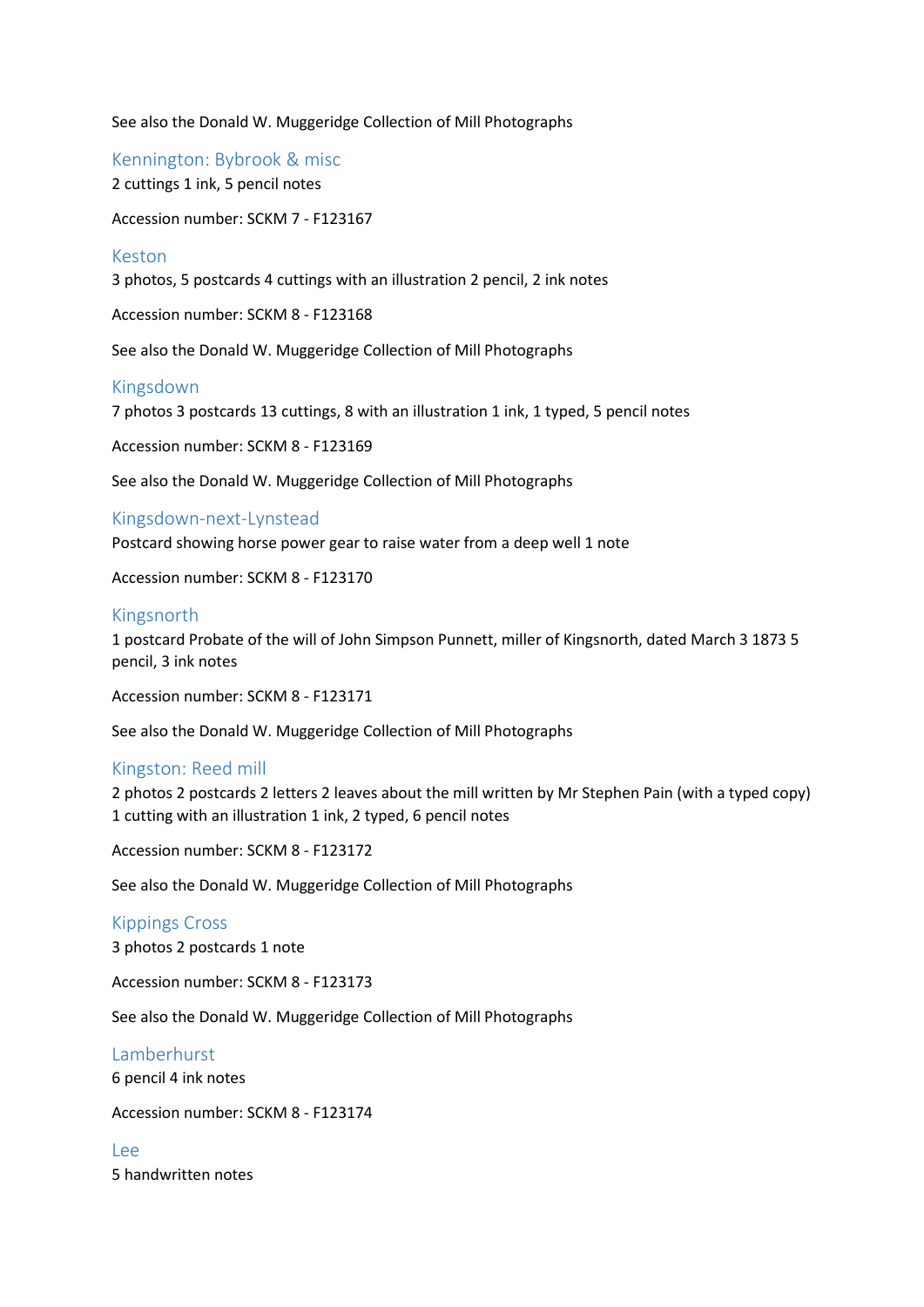See also the Donald W. Muggeridge Collection of Mill Photographs

### Kennington: Bybrook & misc

2 cuttings 1 ink, 5 pencil notes

Accession number: SCKM 7 - F123167

### Keston

3 photos, 5 postcards 4 cuttings with an illustration 2 pencil, 2 ink notes

Accession number: SCKM 8 - F123168

See also the Donald W. Muggeridge Collection of Mill Photographs

### Kingsdown

7 photos 3 postcards 13 cuttings, 8 with an illustration 1 ink, 1 typed, 5 pencil notes

Accession number: SCKM 8 - F123169

See also the Donald W. Muggeridge Collection of Mill Photographs

### Kingsdown-next-Lynstead

Postcard showing horse power gear to raise water from a deep well 1 note

Accession number: SCKM 8 - F123170

### Kingsnorth

1 postcard Probate of the will of John Simpson Punnett, miller of Kingsnorth, dated March 3 1873 5 pencil, 3 ink notes

Accession number: SCKM 8 - F123171

See also the Donald W. Muggeridge Collection of Mill Photographs

### Kingston: Reed mill

2 photos 2 postcards 2 letters 2 leaves about the mill written by Mr Stephen Pain (with a typed copy) 1 cutting with an illustration 1 ink, 2 typed, 6 pencil notes

Accession number: SCKM 8 - F123172

See also the Donald W. Muggeridge Collection of Mill Photographs

### Kippings Cross

3 photos 2 postcards 1 note

Accession number: SCKM 8 - F123173

See also the Donald W. Muggeridge Collection of Mill Photographs

### Lamberhurst

6 pencil 4 ink notes

Accession number: SCKM 8 - F123174

### Lee

5 handwritten notes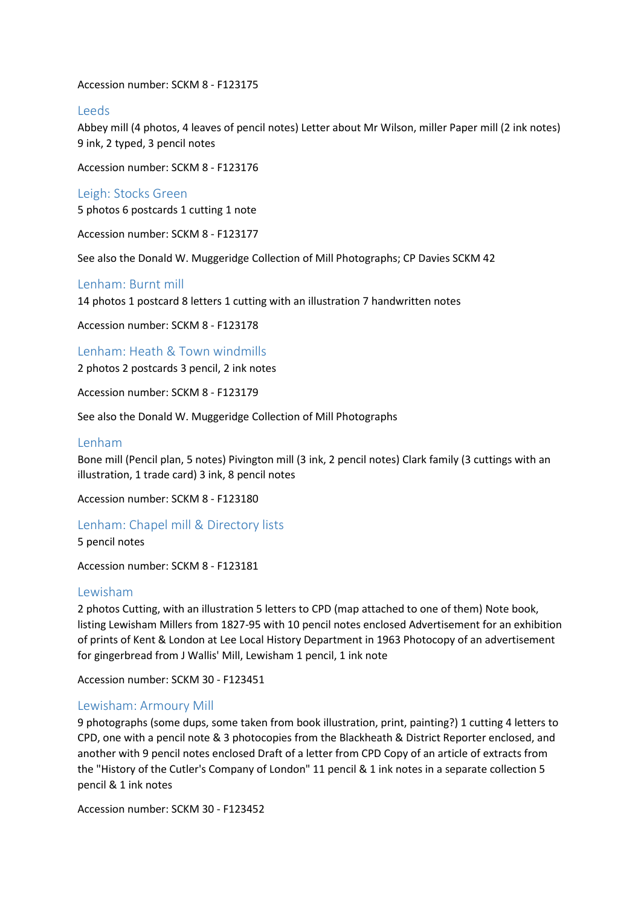Accession number: SCKM 8 - F123175

## Leeds

Abbey mill (4 photos, 4 leaves of pencil notes) Letter about Mr Wilson, miller Paper mill (2 ink notes) 9 ink, 2 typed, 3 pencil notes

Accession number: SCKM 8 - F123176

## Leigh: Stocks Green

5 photos 6 postcards 1 cutting 1 note

Accession number: SCKM 8 - F123177

See also the Donald W. Muggeridge Collection of Mill Photographs; CP Davies SCKM 42

## Lenham: Burnt mill

14 photos 1 postcard 8 letters 1 cutting with an illustration 7 handwritten notes

Accession number: SCKM 8 - F123178

## Lenham: Heath & Town windmills

2 photos 2 postcards 3 pencil, 2 ink notes

Accession number: SCKM 8 - F123179

See also the Donald W. Muggeridge Collection of Mill Photographs

## Lenham

Bone mill (Pencil plan, 5 notes) Pivington mill (3 ink, 2 pencil notes) Clark family (3 cuttings with an illustration, 1 trade card) 3 ink, 8 pencil notes

Accession number: SCKM 8 - F123180

## Lenham: Chapel mill & Directory lists

5 pencil notes

Accession number: SCKM 8 - F123181

## Lewisham

2 photos Cutting, with an illustration 5 letters to CPD (map attached to one of them) Note book, listing Lewisham Millers from 1827-95 with 10 pencil notes enclosed Advertisement for an exhibition of prints of Kent & London at Lee Local History Department in 1963 Photocopy of an advertisement for gingerbread from J Wallis' Mill, Lewisham 1 pencil, 1 ink note

Accession number: SCKM 30 - F123451

## Lewisham: Armoury Mill

9 photographs (some dups, some taken from book illustration, print, painting?) 1 cutting 4 letters to CPD, one with a pencil note & 3 photocopies from the Blackheath & District Reporter enclosed, and another with 9 pencil notes enclosed Draft of a letter from CPD Copy of an article of extracts from the "History of the Cutler's Company of London" 11 pencil & 1 ink notes in a separate collection 5 pencil & 1 ink notes

Accession number: SCKM 30 - F123452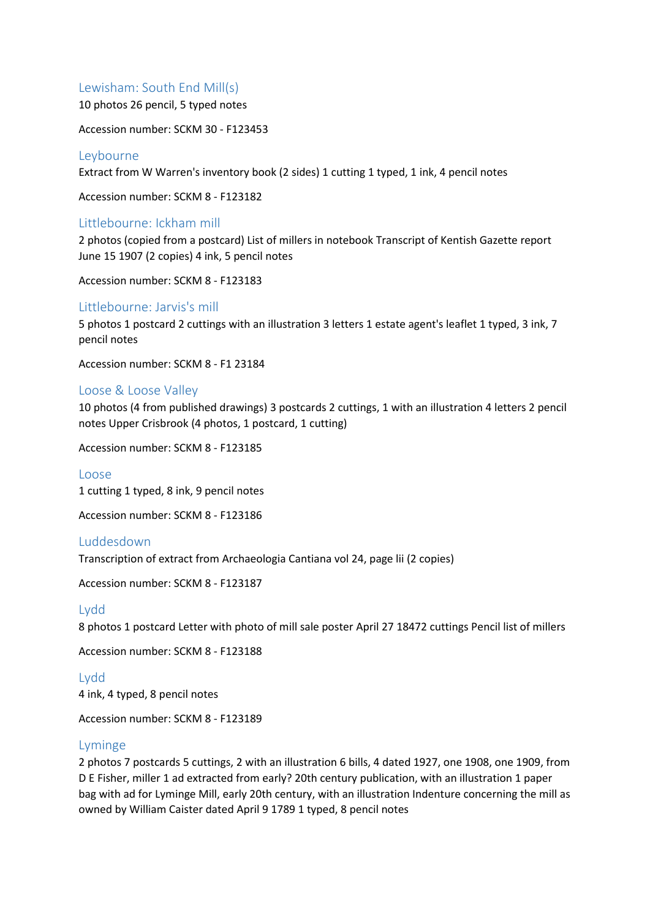## Lewisham: South End Mill(s)

10 photos 26 pencil, 5 typed notes

Accession number: SCKM 30 - F123453

## Leybourne

Extract from W Warren's inventory book (2 sides) 1 cutting 1 typed, 1 ink, 4 pencil notes

Accession number: SCKM 8 - F123182

## Littlebourne: Ickham mill

2 photos (copied from a postcard) List of millers in notebook Transcript of Kentish Gazette report June 15 1907 (2 copies) 4 ink, 5 pencil notes

Accession number: SCKM 8 - F123183

## Littlebourne: Jarvis's mill

5 photos 1 postcard 2 cuttings with an illustration 3 letters 1 estate agent's leaflet 1 typed, 3 ink, 7 pencil notes

Accession number: SCKM 8 - F1 23184

## Loose & Loose Valley

10 photos (4 from published drawings) 3 postcards 2 cuttings, 1 with an illustration 4 letters 2 pencil notes Upper Crisbrook (4 photos, 1 postcard, 1 cutting)

Accession number: SCKM 8 - F123185

## Loose

1 cutting 1 typed, 8 ink, 9 pencil notes

Accession number: SCKM 8 - F123186

## Luddesdown

Transcription of extract from Archaeologia Cantiana vol 24, page lii (2 copies)

Accession number: SCKM 8 - F123187

## Lydd

8 photos 1 postcard Letter with photo of mill sale poster April 27 18472 cuttings Pencil list of millers

Accession number: SCKM 8 - F123188

## Lydd

4 ink, 4 typed, 8 pencil notes

Accession number: SCKM 8 - F123189

## Lyminge

2 photos 7 postcards 5 cuttings, 2 with an illustration 6 bills, 4 dated 1927, one 1908, one 1909, from D E Fisher, miller 1 ad extracted from early? 20th century publication, with an illustration 1 paper bag with ad for Lyminge Mill, early 20th century, with an illustration Indenture concerning the mill as owned by William Caister dated April 9 1789 1 typed, 8 pencil notes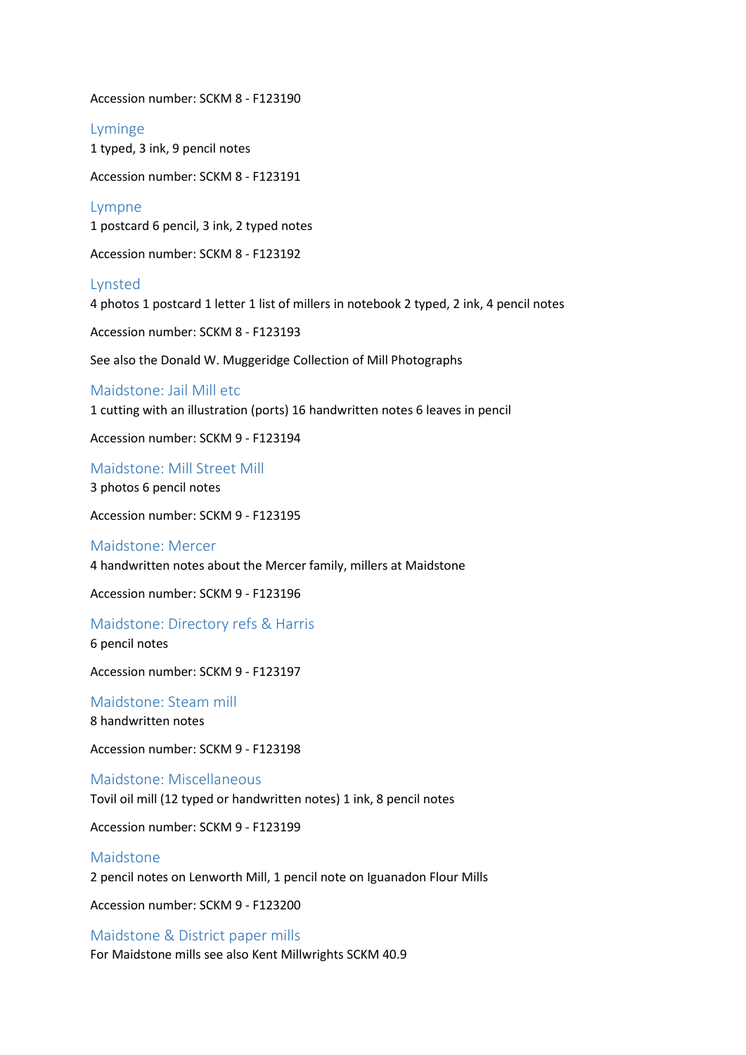Accession number: SCKM 8 - F123190

## Lyminge

1 typed, 3 ink, 9 pencil notes

Accession number: SCKM 8 - F123191

## Lympne

1 postcard 6 pencil, 3 ink, 2 typed notes

Accession number: SCKM 8 - F123192

## Lynsted

4 photos 1 postcard 1 letter 1 list of millers in notebook 2 typed, 2 ink, 4 pencil notes

Accession number: SCKM 8 - F123193

See also the Donald W. Muggeridge Collection of Mill Photographs

## Maidstone: Jail Mill etc

1 cutting with an illustration (ports) 16 handwritten notes 6 leaves in pencil

Accession number: SCKM 9 - F123194

## Maidstone: Mill Street Mill

3 photos 6 pencil notes

Accession number: SCKM 9 - F123195

## Maidstone: Mercer

4 handwritten notes about the Mercer family, millers at Maidstone

Accession number: SCKM 9 - F123196

## Maidstone: Directory refs & Harris

6 pencil notes

Accession number: SCKM 9 - F123197

## Maidstone: Steam mill

8 handwritten notes

Accession number: SCKM 9 - F123198

## Maidstone: Miscellaneous

Tovil oil mill (12 typed or handwritten notes) 1 ink, 8 pencil notes

Accession number: SCKM 9 - F123199

## Maidstone

2 pencil notes on Lenworth Mill, 1 pencil note on Iguanadon Flour Mills

Accession number: SCKM 9 - F123200

## Maidstone & District paper mills

For Maidstone mills see also Kent Millwrights SCKM 40.9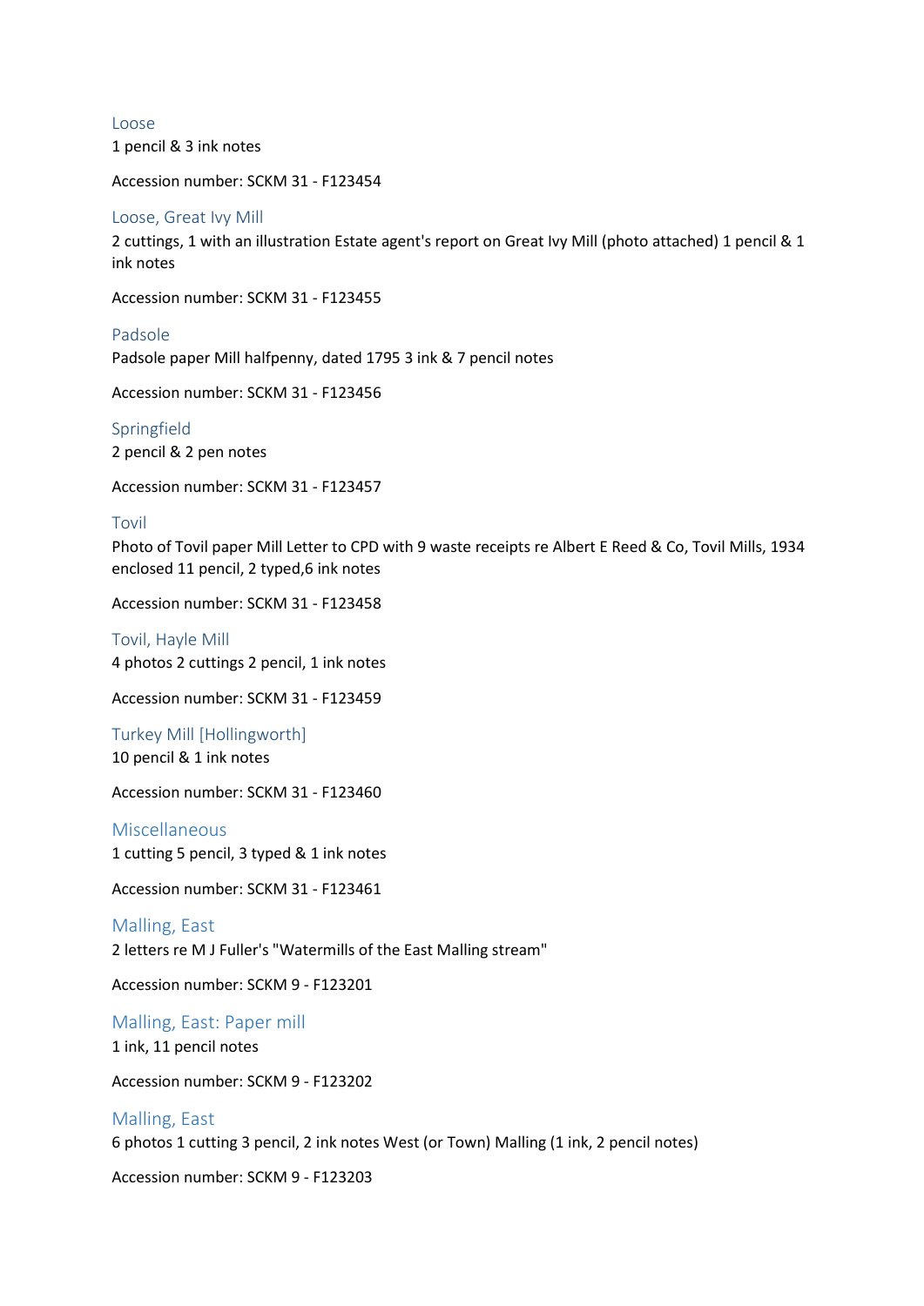### Loose

1 pencil & 3 ink notes

Accession number: SCKM 31 - F123454

### Loose, Great Ivy Mill

2 cuttings, 1 with an illustration Estate agent's report on Great Ivy Mill (photo attached) 1 pencil & 1 ink notes

Accession number: SCKM 31 - F123455

### Padsole

Padsole paper Mill halfpenny, dated 1795 3 ink & 7 pencil notes

Accession number: SCKM 31 - F123456

### Springfield

2 pencil & 2 pen notes

Accession number: SCKM 31 - F123457

### Tovil

Photo of Tovil paper Mill Letter to CPD with 9 waste receipts re Albert E Reed & Co, Tovil Mills, 1934 enclosed 11 pencil, 2 typed,6 ink notes

Accession number: SCKM 31 - F123458

### Tovil, Hayle Mill

4 photos 2 cuttings 2 pencil, 1 ink notes

Accession number: SCKM 31 - F123459

### Turkey Mill [Hollingworth]

10 pencil & 1 ink notes

Accession number: SCKM 31 - F123460

### Miscellaneous

1 cutting 5 pencil, 3 typed & 1 ink notes

Accession number: SCKM 31 - F123461

### Malling, East

2 letters re M J Fuller's "Watermills of the East Malling stream"

Accession number: SCKM 9 - F123201

### Malling, East: Paper mill

1 ink, 11 pencil notes

Accession number: SCKM 9 - F123202

### Malling, East

6 photos 1 cutting 3 pencil, 2 ink notes West (or Town) Malling (1 ink, 2 pencil notes)

Accession number: SCKM 9 - F123203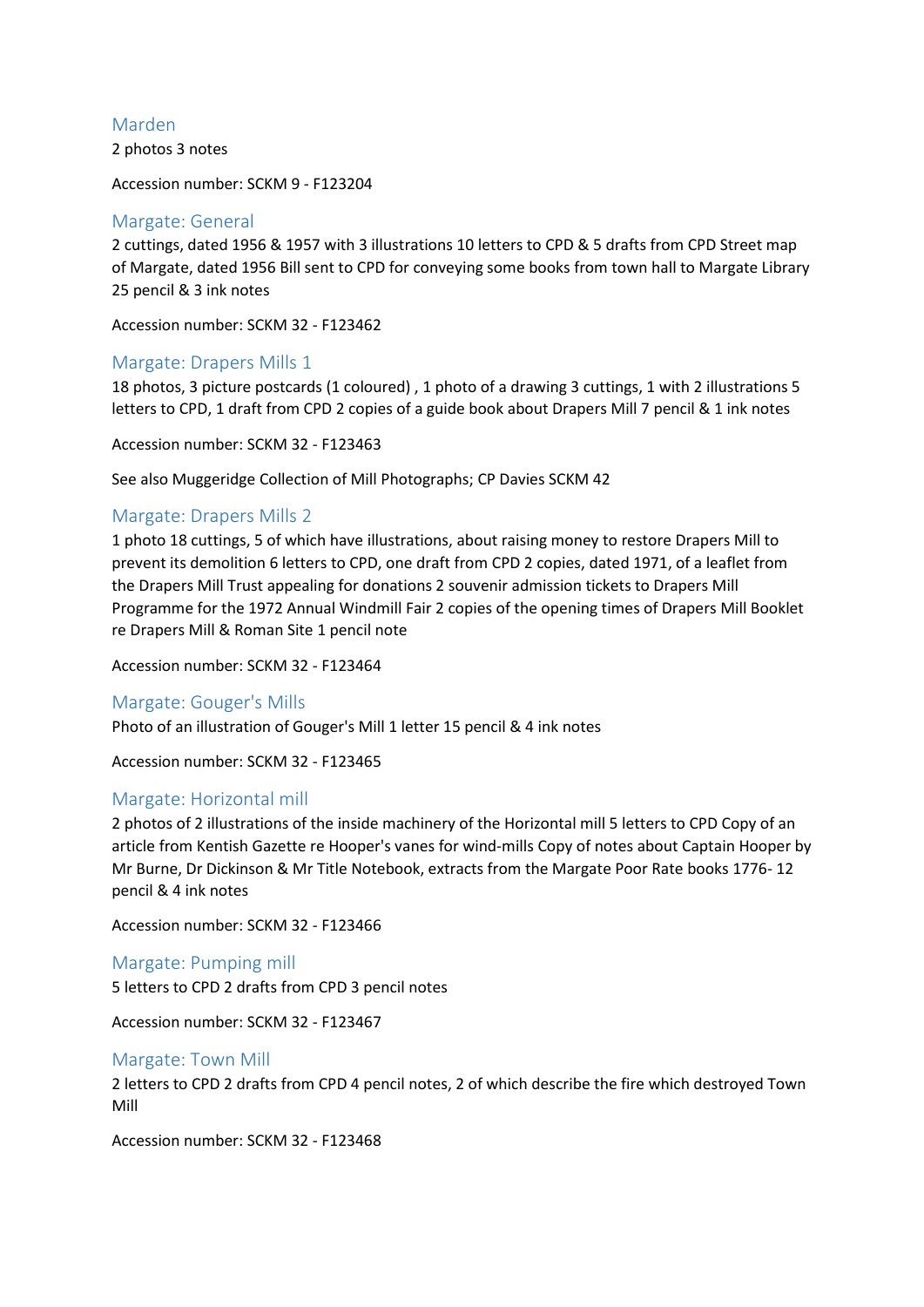### Marden

2 photos 3 notes

Accession number: SCKM 9 - F123204

### Margate: General

2 cuttings, dated 1956 & 1957 with 3 illustrations 10 letters to CPD & 5 drafts from CPD Street map of Margate, dated 1956 Bill sent to CPD for conveying some books from town hall to Margate Library 25 pencil & 3 ink notes

Accession number: SCKM 32 - F123462

### Margate: Drapers Mills 1

18 photos, 3 picture postcards (1 coloured) , 1 photo of a drawing 3 cuttings, 1 with 2 illustrations 5 letters to CPD, 1 draft from CPD 2 copies of a guide book about Drapers Mill 7 pencil & 1 ink notes

Accession number: SCKM 32 - F123463

See also Muggeridge Collection of Mill Photographs; CP Davies SCKM 42

### Margate: Drapers Mills 2

1 photo 18 cuttings, 5 of which have illustrations, about raising money to restore Drapers Mill to prevent its demolition 6 letters to CPD, one draft from CPD 2 copies, dated 1971, of a leaflet from the Drapers Mill Trust appealing for donations 2 souvenir admission tickets to Drapers Mill Programme for the 1972 Annual Windmill Fair 2 copies of the opening times of Drapers Mill Booklet re Drapers Mill & Roman Site 1 pencil note

Accession number: SCKM 32 - F123464

### Margate: Gouger's Mills

Photo of an illustration of Gouger's Mill 1 letter 15 pencil & 4 ink notes

Accession number: SCKM 32 - F123465

### Margate: Horizontal mill

2 photos of 2 illustrations of the inside machinery of the Horizontal mill 5 letters to CPD Copy of an article from Kentish Gazette re Hooper's vanes for wind-mills Copy of notes about Captain Hooper by Mr Burne, Dr Dickinson & Mr Title Notebook, extracts from the Margate Poor Rate books 1776- 12 pencil & 4 ink notes

Accession number: SCKM 32 - F123466

### Margate: Pumping mill

5 letters to CPD 2 drafts from CPD 3 pencil notes

Accession number: SCKM 32 - F123467

### Margate: Town Mill

2 letters to CPD 2 drafts from CPD 4 pencil notes, 2 of which describe the fire which destroyed Town Mill

Accession number: SCKM 32 - F123468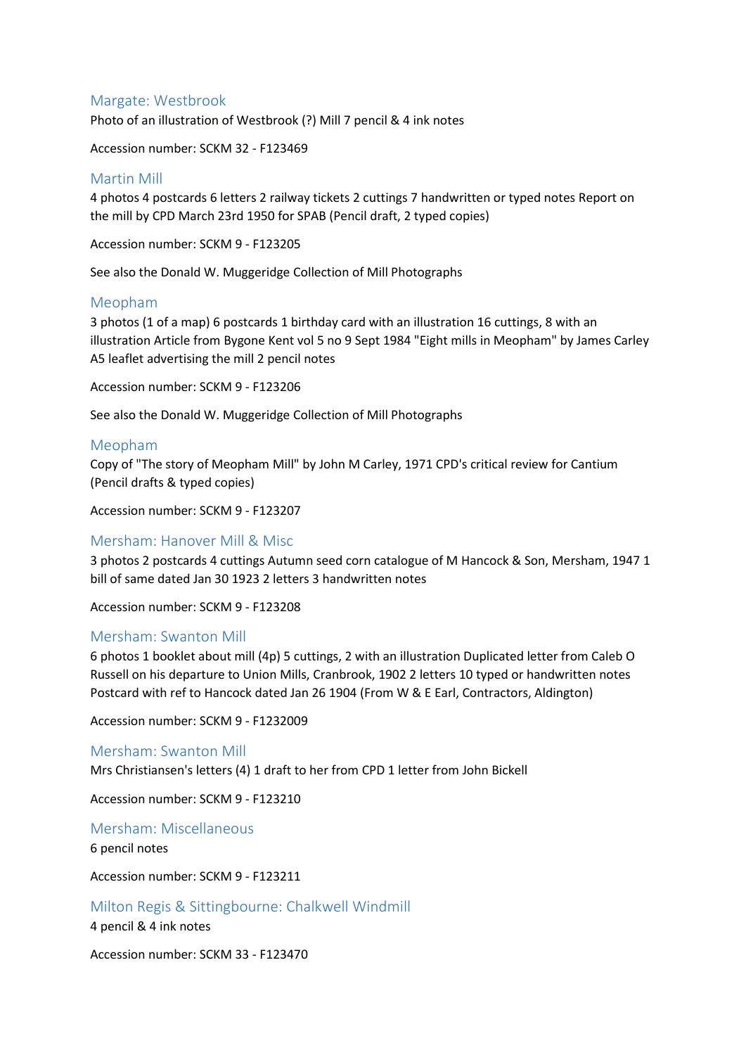## Margate: Westbrook

Photo of an illustration of Westbrook (?) Mill 7 pencil & 4 ink notes

Accession number: SCKM 32 - F123469

## Martin Mill

4 photos 4 postcards 6 letters 2 railway tickets 2 cuttings 7 handwritten or typed notes Report on the mill by CPD March 23rd 1950 for SPAB (Pencil draft, 2 typed copies)

Accession number: SCKM 9 - F123205

See also the Donald W. Muggeridge Collection of Mill Photographs

## Meopham

3 photos (1 of a map) 6 postcards 1 birthday card with an illustration 16 cuttings, 8 with an illustration Article from Bygone Kent vol 5 no 9 Sept 1984 "Eight mills in Meopham" by James Carley A5 leaflet advertising the mill 2 pencil notes

Accession number: SCKM 9 - F123206

See also the Donald W. Muggeridge Collection of Mill Photographs

## Meopham

Copy of "The story of Meopham Mill" by John M Carley, 1971 CPD's critical review for Cantium (Pencil drafts & typed copies)

Accession number: SCKM 9 - F123207

## Mersham: Hanover Mill & Misc

3 photos 2 postcards 4 cuttings Autumn seed corn catalogue of M Hancock & Son, Mersham, 1947 1 bill of same dated Jan 30 1923 2 letters 3 handwritten notes

Accession number: SCKM 9 - F123208

## Mersham: Swanton Mill

6 photos 1 booklet about mill (4p) 5 cuttings, 2 with an illustration Duplicated letter from Caleb O Russell on his departure to Union Mills, Cranbrook, 1902 2 letters 10 typed or handwritten notes Postcard with ref to Hancock dated Jan 26 1904 (From W & E Earl, Contractors, Aldington)

Accession number: SCKM 9 - F1232009

## Mersham: Swanton Mill

Mrs Christiansen's letters (4) 1 draft to her from CPD 1 letter from John Bickell

Accession number: SCKM 9 - F123210

## Mersham: Miscellaneous

6 pencil notes

Accession number: SCKM 9 - F123211

## Milton Regis & Sittingbourne: Chalkwell Windmill

4 pencil & 4 ink notes

Accession number: SCKM 33 - F123470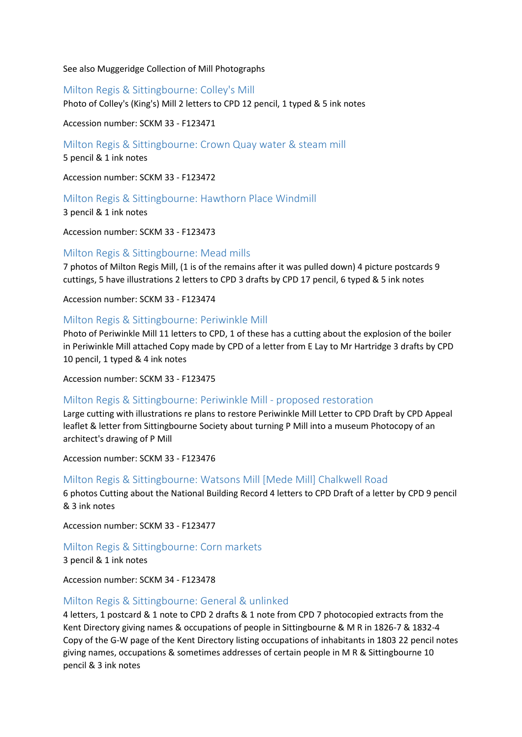See also Muggeridge Collection of Mill Photographs

### Milton Regis & Sittingbourne: Colley's Mill

Photo of Colley's (King's) Mill 2 letters to CPD 12 pencil, 1 typed & 5 ink notes

Accession number: SCKM 33 - F123471

### Milton Regis & Sittingbourne: Crown Quay water & steam mill

5 pencil & 1 ink notes

Accession number: SCKM 33 - F123472

### Milton Regis & Sittingbourne: Hawthorn Place Windmill

3 pencil & 1 ink notes

Accession number: SCKM 33 - F123473

### Milton Regis & Sittingbourne: Mead mills

7 photos of Milton Regis Mill, (1 is of the remains after it was pulled down) 4 picture postcards 9 cuttings, 5 have illustrations 2 letters to CPD 3 drafts by CPD 17 pencil, 6 typed & 5 ink notes

Accession number: SCKM 33 - F123474

### Milton Regis & Sittingbourne: Periwinkle Mill

Photo of Periwinkle Mill 11 letters to CPD, 1 of these has a cutting about the explosion of the boiler in Periwinkle Mill attached Copy made by CPD of a letter from E Lay to Mr Hartridge 3 drafts by CPD 10 pencil, 1 typed & 4 ink notes

Accession number: SCKM 33 - F123475

### Milton Regis & Sittingbourne: Periwinkle Mill - proposed restoration

Large cutting with illustrations re plans to restore Periwinkle Mill Letter to CPD Draft by CPD Appeal leaflet & letter from Sittingbourne Society about turning P Mill into a museum Photocopy of an architect's drawing of P Mill

Accession number: SCKM 33 - F123476

### Milton Regis & Sittingbourne: Watsons Mill [Mede Mill] Chalkwell Road

6 photos Cutting about the National Building Record 4 letters to CPD Draft of a letter by CPD 9 pencil & 3 ink notes

Accession number: SCKM 33 - F123477

### Milton Regis & Sittingbourne: Corn markets

3 pencil & 1 ink notes

Accession number: SCKM 34 - F123478

### Milton Regis & Sittingbourne: General & unlinked

4 letters, 1 postcard & 1 note to CPD 2 drafts & 1 note from CPD 7 photocopied extracts from the Kent Directory giving names & occupations of people in Sittingbourne & M R in 1826-7 & 1832-4 Copy of the G-W page of the Kent Directory listing occupations of inhabitants in 1803 22 pencil notes giving names, occupations & sometimes addresses of certain people in M R & Sittingbourne 10 pencil & 3 ink notes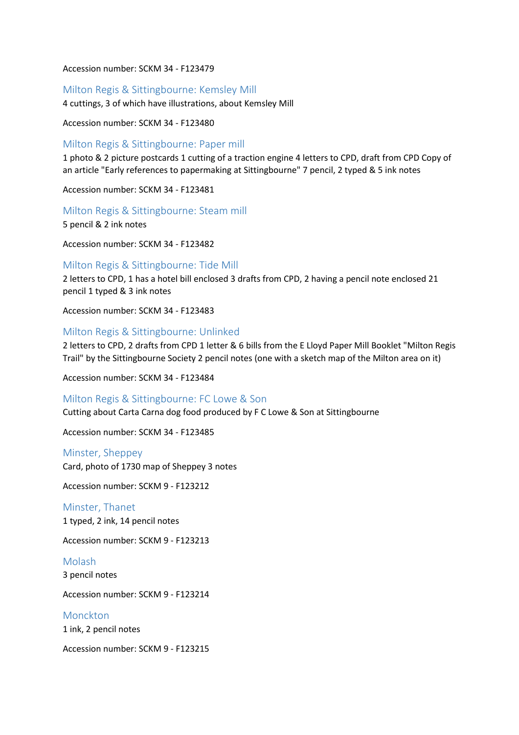Accession number: SCKM 34 - F123479

## Milton Regis & Sittingbourne: Kemsley Mill

4 cuttings, 3 of which have illustrations, about Kemsley Mill

Accession number: SCKM 34 - F123480

## Milton Regis & Sittingbourne: Paper mill

1 photo & 2 picture postcards 1 cutting of a traction engine 4 letters to CPD, draft from CPD Copy of an article "Early references to papermaking at Sittingbourne" 7 pencil, 2 typed & 5 ink notes

Accession number: SCKM 34 - F123481

## Milton Regis & Sittingbourne: Steam mill

5 pencil & 2 ink notes

Accession number: SCKM 34 - F123482

## Milton Regis & Sittingbourne: Tide Mill

2 letters to CPD, 1 has a hotel bill enclosed 3 drafts from CPD, 2 having a pencil note enclosed 21 pencil 1 typed & 3 ink notes

Accession number: SCKM 34 - F123483

## Milton Regis & Sittingbourne: Unlinked

2 letters to CPD, 2 drafts from CPD 1 letter & 6 bills from the E Lloyd Paper Mill Booklet "Milton Regis Trail" by the Sittingbourne Society 2 pencil notes (one with a sketch map of the Milton area on it)

Accession number: SCKM 34 - F123484

## Milton Regis & Sittingbourne: FC Lowe & Son

Cutting about Carta Carna dog food produced by F C Lowe & Son at Sittingbourne

Accession number: SCKM 34 - F123485

## Minster, Sheppey

Card, photo of 1730 map of Sheppey 3 notes

Accession number: SCKM 9 - F123212

## Minster, Thanet

1 typed, 2 ink, 14 pencil notes

Accession number: SCKM 9 - F123213

## Molash

3 pencil notes

Accession number: SCKM 9 - F123214

## Monckton

1 ink, 2 pencil notes

Accession number: SCKM 9 - F123215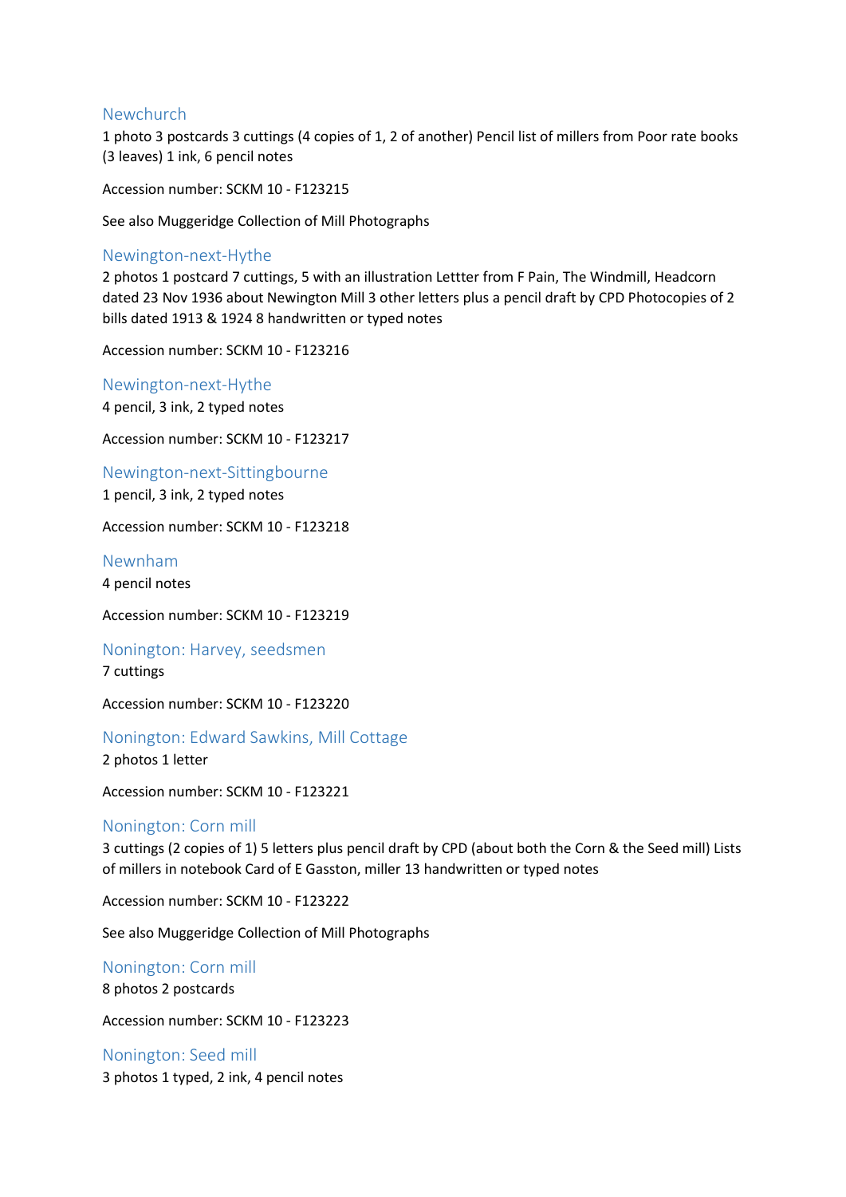## Newchurch

1 photo 3 postcards 3 cuttings (4 copies of 1, 2 of another) Pencil list of millers from Poor rate books (3 leaves) 1 ink, 6 pencil notes

Accession number: SCKM 10 - F123215

See also Muggeridge Collection of Mill Photographs

## Newington-next-Hythe

2 photos 1 postcard 7 cuttings, 5 with an illustration Lettter from F Pain, The Windmill, Headcorn dated 23 Nov 1936 about Newington Mill 3 other letters plus a pencil draft by CPD Photocopies of 2 bills dated 1913 & 1924 8 handwritten or typed notes

Accession number: SCKM 10 - F123216

## Newington-next-Hythe

4 pencil, 3 ink, 2 typed notes

Accession number: SCKM 10 - F123217

## Newington-next-Sittingbourne

1 pencil, 3 ink, 2 typed notes

Accession number: SCKM 10 - F123218

## Newnham

4 pencil notes

Accession number: SCKM 10 - F123219

## Nonington: Harvey, seedsmen

7 cuttings

Accession number: SCKM 10 - F123220

## Nonington: Edward Sawkins, Mill Cottage

2 photos 1 letter

Accession number: SCKM 10 - F123221

## Nonington: Corn mill

3 cuttings (2 copies of 1) 5 letters plus pencil draft by CPD (about both the Corn & the Seed mill) Lists of millers in notebook Card of E Gasston, miller 13 handwritten or typed notes

Accession number: SCKM 10 - F123222

See also Muggeridge Collection of Mill Photographs

## Nonington: Corn mill

8 photos 2 postcards

Accession number: SCKM 10 - F123223

## Nonington: Seed mill

3 photos 1 typed, 2 ink, 4 pencil notes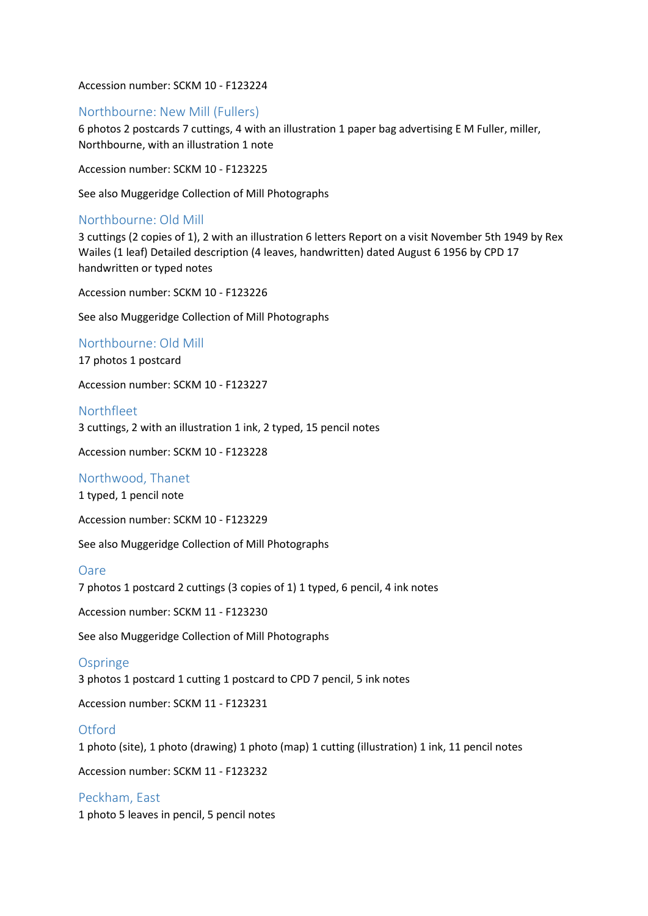Accession number: SCKM 10 - F123224

## Northbourne: New Mill (Fullers)

6 photos 2 postcards 7 cuttings, 4 with an illustration 1 paper bag advertising E M Fuller, miller, Northbourne, with an illustration 1 note

Accession number: SCKM 10 - F123225

See also Muggeridge Collection of Mill Photographs

## Northbourne: Old Mill

3 cuttings (2 copies of 1), 2 with an illustration 6 letters Report on a visit November 5th 1949 by Rex Wailes (1 leaf) Detailed description (4 leaves, handwritten) dated August 6 1956 by CPD 17 handwritten or typed notes

Accession number: SCKM 10 - F123226

See also Muggeridge Collection of Mill Photographs

## Northbourne: Old Mill

17 photos 1 postcard

Accession number: SCKM 10 - F123227

## Northfleet

3 cuttings, 2 with an illustration 1 ink, 2 typed, 15 pencil notes

Accession number: SCKM 10 - F123228

## Northwood, Thanet

1 typed, 1 pencil note

Accession number: SCKM 10 - F123229

See also Muggeridge Collection of Mill Photographs

## Oare

7 photos 1 postcard 2 cuttings (3 copies of 1) 1 typed, 6 pencil, 4 ink notes

Accession number: SCKM 11 - F123230

See also Muggeridge Collection of Mill Photographs

## Ospringe

3 photos 1 postcard 1 cutting 1 postcard to CPD 7 pencil, 5 ink notes

Accession number: SCKM 11 - F123231

## Otford

1 photo (site), 1 photo (drawing) 1 photo (map) 1 cutting (illustration) 1 ink, 11 pencil notes

Accession number: SCKM 11 - F123232

## Peckham, East

1 photo 5 leaves in pencil, 5 pencil notes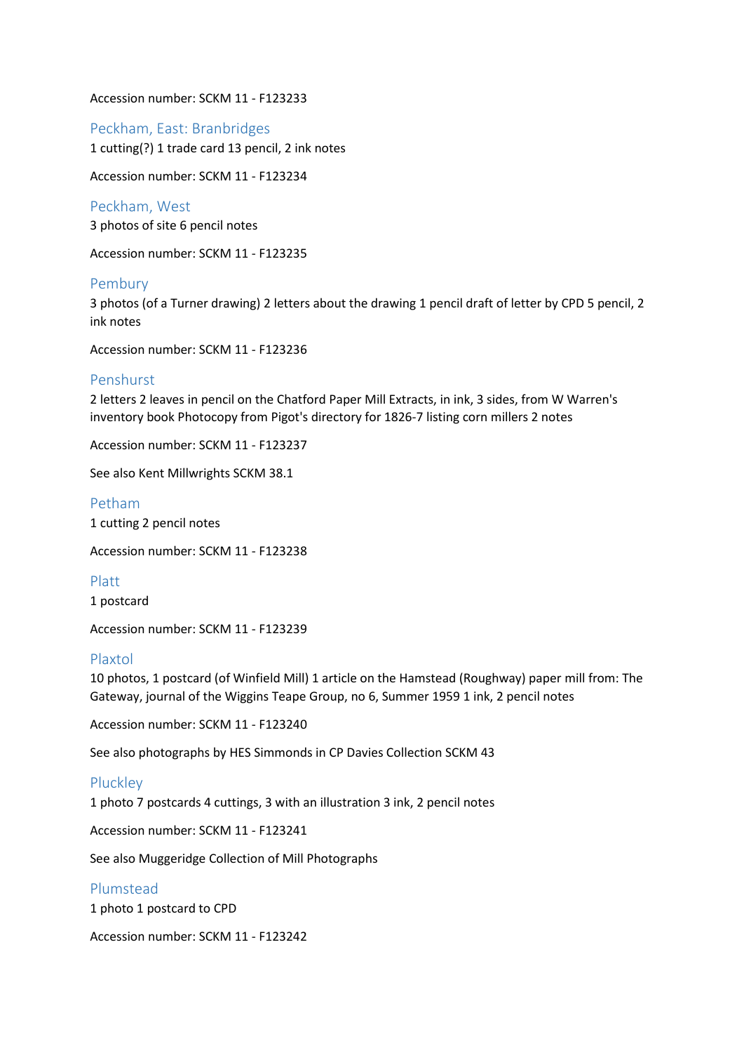Accession number: SCKM 11 - F123233

## Peckham, East: Branbridges

1 cutting(?) 1 trade card 13 pencil, 2 ink notes

Accession number: SCKM 11 - F123234

## Peckham, West

3 photos of site 6 pencil notes

Accession number: SCKM 11 - F123235

## Pembury

3 photos (of a Turner drawing) 2 letters about the drawing 1 pencil draft of letter by CPD 5 pencil, 2 ink notes

Accession number: SCKM 11 - F123236

## Penshurst

2 letters 2 leaves in pencil on the Chatford Paper Mill Extracts, in ink, 3 sides, from W Warren's inventory book Photocopy from Pigot's directory for 1826-7 listing corn millers 2 notes

Accession number: SCKM 11 - F123237

See also Kent Millwrights SCKM 38.1

## Petham

1 cutting 2 pencil notes

Accession number: SCKM 11 - F123238

## Platt

1 postcard

Accession number: SCKM 11 - F123239

## Plaxtol

10 photos, 1 postcard (of Winfield Mill) 1 article on the Hamstead (Roughway) paper mill from: The Gateway, journal of the Wiggins Teape Group, no 6, Summer 1959 1 ink, 2 pencil notes

Accession number: SCKM 11 - F123240

See also photographs by HES Simmonds in CP Davies Collection SCKM 43

## Pluckley

1 photo 7 postcards 4 cuttings, 3 with an illustration 3 ink, 2 pencil notes

Accession number: SCKM 11 - F123241

See also Muggeridge Collection of Mill Photographs

## Plumstead

1 photo 1 postcard to CPD

Accession number: SCKM 11 - F123242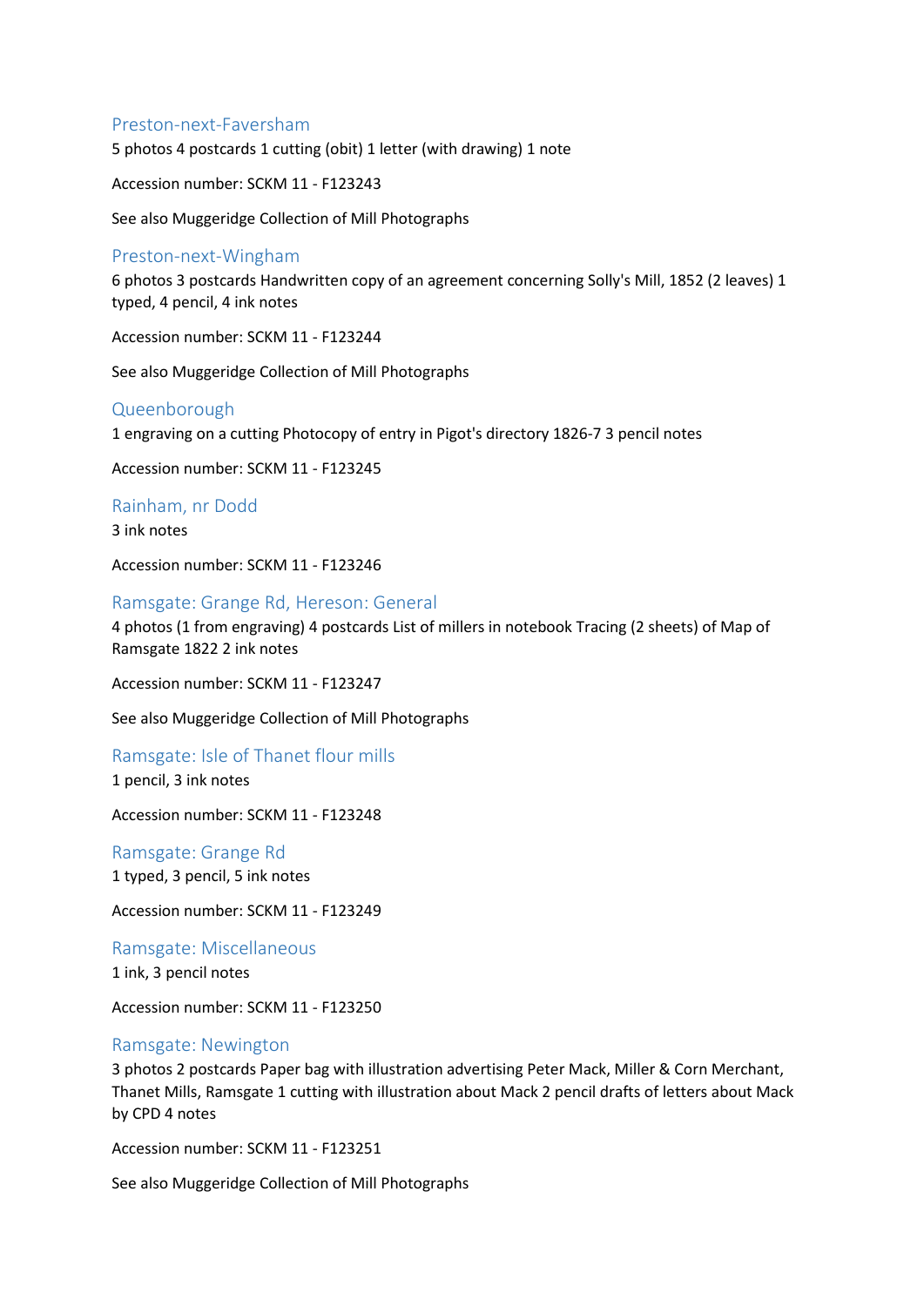## Preston-next-Faversham

5 photos 4 postcards 1 cutting (obit) 1 letter (with drawing) 1 note

Accession number: SCKM 11 - F123243

See also Muggeridge Collection of Mill Photographs

## Preston-next-Wingham

6 photos 3 postcards Handwritten copy of an agreement concerning Solly's Mill, 1852 (2 leaves) 1 typed, 4 pencil, 4 ink notes

Accession number: SCKM 11 - F123244

See also Muggeridge Collection of Mill Photographs

## Queenborough

1 engraving on a cutting Photocopy of entry in Pigot's directory 1826-7 3 pencil notes

Accession number: SCKM 11 - F123245

## Rainham, nr Dodd

3 ink notes

Accession number: SCKM 11 - F123246

## Ramsgate: Grange Rd, Hereson: General

4 photos (1 from engraving) 4 postcards List of millers in notebook Tracing (2 sheets) of Map of Ramsgate 1822 2 ink notes

Accession number: SCKM 11 - F123247

See also Muggeridge Collection of Mill Photographs

## Ramsgate: Isle of Thanet flour mills

1 pencil, 3 ink notes

Accession number: SCKM 11 - F123248

## Ramsgate: Grange Rd

1 typed, 3 pencil, 5 ink notes

Accession number: SCKM 11 - F123249

## Ramsgate: Miscellaneous

1 ink, 3 pencil notes

Accession number: SCKM 11 - F123250

## Ramsgate: Newington

3 photos 2 postcards Paper bag with illustration advertising Peter Mack, Miller & Corn Merchant, Thanet Mills, Ramsgate 1 cutting with illustration about Mack 2 pencil drafts of letters about Mack by CPD 4 notes

Accession number: SCKM 11 - F123251

See also Muggeridge Collection of Mill Photographs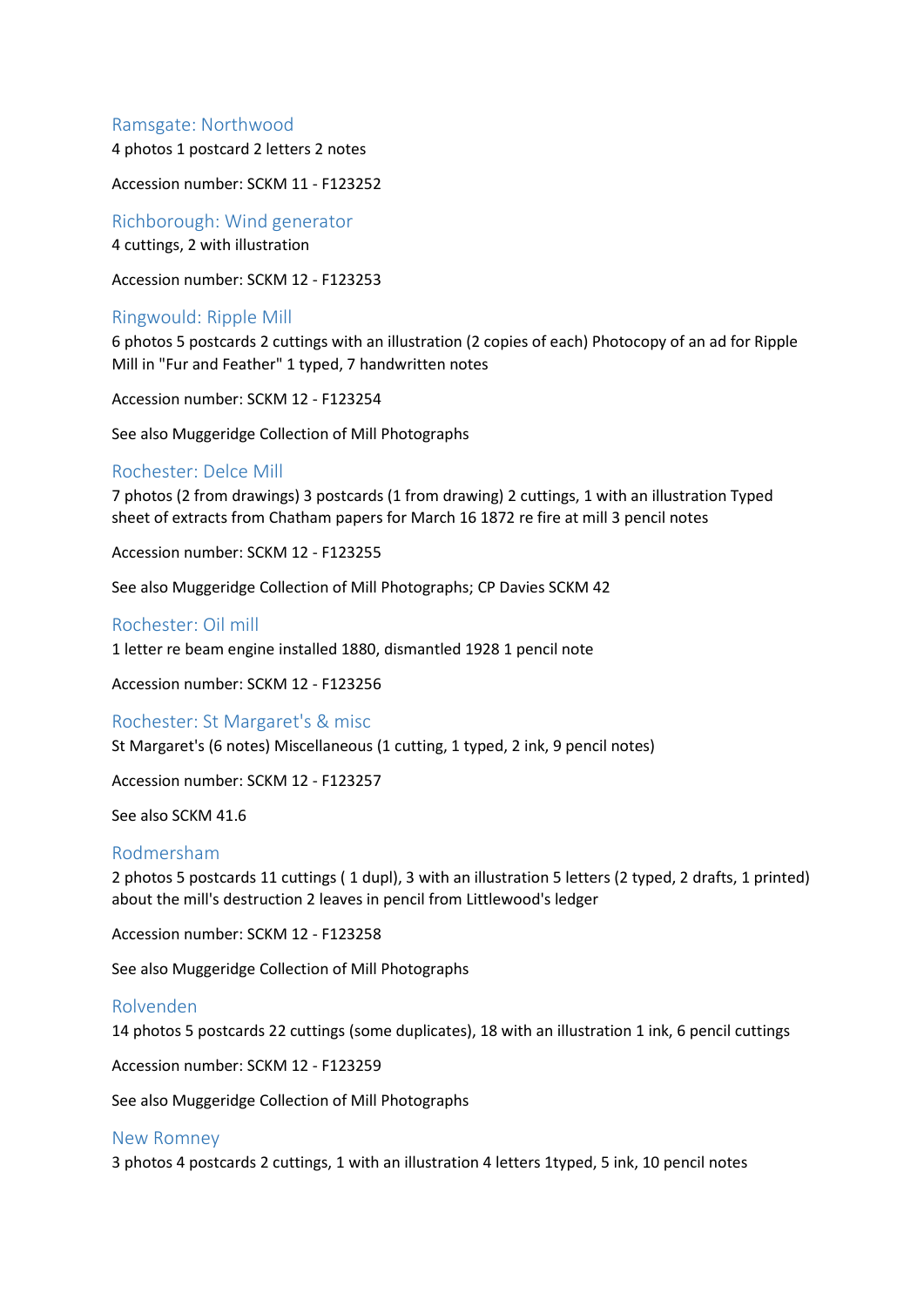## Ramsgate: Northwood

4 photos 1 postcard 2 letters 2 notes

Accession number: SCKM 11 - F123252

## Richborough: Wind generator

4 cuttings, 2 with illustration

Accession number: SCKM 12 - F123253

## Ringwould: Ripple Mill

6 photos 5 postcards 2 cuttings with an illustration (2 copies of each) Photocopy of an ad for Ripple Mill in "Fur and Feather" 1 typed, 7 handwritten notes

Accession number: SCKM 12 - F123254

See also Muggeridge Collection of Mill Photographs

## Rochester: Delce Mill

7 photos (2 from drawings) 3 postcards (1 from drawing) 2 cuttings, 1 with an illustration Typed sheet of extracts from Chatham papers for March 16 1872 re fire at mill 3 pencil notes

Accession number: SCKM 12 - F123255

See also Muggeridge Collection of Mill Photographs; CP Davies SCKM 42

## Rochester: Oil mill

1 letter re beam engine installed 1880, dismantled 1928 1 pencil note

Accession number: SCKM 12 - F123256

## Rochester: St Margaret's & misc

St Margaret's (6 notes) Miscellaneous (1 cutting, 1 typed, 2 ink, 9 pencil notes)

Accession number: SCKM 12 - F123257

See also SCKM 41.6

## Rodmersham

2 photos 5 postcards 11 cuttings ( 1 dupl), 3 with an illustration 5 letters (2 typed, 2 drafts, 1 printed) about the mill's destruction 2 leaves in pencil from Littlewood's ledger

Accession number: SCKM 12 - F123258

See also Muggeridge Collection of Mill Photographs

## Rolvenden

14 photos 5 postcards 22 cuttings (some duplicates), 18 with an illustration 1 ink, 6 pencil cuttings

Accession number: SCKM 12 - F123259

See also Muggeridge Collection of Mill Photographs

## New Romney

3 photos 4 postcards 2 cuttings, 1 with an illustration 4 letters 1typed, 5 ink, 10 pencil notes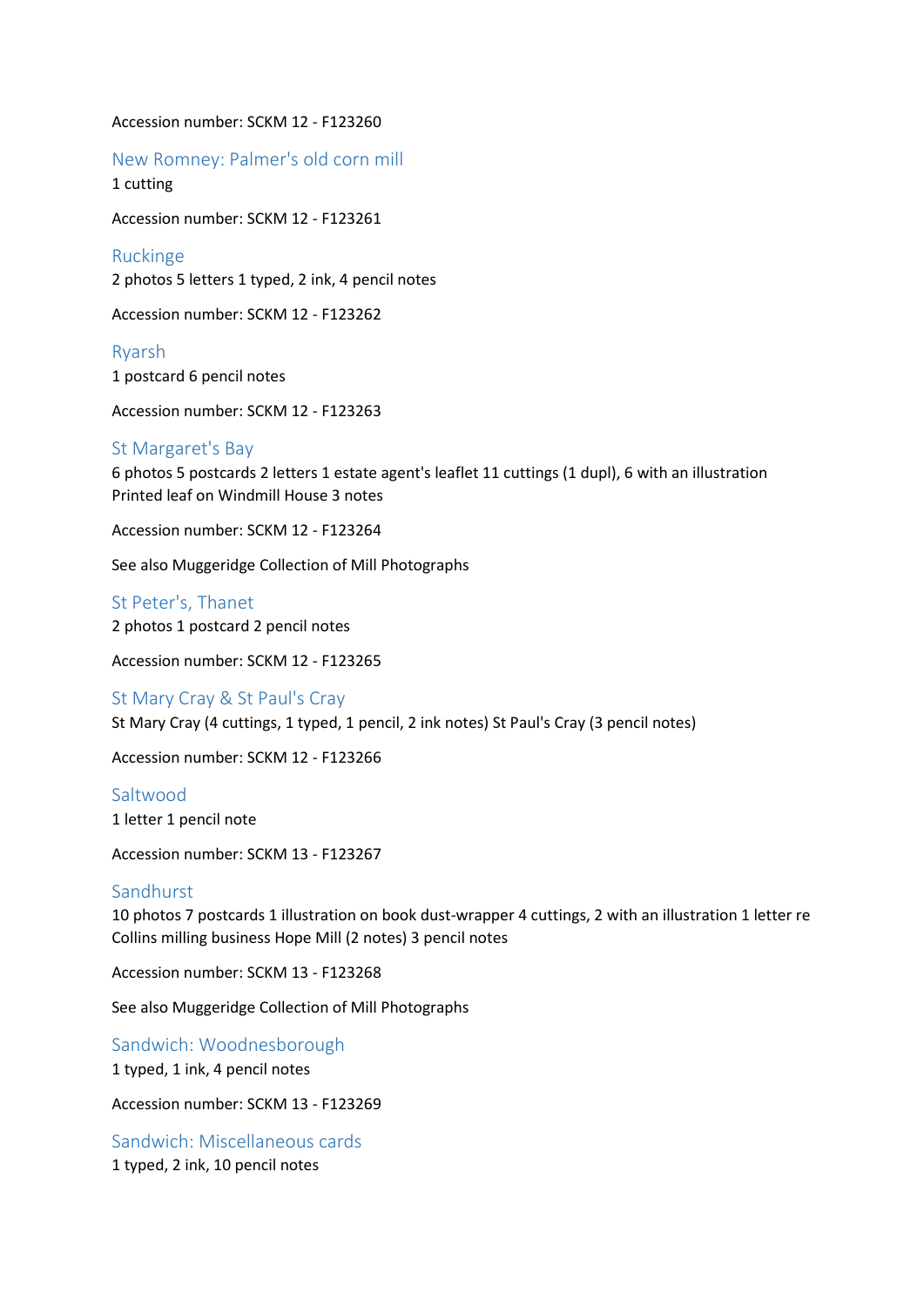Accession number: SCKM 12 - F123260

## New Romney: Palmer's old corn mill

1 cutting

Accession number: SCKM 12 - F123261

## Ruckinge

2 photos 5 letters 1 typed, 2 ink, 4 pencil notes

Accession number: SCKM 12 - F123262

## Ryarsh

1 postcard 6 pencil notes

Accession number: SCKM 12 - F123263

## St Margaret's Bay

6 photos 5 postcards 2 letters 1 estate agent's leaflet 11 cuttings (1 dupl), 6 with an illustration Printed leaf on Windmill House 3 notes

Accession number: SCKM 12 - F123264

See also Muggeridge Collection of Mill Photographs

## St Peter's, Thanet

2 photos 1 postcard 2 pencil notes

Accession number: SCKM 12 - F123265

## St Mary Cray & St Paul's Cray

St Mary Cray (4 cuttings, 1 typed, 1 pencil, 2 ink notes) St Paul's Cray (3 pencil notes)

Accession number: SCKM 12 - F123266

## Saltwood

1 letter 1 pencil note

Accession number: SCKM 13 - F123267

## Sandhurst

10 photos 7 postcards 1 illustration on book dust-wrapper 4 cuttings, 2 with an illustration 1 letter re Collins milling business Hope Mill (2 notes) 3 pencil notes

Accession number: SCKM 13 - F123268

See also Muggeridge Collection of Mill Photographs

## Sandwich: Woodnesborough

1 typed, 1 ink, 4 pencil notes

Accession number: SCKM 13 - F123269

## Sandwich: Miscellaneous cards

1 typed, 2 ink, 10 pencil notes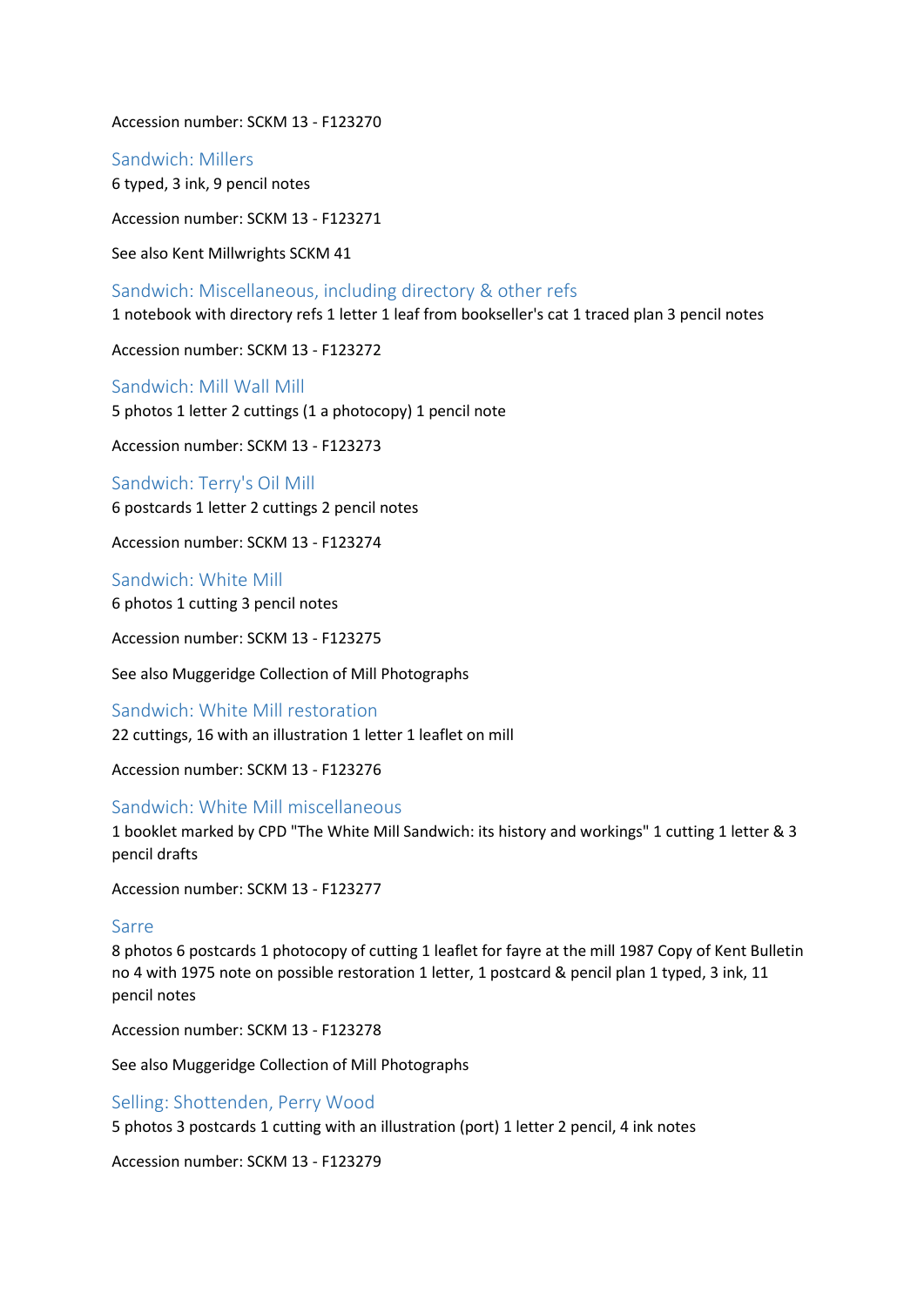Accession number: SCKM 13 - F123270

### Sandwich: Millers

6 typed, 3 ink, 9 pencil notes

Accession number: SCKM 13 - F123271

See also Kent Millwrights SCKM 41

### Sandwich: Miscellaneous, including directory & other refs

1 notebook with directory refs 1 letter 1 leaf from bookseller's cat 1 traced plan 3 pencil notes

Accession number: SCKM 13 - F123272

### Sandwich: Mill Wall Mill

5 photos 1 letter 2 cuttings (1 a photocopy) 1 pencil note

Accession number: SCKM 13 - F123273

### Sandwich: Terry's Oil Mill

6 postcards 1 letter 2 cuttings 2 pencil notes

Accession number: SCKM 13 - F123274

### Sandwich: White Mill

6 photos 1 cutting 3 pencil notes

Accession number: SCKM 13 - F123275

See also Muggeridge Collection of Mill Photographs

### Sandwich: White Mill restoration

22 cuttings, 16 with an illustration 1 letter 1 leaflet on mill

Accession number: SCKM 13 - F123276

### Sandwich: White Mill miscellaneous

1 booklet marked by CPD "The White Mill Sandwich: its history and workings" 1 cutting 1 letter & 3 pencil drafts

Accession number: SCKM 13 - F123277

### Sarre

8 photos 6 postcards 1 photocopy of cutting 1 leaflet for fayre at the mill 1987 Copy of Kent Bulletin no 4 with 1975 note on possible restoration 1 letter, 1 postcard & pencil plan 1 typed, 3 ink, 11 pencil notes

Accession number: SCKM 13 - F123278

See also Muggeridge Collection of Mill Photographs

### Selling: Shottenden, Perry Wood

5 photos 3 postcards 1 cutting with an illustration (port) 1 letter 2 pencil, 4 ink notes

Accession number: SCKM 13 - F123279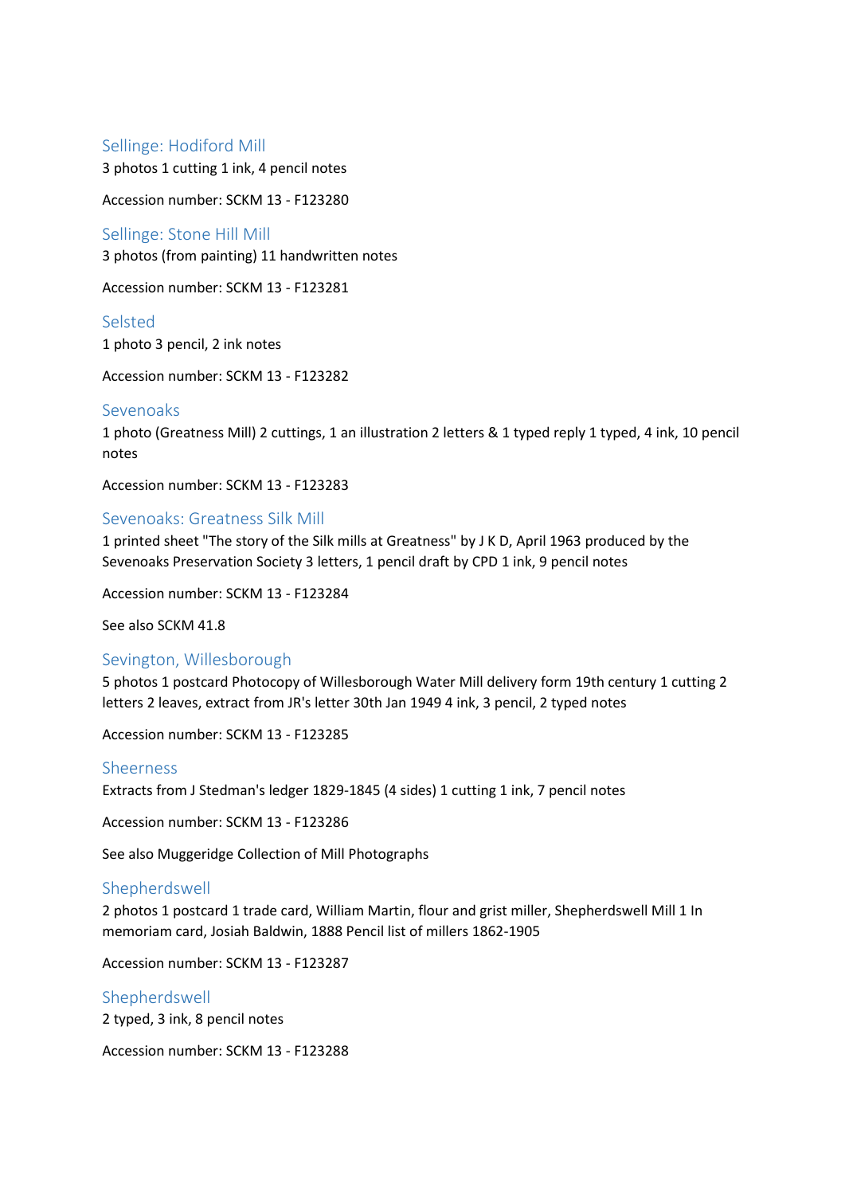## Sellinge: Hodiford Mill

3 photos 1 cutting 1 ink, 4 pencil notes

Accession number: SCKM 13 - F123280

## Sellinge: Stone Hill Mill

3 photos (from painting) 11 handwritten notes

Accession number: SCKM 13 - F123281

## Selsted

1 photo 3 pencil, 2 ink notes

Accession number: SCKM 13 - F123282

## Sevenoaks

1 photo (Greatness Mill) 2 cuttings, 1 an illustration 2 letters & 1 typed reply 1 typed, 4 ink, 10 pencil notes

Accession number: SCKM 13 - F123283

## Sevenoaks: Greatness Silk Mill

1 printed sheet "The story of the Silk mills at Greatness" by J K D, April 1963 produced by the Sevenoaks Preservation Society 3 letters, 1 pencil draft by CPD 1 ink, 9 pencil notes

Accession number: SCKM 13 - F123284

See also SCKM 41.8

## Sevington, Willesborough

5 photos 1 postcard Photocopy of Willesborough Water Mill delivery form 19th century 1 cutting 2 letters 2 leaves, extract from JR's letter 30th Jan 1949 4 ink, 3 pencil, 2 typed notes

Accession number: SCKM 13 - F123285

## Sheerness

Extracts from J Stedman's ledger 1829-1845 (4 sides) 1 cutting 1 ink, 7 pencil notes

Accession number: SCKM 13 - F123286

See also Muggeridge Collection of Mill Photographs

## Shepherdswell

2 photos 1 postcard 1 trade card, William Martin, flour and grist miller, Shepherdswell Mill 1 In memoriam card, Josiah Baldwin, 1888 Pencil list of millers 1862-1905

Accession number: SCKM 13 - F123287

## Shepherdswell

2 typed, 3 ink, 8 pencil notes

Accession number: SCKM 13 - F123288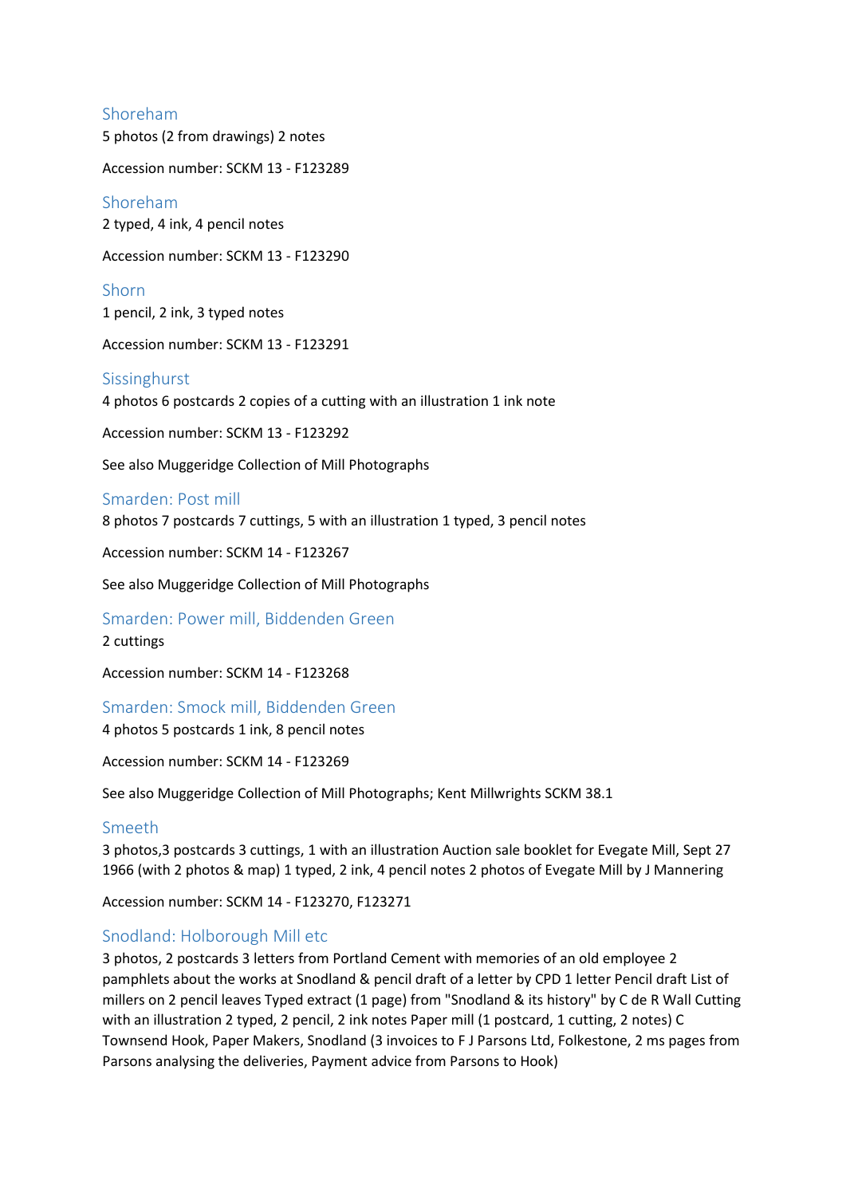### Shoreham

5 photos (2 from drawings) 2 notes

Accession number: SCKM 13 - F123289

### Shoreham

2 typed, 4 ink, 4 pencil notes

Accession number: SCKM 13 - F123290

### Shorn

1 pencil, 2 ink, 3 typed notes

Accession number: SCKM 13 - F123291

### Sissinghurst

4 photos 6 postcards 2 copies of a cutting with an illustration 1 ink note

Accession number: SCKM 13 - F123292

See also Muggeridge Collection of Mill Photographs

### Smarden: Post mill

8 photos 7 postcards 7 cuttings, 5 with an illustration 1 typed, 3 pencil notes

Accession number: SCKM 14 - F123267

See also Muggeridge Collection of Mill Photographs

### Smarden: Power mill, Biddenden Green

2 cuttings

Accession number: SCKM 14 - F123268

### Smarden: Smock mill, Biddenden Green

4 photos 5 postcards 1 ink, 8 pencil notes

Accession number: SCKM 14 - F123269

See also Muggeridge Collection of Mill Photographs; Kent Millwrights SCKM 38.1

### Smeeth

3 photos,3 postcards 3 cuttings, 1 with an illustration Auction sale booklet for Evegate Mill, Sept 27 1966 (with 2 photos & map) 1 typed, 2 ink, 4 pencil notes 2 photos of Evegate Mill by J Mannering

Accession number: SCKM 14 - F123270, F123271

### Snodland: Holborough Mill etc

3 photos, 2 postcards 3 letters from Portland Cement with memories of an old employee 2 pamphlets about the works at Snodland & pencil draft of a letter by CPD 1 letter Pencil draft List of millers on 2 pencil leaves Typed extract (1 page) from "Snodland & its history" by C de R Wall Cutting with an illustration 2 typed, 2 pencil, 2 ink notes Paper mill (1 postcard, 1 cutting, 2 notes) C Townsend Hook, Paper Makers, Snodland (3 invoices to F J Parsons Ltd, Folkestone, 2 ms pages from Parsons analysing the deliveries, Payment advice from Parsons to Hook)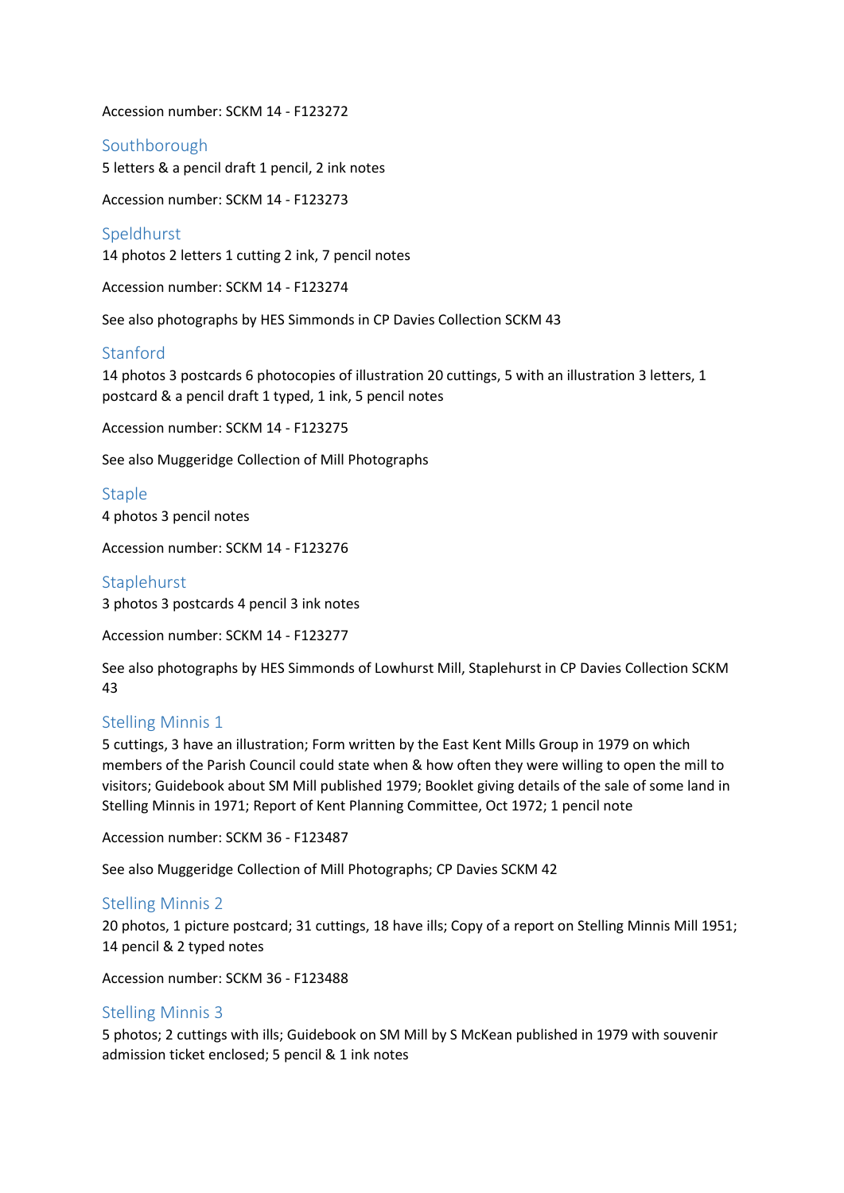Accession number: SCKM 14 - F123272

## Southborough

5 letters & a pencil draft 1 pencil, 2 ink notes

Accession number: SCKM 14 - F123273

## Speldhurst

14 photos 2 letters 1 cutting 2 ink, 7 pencil notes

Accession number: SCKM 14 - F123274

See also photographs by HES Simmonds in CP Davies Collection SCKM 43

## Stanford

14 photos 3 postcards 6 photocopies of illustration 20 cuttings, 5 with an illustration 3 letters, 1 postcard & a pencil draft 1 typed, 1 ink, 5 pencil notes

Accession number: SCKM 14 - F123275

See also Muggeridge Collection of Mill Photographs

## Staple

4 photos 3 pencil notes

Accession number: SCKM 14 - F123276

## Staplehurst

3 photos 3 postcards 4 pencil 3 ink notes

Accession number: SCKM 14 - F123277

See also photographs by HES Simmonds of Lowhurst Mill, Staplehurst in CP Davies Collection SCKM 43

## Stelling Minnis 1

5 cuttings, 3 have an illustration; Form written by the East Kent Mills Group in 1979 on which members of the Parish Council could state when & how often they were willing to open the mill to visitors; Guidebook about SM Mill published 1979; Booklet giving details of the sale of some land in Stelling Minnis in 1971; Report of Kent Planning Committee, Oct 1972; 1 pencil note

Accession number: SCKM 36 - F123487

See also Muggeridge Collection of Mill Photographs; CP Davies SCKM 42

## Stelling Minnis 2

20 photos, 1 picture postcard; 31 cuttings, 18 have ills; Copy of a report on Stelling Minnis Mill 1951; 14 pencil & 2 typed notes

Accession number: SCKM 36 - F123488

## Stelling Minnis 3

5 photos; 2 cuttings with ills; Guidebook on SM Mill by S McKean published in 1979 with souvenir admission ticket enclosed; 5 pencil & 1 ink notes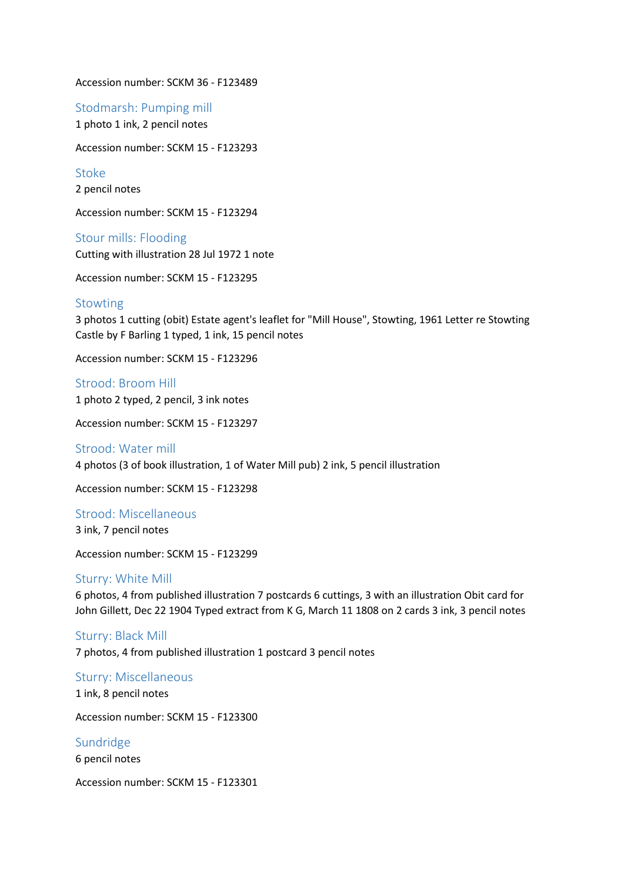Accession number: SCKM 36 - F123489

### Stodmarsh: Pumping mill

1 photo 1 ink, 2 pencil notes

Accession number: SCKM 15 - F123293

### Stoke

2 pencil notes

Accession number: SCKM 15 - F123294

### Stour mills: Flooding

Cutting with illustration 28 Jul 1972 1 note

Accession number: SCKM 15 - F123295

### Stowting

3 photos 1 cutting (obit) Estate agent's leaflet for "Mill House", Stowting, 1961 Letter re Stowting Castle by F Barling 1 typed, 1 ink, 15 pencil notes

Accession number: SCKM 15 - F123296

### Strood: Broom Hill

1 photo 2 typed, 2 pencil, 3 ink notes

Accession number: SCKM 15 - F123297

### Strood: Water mill

4 photos (3 of book illustration, 1 of Water Mill pub) 2 ink, 5 pencil illustration

Accession number: SCKM 15 - F123298

### Strood: Miscellaneous

3 ink, 7 pencil notes

Accession number: SCKM 15 - F123299

### Sturry: White Mill

6 photos, 4 from published illustration 7 postcards 6 cuttings, 3 with an illustration Obit card for John Gillett, Dec 22 1904 Typed extract from K G, March 11 1808 on 2 cards 3 ink, 3 pencil notes

### Sturry: Black Mill

7 photos, 4 from published illustration 1 postcard 3 pencil notes

### Sturry: Miscellaneous

1 ink, 8 pencil notes

Accession number: SCKM 15 - F123300

### Sundridge

6 pencil notes

Accession number: SCKM 15 - F123301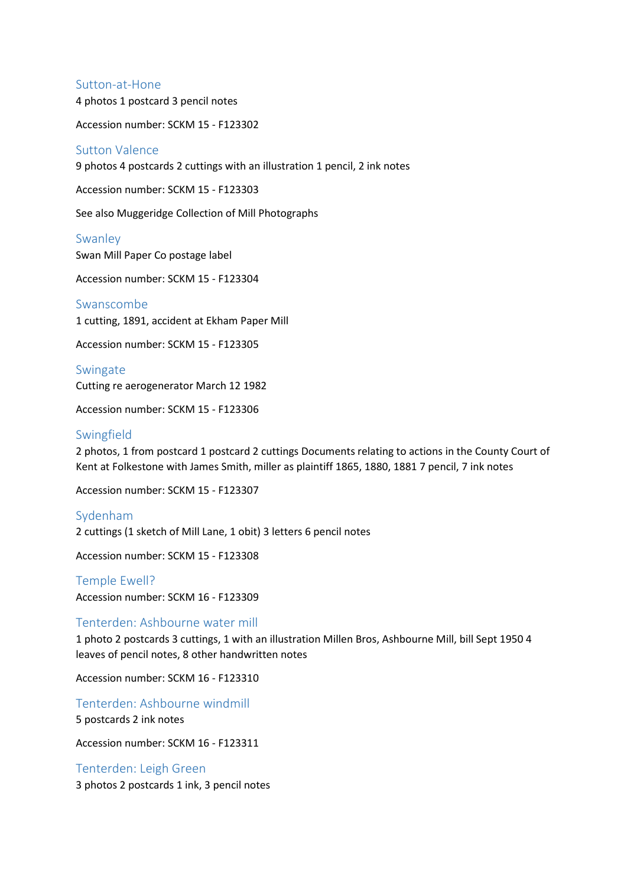## Sutton-at-Hone

4 photos 1 postcard 3 pencil notes

Accession number: SCKM 15 - F123302

## Sutton Valence

9 photos 4 postcards 2 cuttings with an illustration 1 pencil, 2 ink notes

Accession number: SCKM 15 - F123303

See also Muggeridge Collection of Mill Photographs

## Swanley

Swan Mill Paper Co postage label

Accession number: SCKM 15 - F123304

## Swanscombe

1 cutting, 1891, accident at Ekham Paper Mill

Accession number: SCKM 15 - F123305

## Swingate

Cutting re aerogenerator March 12 1982

Accession number: SCKM 15 - F123306

## Swingfield

2 photos, 1 from postcard 1 postcard 2 cuttings Documents relating to actions in the County Court of Kent at Folkestone with James Smith, miller as plaintiff 1865, 1880, 1881 7 pencil, 7 ink notes

Accession number: SCKM 15 - F123307

## Sydenham

2 cuttings (1 sketch of Mill Lane, 1 obit) 3 letters 6 pencil notes

Accession number: SCKM 15 - F123308

## Temple Ewell?

Accession number: SCKM 16 - F123309

## Tenterden: Ashbourne water mill

1 photo 2 postcards 3 cuttings, 1 with an illustration Millen Bros, Ashbourne Mill, bill Sept 1950 4 leaves of pencil notes, 8 other handwritten notes

Accession number: SCKM 16 - F123310

## Tenterden: Ashbourne windmill

5 postcards 2 ink notes

Accession number: SCKM 16 - F123311

## Tenterden: Leigh Green

3 photos 2 postcards 1 ink, 3 pencil notes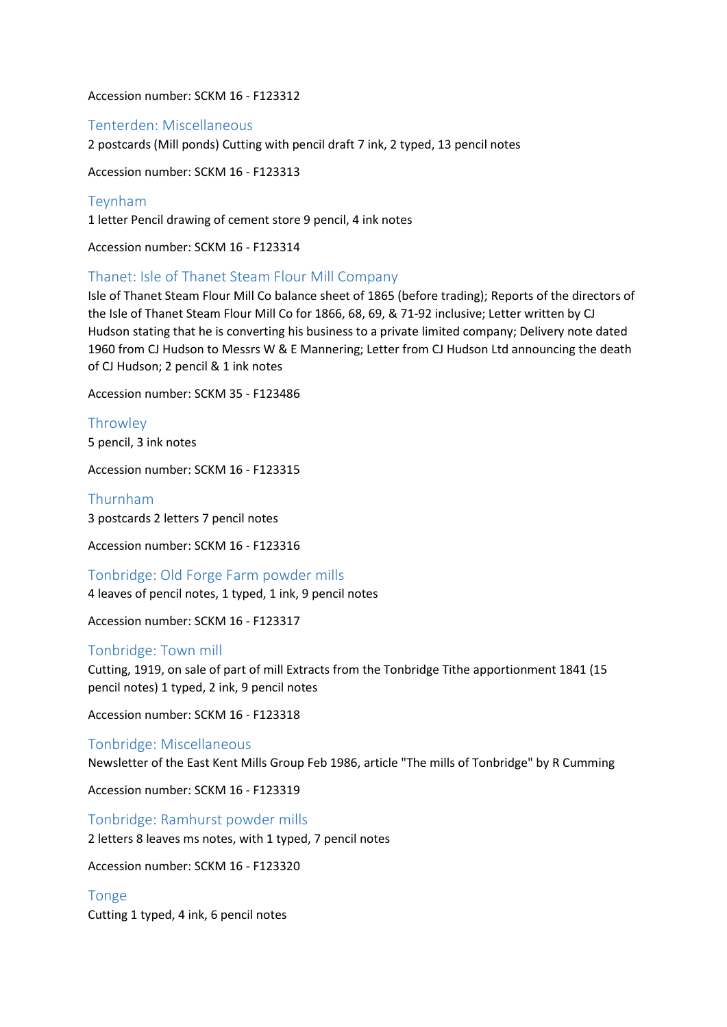Accession number: SCKM 16 - F123312

## Tenterden: Miscellaneous

2 postcards (Mill ponds) Cutting with pencil draft 7 ink, 2 typed, 13 pencil notes

Accession number: SCKM 16 - F123313

## Teynham

1 letter Pencil drawing of cement store 9 pencil, 4 ink notes

Accession number: SCKM 16 - F123314

## Thanet: Isle of Thanet Steam Flour Mill Company

Isle of Thanet Steam Flour Mill Co balance sheet of 1865 (before trading); Reports of the directors of the Isle of Thanet Steam Flour Mill Co for 1866, 68, 69, & 71-92 inclusive; Letter written by CJ Hudson stating that he is converting his business to a private limited company; Delivery note dated 1960 from CJ Hudson to Messrs W & E Mannering; Letter from CJ Hudson Ltd announcing the death of CJ Hudson; 2 pencil & 1 ink notes

Accession number: SCKM 35 - F123486

## Throwley

5 pencil, 3 ink notes

Accession number: SCKM 16 - F123315

## Thurnham

3 postcards 2 letters 7 pencil notes

Accession number: SCKM 16 - F123316

## Tonbridge: Old Forge Farm powder mills

4 leaves of pencil notes, 1 typed, 1 ink, 9 pencil notes

Accession number: SCKM 16 - F123317

## Tonbridge: Town mill

Cutting, 1919, on sale of part of mill Extracts from the Tonbridge Tithe apportionment 1841 (15 pencil notes) 1 typed, 2 ink, 9 pencil notes

Accession number: SCKM 16 - F123318

## Tonbridge: Miscellaneous

Newsletter of the East Kent Mills Group Feb 1986, article "The mills of Tonbridge" by R Cumming

Accession number: SCKM 16 - F123319

## Tonbridge: Ramhurst powder mills

2 letters 8 leaves ms notes, with 1 typed, 7 pencil notes

Accession number: SCKM 16 - F123320

## Tonge

Cutting 1 typed, 4 ink, 6 pencil notes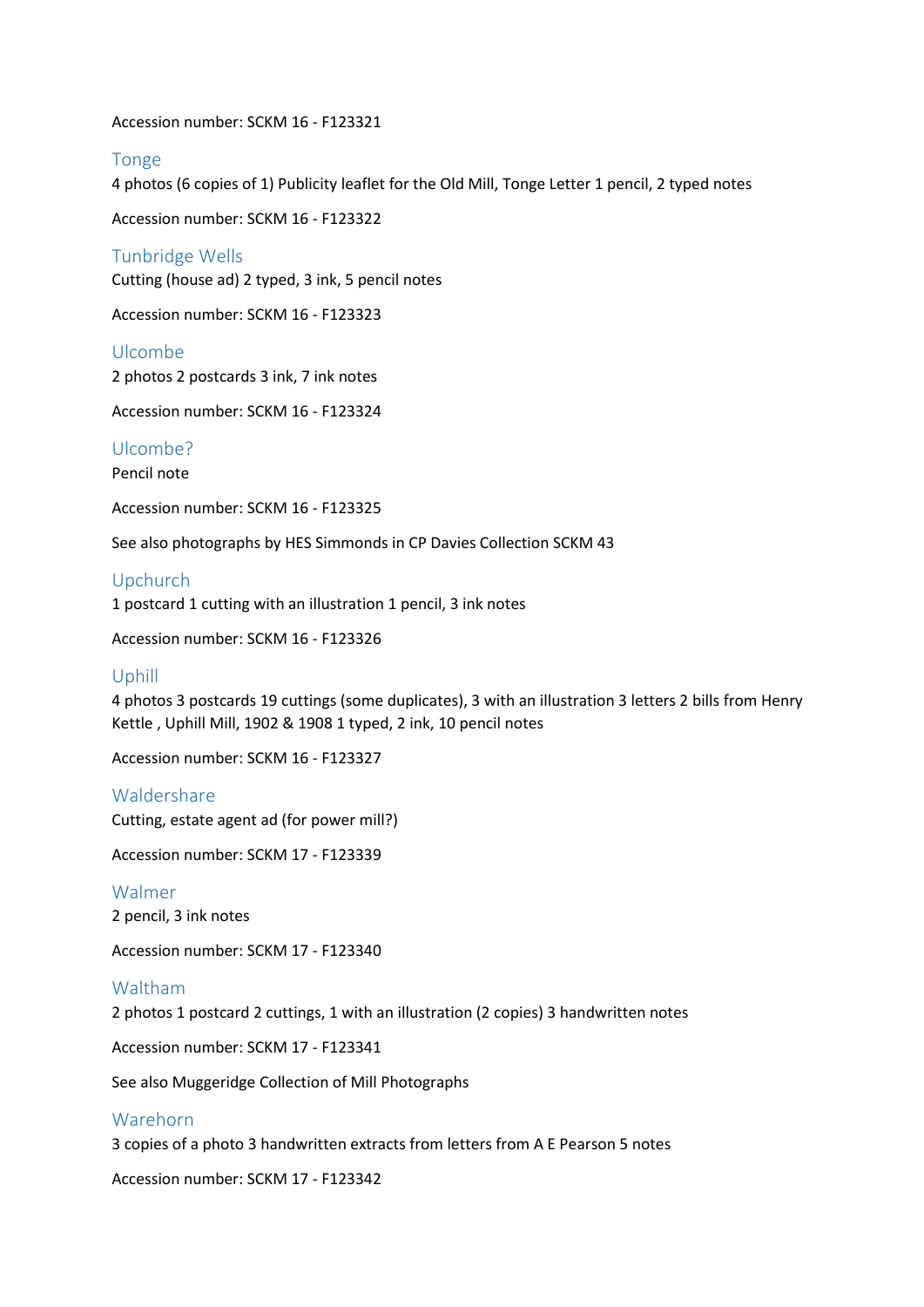Accession number: SCKM 16 - F123321

## Tonge

4 photos (6 copies of 1) Publicity leaflet for the Old Mill, Tonge Letter 1 pencil, 2 typed notes

Accession number: SCKM 16 - F123322

## Tunbridge Wells

Cutting (house ad) 2 typed, 3 ink, 5 pencil notes

Accession number: SCKM 16 - F123323

## Ulcombe

2 photos 2 postcards 3 ink, 7 ink notes

Accession number: SCKM 16 - F123324

## Ulcombe?

Pencil note

Accession number: SCKM 16 - F123325

See also photographs by HES Simmonds in CP Davies Collection SCKM 43

## Upchurch

1 postcard 1 cutting with an illustration 1 pencil, 3 ink notes

Accession number: SCKM 16 - F123326

## Uphill

4 photos 3 postcards 19 cuttings (some duplicates), 3 with an illustration 3 letters 2 bills from Henry Kettle , Uphill Mill, 1902 & 1908 1 typed, 2 ink, 10 pencil notes

Accession number: SCKM 16 - F123327

## Waldershare

Cutting, estate agent ad (for power mill?)

Accession number: SCKM 17 - F123339

## Walmer

2 pencil, 3 ink notes

Accession number: SCKM 17 - F123340

## Waltham

2 photos 1 postcard 2 cuttings, 1 with an illustration (2 copies) 3 handwritten notes

Accession number: SCKM 17 - F123341

See also Muggeridge Collection of Mill Photographs

## Warehorn

3 copies of a photo 3 handwritten extracts from letters from A E Pearson 5 notes

Accession number: SCKM 17 - F123342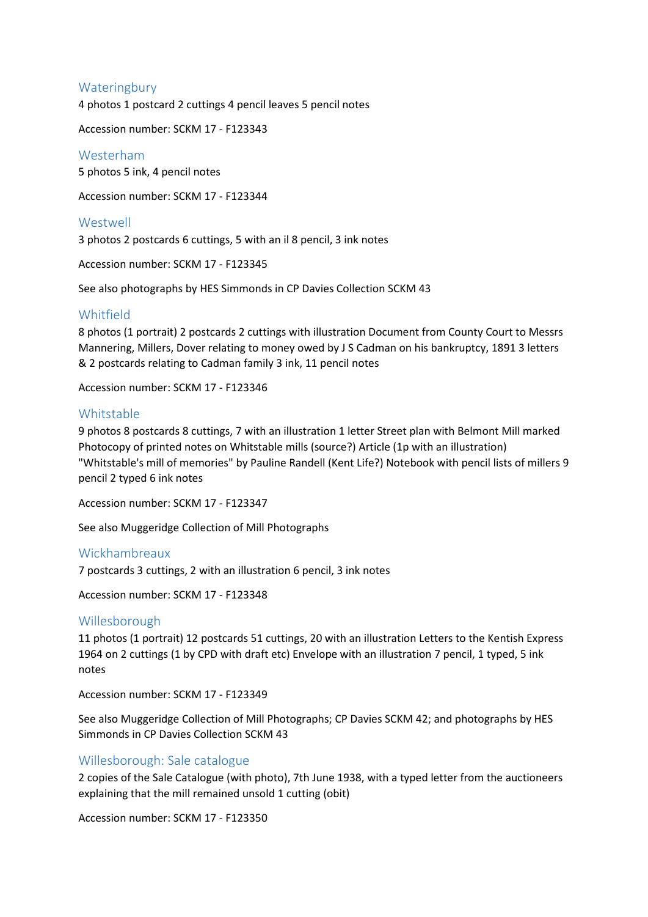## Wateringbury

4 photos 1 postcard 2 cuttings 4 pencil leaves 5 pencil notes

Accession number: SCKM 17 - F123343

## Westerham

5 photos 5 ink, 4 pencil notes

Accession number: SCKM 17 - F123344

## Westwell

3 photos 2 postcards 6 cuttings, 5 with an il 8 pencil, 3 ink notes

Accession number: SCKM 17 - F123345

See also photographs by HES Simmonds in CP Davies Collection SCKM 43

## Whitfield

8 photos (1 portrait) 2 postcards 2 cuttings with illustration Document from County Court to Messrs Mannering, Millers, Dover relating to money owed by J S Cadman on his bankruptcy, 1891 3 letters & 2 postcards relating to Cadman family 3 ink, 11 pencil notes

Accession number: SCKM 17 - F123346

## Whitstable

9 photos 8 postcards 8 cuttings, 7 with an illustration 1 letter Street plan with Belmont Mill marked Photocopy of printed notes on Whitstable mills (source?) Article (1p with an illustration) "Whitstable's mill of memories" by Pauline Randell (Kent Life?) Notebook with pencil lists of millers 9 pencil 2 typed 6 ink notes

Accession number: SCKM 17 - F123347

See also Muggeridge Collection of Mill Photographs

## Wickhambreaux

7 postcards 3 cuttings, 2 with an illustration 6 pencil, 3 ink notes

Accession number: SCKM 17 - F123348

## Willesborough

11 photos (1 portrait) 12 postcards 51 cuttings, 20 with an illustration Letters to the Kentish Express 1964 on 2 cuttings (1 by CPD with draft etc) Envelope with an illustration 7 pencil, 1 typed, 5 ink notes

Accession number: SCKM 17 - F123349

See also Muggeridge Collection of Mill Photographs; CP Davies SCKM 42; and photographs by HES Simmonds in CP Davies Collection SCKM 43

## Willesborough: Sale catalogue

2 copies of the Sale Catalogue (with photo), 7th June 1938, with a typed letter from the auctioneers explaining that the mill remained unsold 1 cutting (obit)

Accession number: SCKM 17 - F123350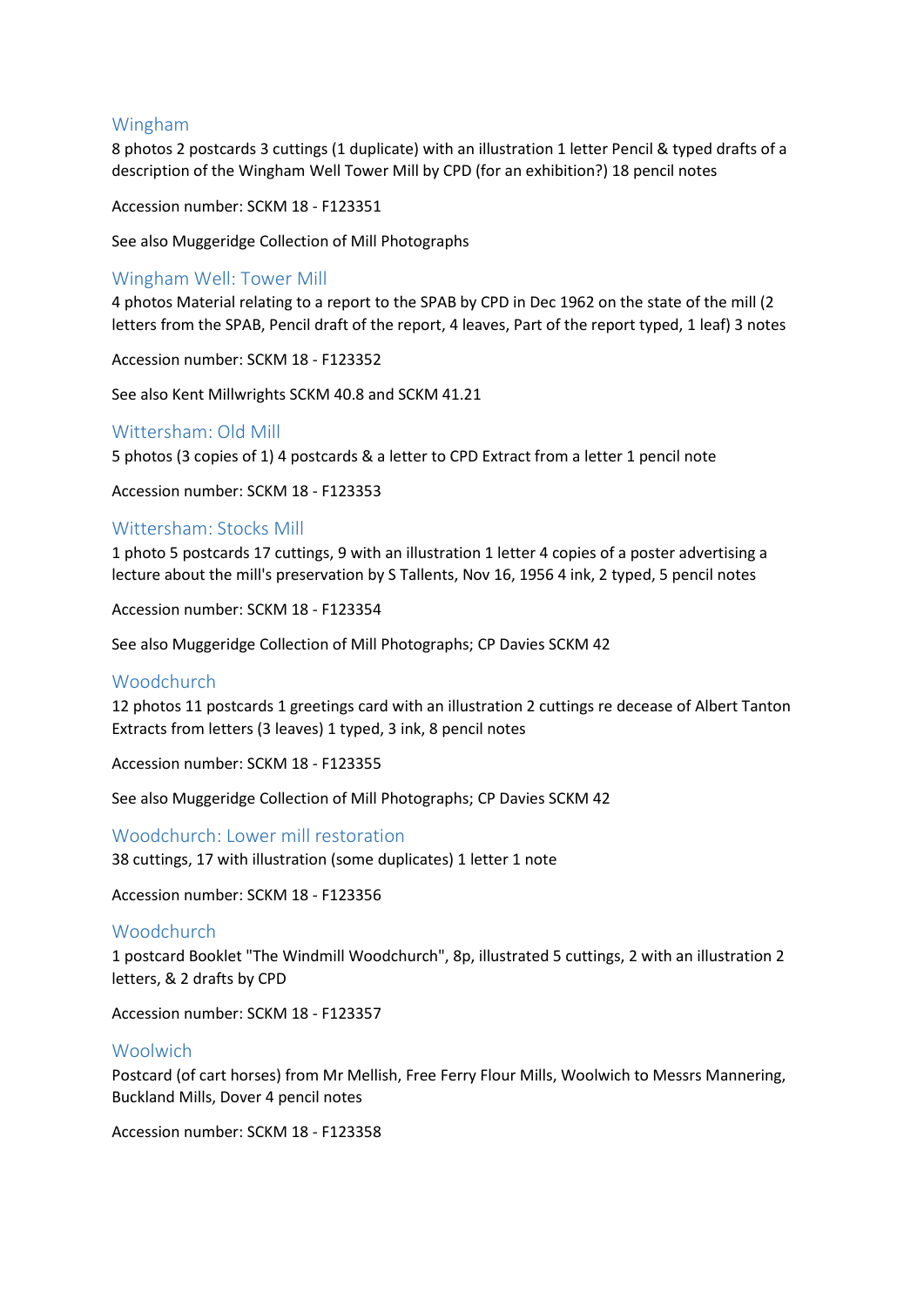## Wingham

8 photos 2 postcards 3 cuttings (1 duplicate) with an illustration 1 letter Pencil & typed drafts of a description of the Wingham Well Tower Mill by CPD (for an exhibition?) 18 pencil notes

Accession number: SCKM 18 - F123351

See also Muggeridge Collection of Mill Photographs

## Wingham Well: Tower Mill

4 photos Material relating to a report to the SPAB by CPD in Dec 1962 on the state of the mill (2 letters from the SPAB, Pencil draft of the report, 4 leaves, Part of the report typed, 1 leaf) 3 notes

Accession number: SCKM 18 - F123352

See also Kent Millwrights SCKM 40.8 and SCKM 41.21

## Wittersham: Old Mill

5 photos (3 copies of 1) 4 postcards & a letter to CPD Extract from a letter 1 pencil note

Accession number: SCKM 18 - F123353

## Wittersham: Stocks Mill

1 photo 5 postcards 17 cuttings, 9 with an illustration 1 letter 4 copies of a poster advertising a lecture about the mill's preservation by S Tallents, Nov 16, 1956 4 ink, 2 typed, 5 pencil notes

Accession number: SCKM 18 - F123354

See also Muggeridge Collection of Mill Photographs; CP Davies SCKM 42

## Woodchurch

12 photos 11 postcards 1 greetings card with an illustration 2 cuttings re decease of Albert Tanton Extracts from letters (3 leaves) 1 typed, 3 ink, 8 pencil notes

Accession number: SCKM 18 - F123355

See also Muggeridge Collection of Mill Photographs; CP Davies SCKM 42

## Woodchurch: Lower mill restoration

38 cuttings, 17 with illustration (some duplicates) 1 letter 1 note

Accession number: SCKM 18 - F123356

## Woodchurch

1 postcard Booklet "The Windmill Woodchurch", 8p, illustrated 5 cuttings, 2 with an illustration 2 letters, & 2 drafts by CPD

Accession number: SCKM 18 - F123357

## Woolwich

Postcard (of cart horses) from Mr Mellish, Free Ferry Flour Mills, Woolwich to Messrs Mannering, Buckland Mills, Dover 4 pencil notes

Accession number: SCKM 18 - F123358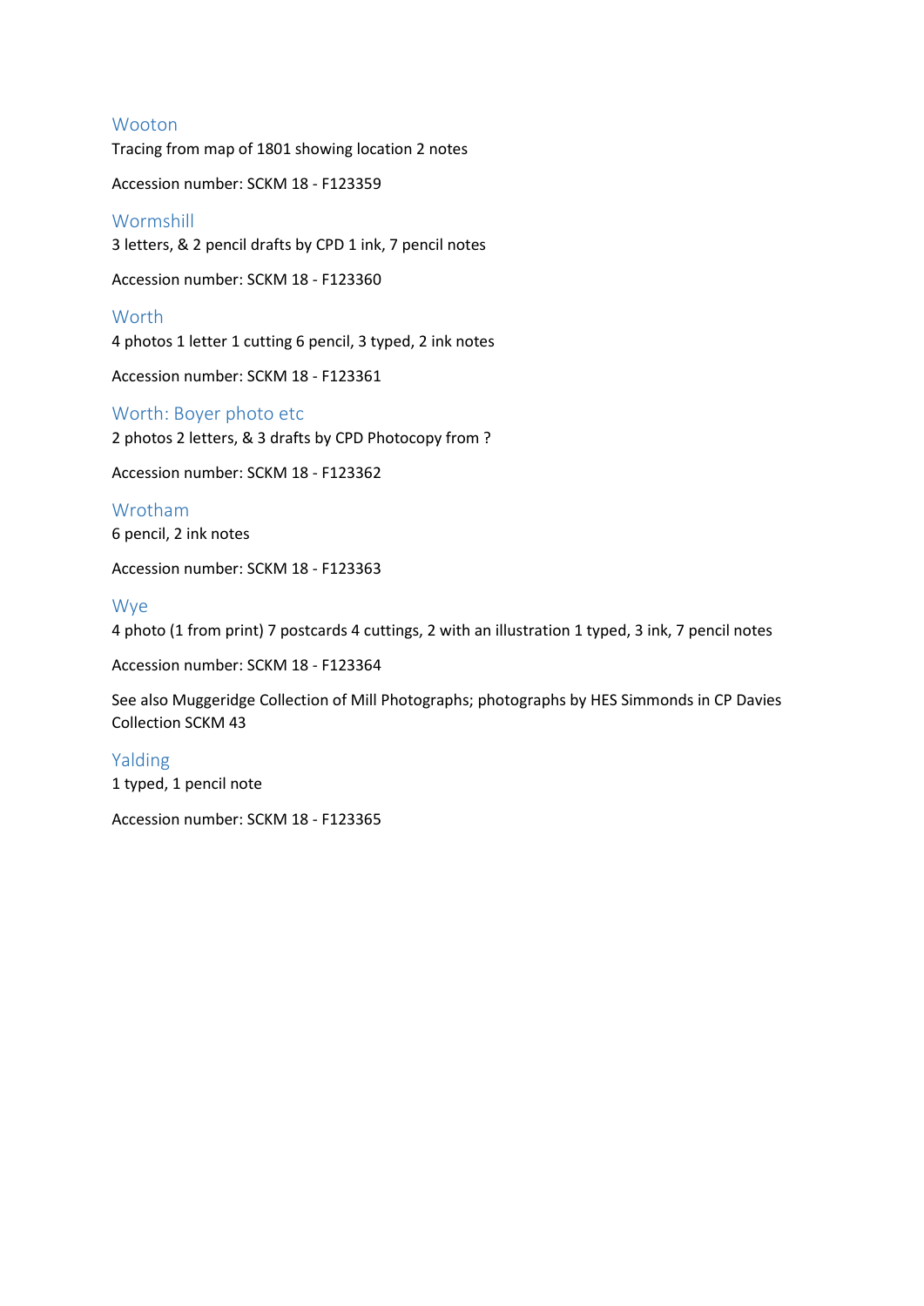## Wooton

Tracing from map of 1801 showing location 2 notes

Accession number: SCKM 18 - F123359

## Wormshill

3 letters, & 2 pencil drafts by CPD 1 ink, 7 pencil notes

Accession number: SCKM 18 - F123360

## Worth

4 photos 1 letter 1 cutting 6 pencil, 3 typed, 2 ink notes

Accession number: SCKM 18 - F123361

## Worth: Boyer photo etc

2 photos 2 letters, & 3 drafts by CPD Photocopy from ?

Accession number: SCKM 18 - F123362

## Wrotham

6 pencil, 2 ink notes

Accession number: SCKM 18 - F123363

## Wye

4 photo (1 from print) 7 postcards 4 cuttings, 2 with an illustration 1 typed, 3 ink, 7 pencil notes

Accession number: SCKM 18 - F123364

See also Muggeridge Collection of Mill Photographs; photographs by HES Simmonds in CP Davies Collection SCKM 43

## Yalding

1 typed, 1 pencil note

Accession number: SCKM 18 - F123365